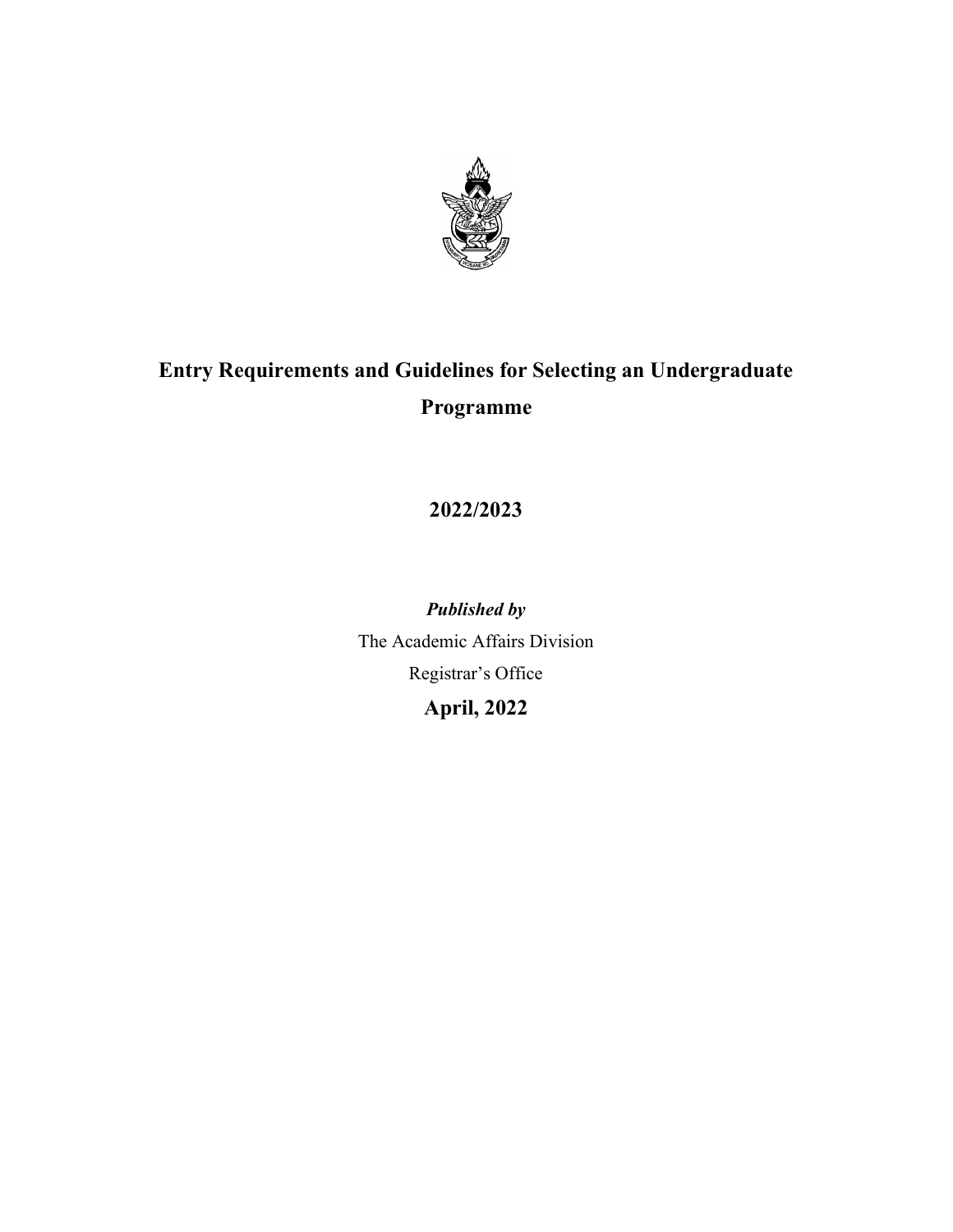# Entry Requirements and Guidelines for Selecting an Undergraduate Programme

## 2022/2023

***Published by***

The Academic Affairs Division

Registrar's Office

**April, 2022**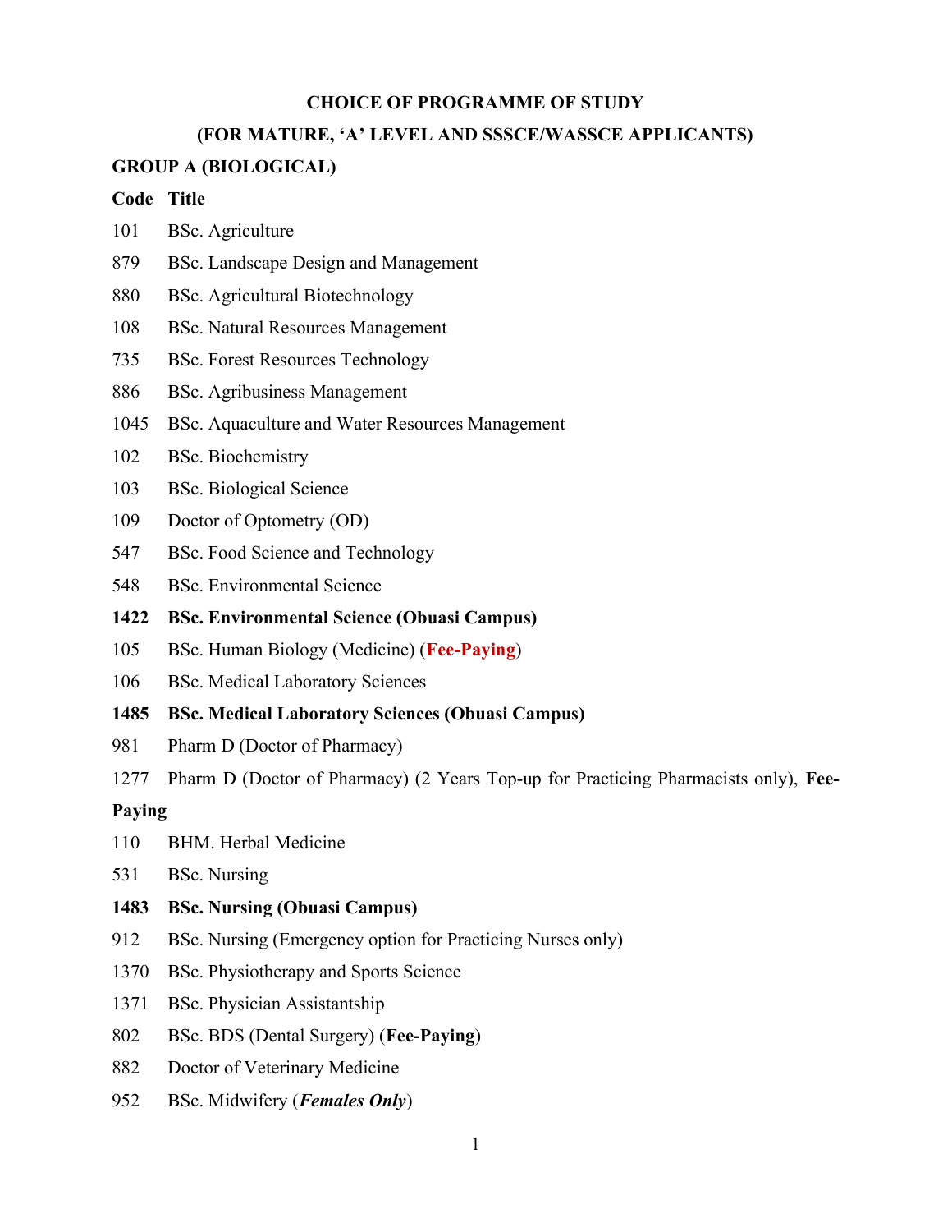## CHOICE OF PROGRAMME OF STUDY

## (FOR MATURE, 'A' LEVEL AND SSSCE/WASSCE APPLICANTS)

### GROUP A (BIOLOGICAL)

**Code Title**

101 BSc. Agriculture

879 BSc. Landscape Design and Management

880 BSc. Agricultural Biotechnology

108 BSc. Natural Resources Management

735 BSc. Forest Resources Technology

886 BSc. Agribusiness Management

1045 BSc. Aquaculture and Water Resources Management

102 BSc. Biochemistry

103 BSc. Biological Science

109 Doctor of Optometry (OD)

547 BSc. Food Science and Technology

548 BSc. Environmental Science

**1422 BSc. Environmental Science (Obuasi Campus)**

105 BSc. Human Biology (Medicine) (**Fee-Paying**)

106 BSc. Medical Laboratory Sciences

**1485 BSc. Medical Laboratory Sciences (Obuasi Campus)**

981 Pharm D (Doctor of Pharmacy)

1277 Pharm D (Doctor of Pharmacy) (2 Years Top-up for Practicing Pharmacists only), **Fee-Paying**

110 BHM. Herbal Medicine

531 BSc. Nursing

**1483 BSc. Nursing (Obuasi Campus)**

912 BSc. Nursing (Emergency option for Practicing Nurses only)

1370 BSc. Physiotherapy and Sports Science

1371 BSc. Physician Assistantship

802 BSc. BDS (Dental Surgery) (**Fee-Paying**)

882 Doctor of Veterinary Medicine

952 BSc. Midwifery (***Females Only***)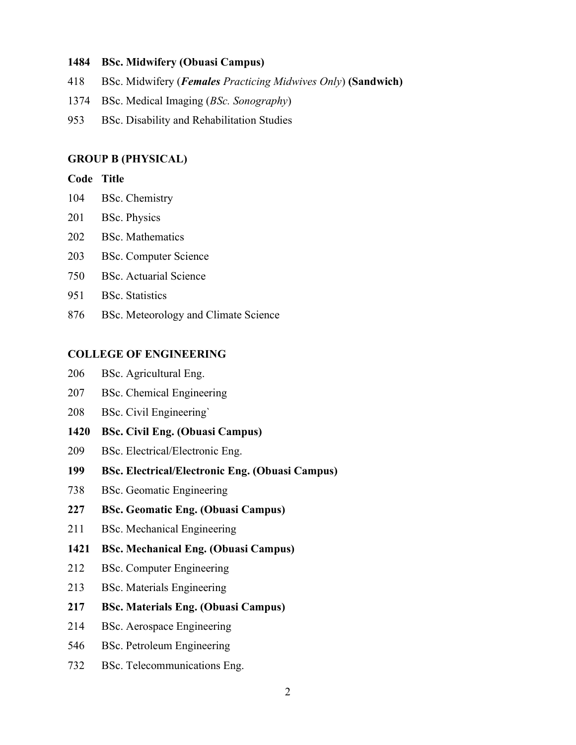**1484 BSc. Midwifery (Obuasi Campus)**

418 BSc. Midwifery (***Females*** *Practicing Midwives Only*) **(Sandwich)**

1374 BSc. Medical Imaging (*BSc. Sonography*)

953 BSc. Disability and Rehabilitation Studies

**GROUP B (PHYSICAL)**

| Code | Title |
|---|---|
| 104 | BSc. Chemistry |
| 201 | BSc. Physics |
| 202 | BSc. Mathematics |
| 203 | BSc. Computer Science |
| 750 | BSc. Actuarial Science |
| 951 | BSc. Statistics |
| 876 | BSc. Meteorology and Climate Science |

**COLLEGE OF ENGINEERING**

206 BSc. Agricultural Eng.

207 BSc. Chemical Engineering

208 BSc. Civil Engineering`

**1420 BSc. Civil Eng. (Obuasi Campus)**

209 BSc. Electrical/Electronic Eng.

**199 BSc. Electrical/Electronic Eng. (Obuasi Campus)**

738 BSc. Geomatic Engineering

**227 BSc. Geomatic Eng. (Obuasi Campus)**

211 BSc. Mechanical Engineering

**1421 BSc. Mechanical Eng. (Obuasi Campus)**

212 BSc. Computer Engineering

213 BSc. Materials Engineering

**217 BSc. Materials Eng. (Obuasi Campus)**

214 BSc. Aerospace Engineering

546 BSc. Petroleum Engineering

732 BSc. Telecommunications Eng.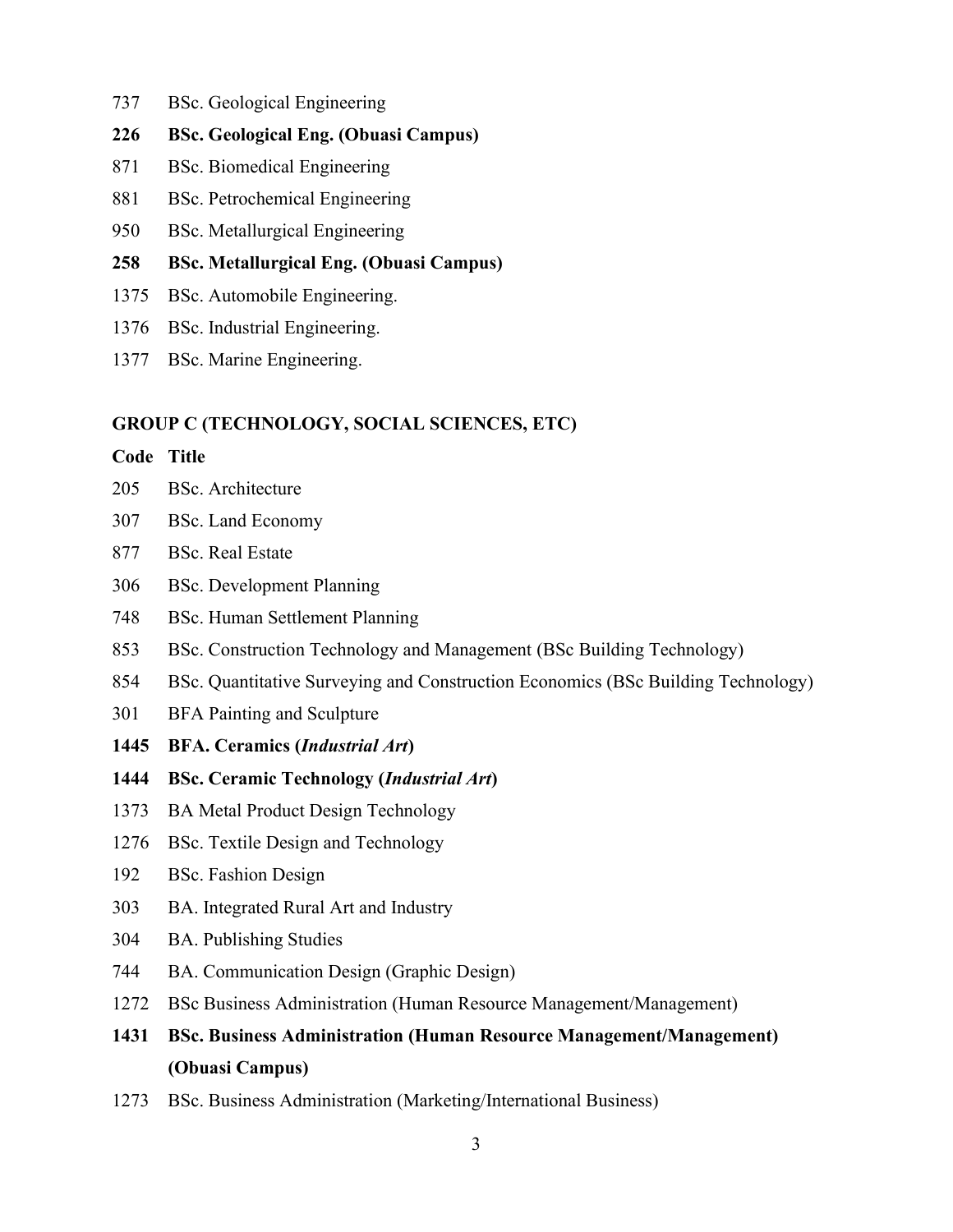737 BSc. Geological Engineering

**226 BSc. Geological Eng. (Obuasi Campus)**

871 BSc. Biomedical Engineering

881 BSc. Petrochemical Engineering

950 BSc. Metallurgical Engineering

**258 BSc. Metallurgical Eng. (Obuasi Campus)**

1375 BSc. Automobile Engineering.

1376 BSc. Industrial Engineering.

1377 BSc. Marine Engineering.

**GROUP C (TECHNOLOGY, SOCIAL SCIENCES, ETC)**

| Code | Title |
|---|---|
| 205 | BSc. Architecture |
| 307 | BSc. Land Economy |
| 877 | BSc. Real Estate |
| 306 | BSc. Development Planning |
| 748 | BSc. Human Settlement Planning |
| 853 | BSc. Construction Technology and Management (BSc Building Technology) |
| 854 | BSc. Quantitative Surveying and Construction Economics (BSc Building Technology) |
| 301 | BFA Painting and Sculpture |
| **1445** | **BFA. Ceramics (*Industrial Art*)** |
| **1444** | **BSc. Ceramic Technology (*Industrial Art*)** |
| 1373 | BA Metal Product Design Technology |
| 1276 | BSc. Textile Design and Technology |
| 192 | BSc. Fashion Design |
| 303 | BA. Integrated Rural Art and Industry |
| 304 | BA. Publishing Studies |
| 744 | BA. Communication Design (Graphic Design) |
| 1272 | BSc Business Administration (Human Resource Management/Management) |
| **1431** | **BSc. Business Administration (Human Resource Management/Management) (Obuasi Campus)** |
| 1273 | BSc. Business Administration (Marketing/International Business) |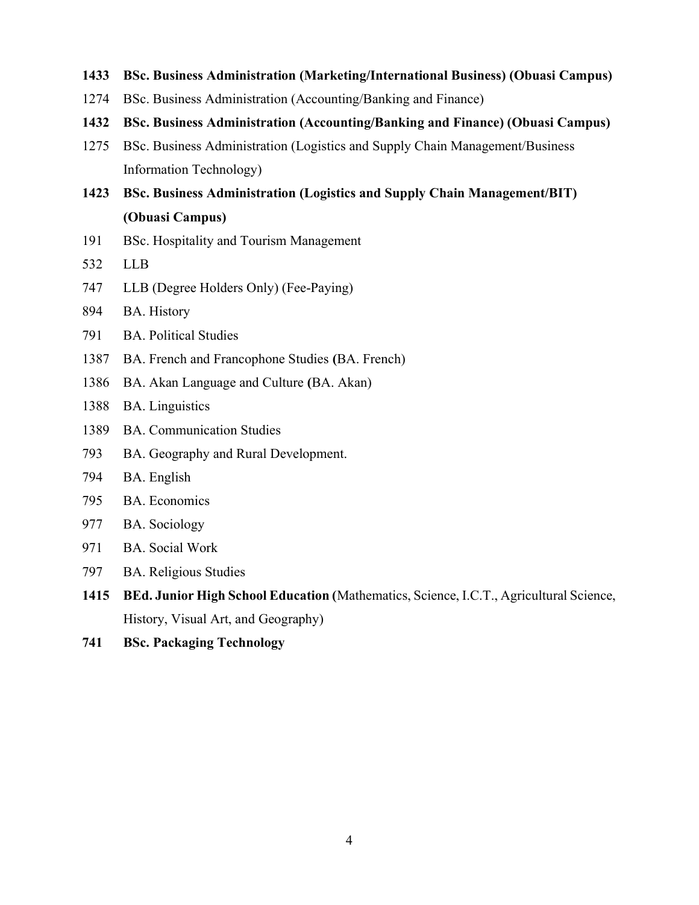**1433 BSc. Business Administration (Marketing/International Business) (Obuasi Campus)**

1274 BSc. Business Administration (Accounting/Banking and Finance)

**1432 BSc. Business Administration (Accounting/Banking and Finance) (Obuasi Campus)**

1275 BSc. Business Administration (Logistics and Supply Chain Management/Business Information Technology)

**1423 BSc. Business Administration (Logistics and Supply Chain Management/BIT) (Obuasi Campus)**

191 BSc. Hospitality and Tourism Management

532 LLB

747 LLB (Degree Holders Only) (Fee-Paying)

894 BA. History

791 BA. Political Studies

1387 BA. French and Francophone Studies **(**BA. French)

1386 BA. Akan Language and Culture **(**BA. Akan)

1388 BA. Linguistics

1389 BA. Communication Studies

793 BA. Geography and Rural Development.

794 BA. English

795 BA. Economics

977 BA. Sociology

971 BA. Social Work

797 BA. Religious Studies

**1415 BEd. Junior High School Education (**Mathematics, Science, I.C.T., Agricultural Science, History, Visual Art, and Geography)

**741 BSc. Packaging Technology**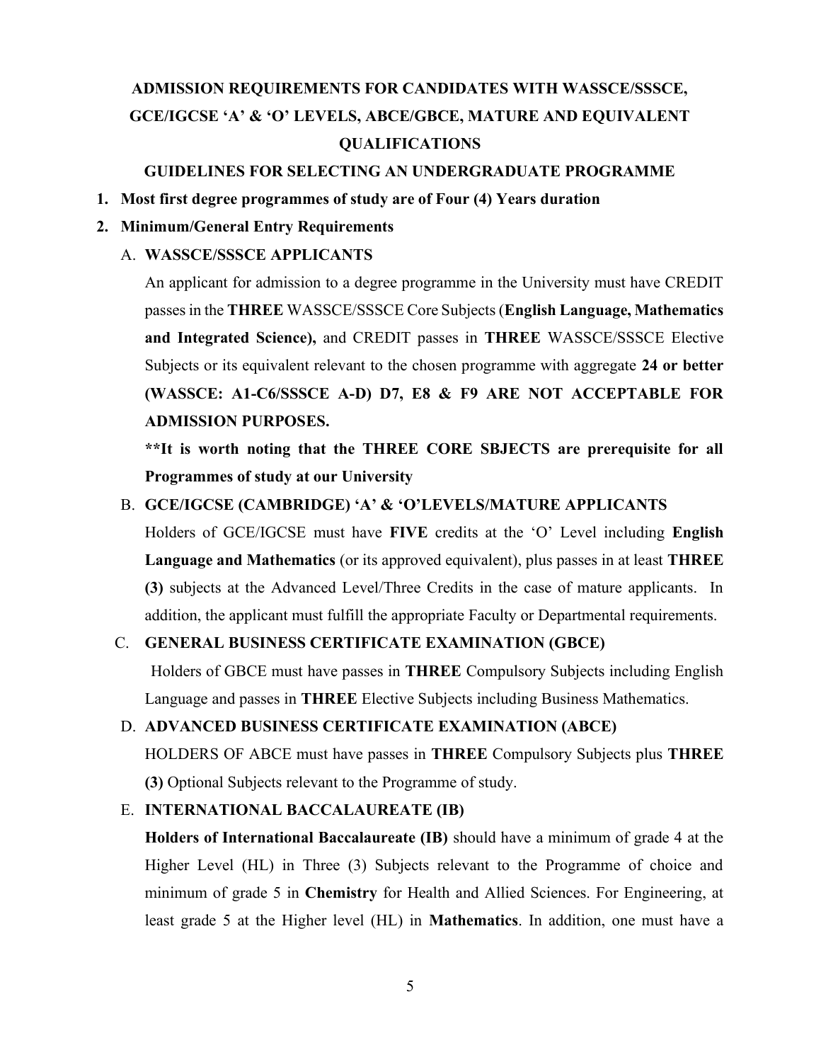# ADMISSION REQUIREMENTS FOR CANDIDATES WITH WASSCE/SSSCE, GCE/IGCSE 'A' & 'O' LEVELS, ABCE/GBCE, MATURE AND EQUIVALENT QUALIFICATIONS

## GUIDELINES FOR SELECTING AN UNDERGRADUATE PROGRAMME

1. **Most first degree programmes of study are of Four (4) Years duration**
2. **Minimum/General Entry Requirements**

   A. **WASSCE/SSSCE APPLICANTS**

   An applicant for admission to a degree programme in the University must have CREDIT passes in the **THREE** WASSCE/SSSCE Core Subjects (**English Language, Mathematics and Integrated Science),** and CREDIT passes in **THREE** WASSCE/SSSCE Elective Subjects or its equivalent relevant to the chosen programme with aggregate **24 or better (WASSCE: A1-C6/SSSCE A-D) D7, E8 & F9 ARE NOT ACCEPTABLE FOR ADMISSION PURPOSES.**

   **\*\*It is worth noting that the THREE CORE SBJECTS are prerequisite for all Programmes of study at our University**

   B. **GCE/IGCSE (CAMBRIDGE) 'A' & 'O'LEVELS/MATURE APPLICANTS**

   Holders of GCE/IGCSE must have **FIVE** credits at the 'O' Level including **English Language and Mathematics** (or its approved equivalent), plus passes in at least **THREE (3)** subjects at the Advanced Level/Three Credits in the case of mature applicants. In addition, the applicant must fulfill the appropriate Faculty or Departmental requirements.

   C. **GENERAL BUSINESS CERTIFICATE EXAMINATION (GBCE)**

   Holders of GBCE must have passes in **THREE** Compulsory Subjects including English Language and passes in **THREE** Elective Subjects including Business Mathematics.

   D. **ADVANCED BUSINESS CERTIFICATE EXAMINATION (ABCE)**

   HOLDERS OF ABCE must have passes in **THREE** Compulsory Subjects plus **THREE (3)** Optional Subjects relevant to the Programme of study.

   E. **INTERNATIONAL BACCALAUREATE (IB)**

   **Holders of International Baccalaureate (IB)** should have a minimum of grade 4 at the Higher Level (HL) in Three (3) Subjects relevant to the Programme of choice and minimum of grade 5 in **Chemistry** for Health and Allied Sciences. For Engineering, at least grade 5 at the Higher level (HL) in **Mathematics**. In addition, one must have a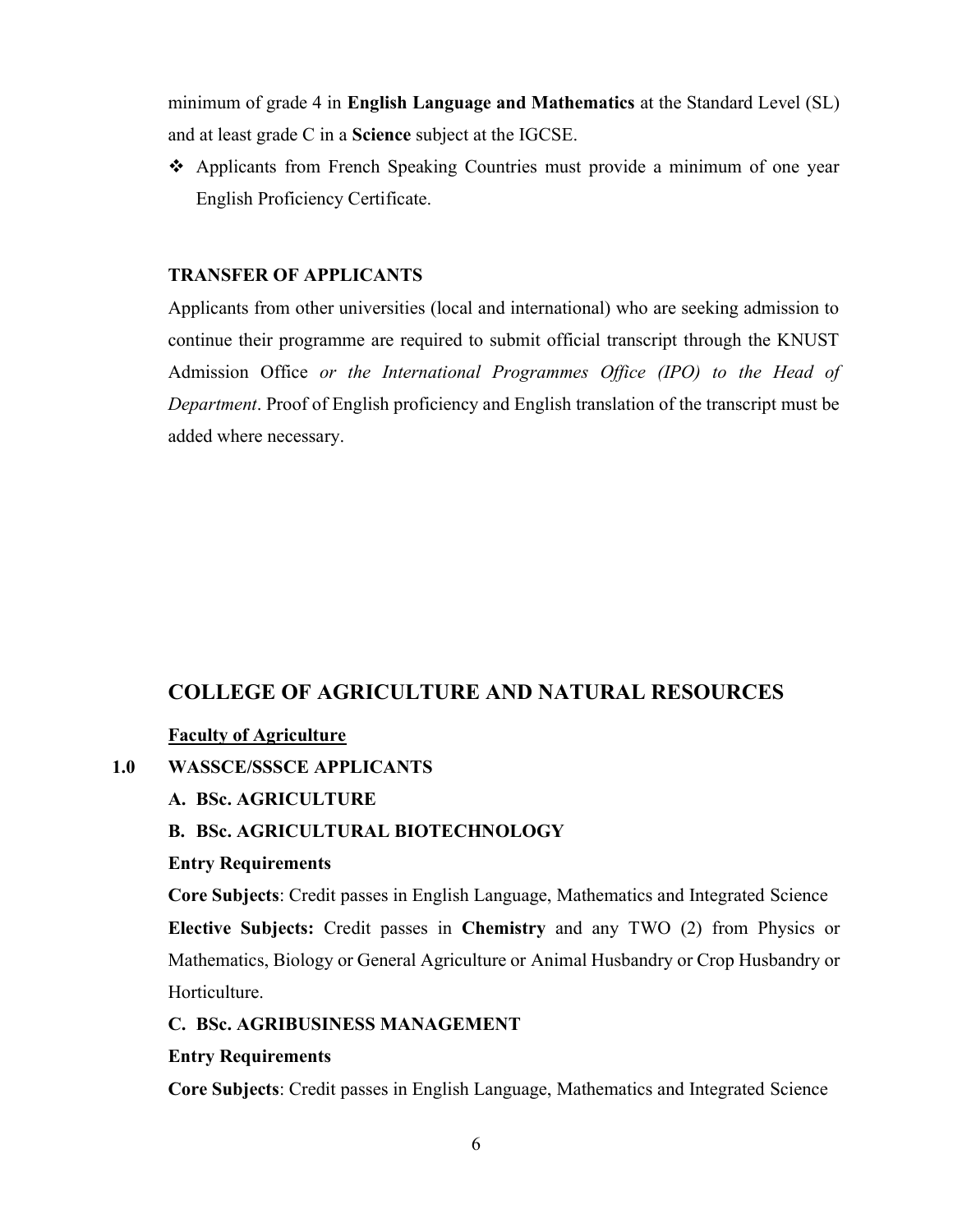minimum of grade 4 in **English Language and Mathematics** at the Standard Level (SL) and at least grade C in a **Science** subject at the IGCSE.

- Applicants from French Speaking Countries must provide a minimum of one year English Proficiency Certificate.

**TRANSFER OF APPLICANTS**

Applicants from other universities (local and international) who are seeking admission to continue their programme are required to submit official transcript through the KNUST Admission Office *or the International Programmes Office (IPO) to the Head of Department*. Proof of English proficiency and English translation of the transcript must be added where necessary.

## COLLEGE OF AGRICULTURE AND NATURAL RESOURCES

**Faculty of Agriculture**

### 1.0 WASSCE/SSSCE APPLICANTS

**A. BSc. AGRICULTURE**

**B. BSc. AGRICULTURAL BIOTECHNOLOGY**

**Entry Requirements**

**Core Subjects**: Credit passes in English Language, Mathematics and Integrated Science

**Elective Subjects:** Credit passes in **Chemistry** and any TWO (2) from Physics or Mathematics, Biology or General Agriculture or Animal Husbandry or Crop Husbandry or Horticulture.

**C. BSc. AGRIBUSINESS MANAGEMENT**

**Entry Requirements**

**Core Subjects**: Credit passes in English Language, Mathematics and Integrated Science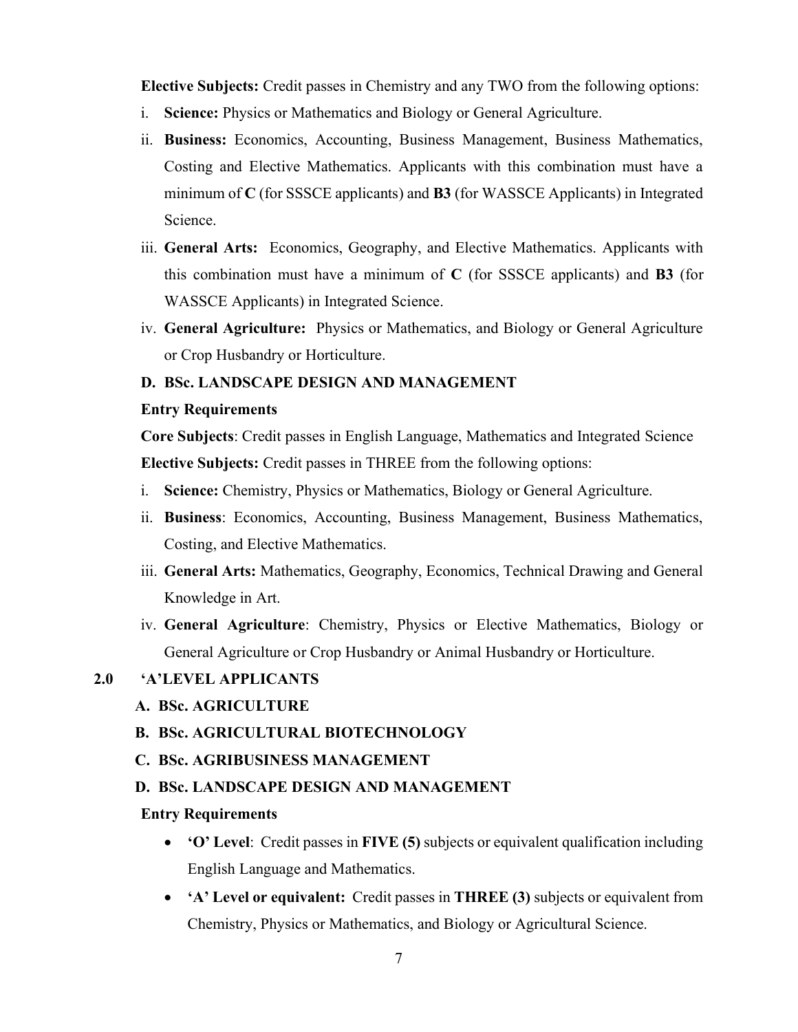**Elective Subjects:** Credit passes in Chemistry and any TWO from the following options:

i. **Science:** Physics or Mathematics and Biology or General Agriculture.

ii. **Business:** Economics, Accounting, Business Management, Business Mathematics, Costing and Elective Mathematics. Applicants with this combination must have a minimum of **C** (for SSSCE applicants) and **B3** (for WASSCE Applicants) in Integrated Science.

iii. **General Arts:** Economics, Geography, and Elective Mathematics. Applicants with this combination must have a minimum of **C** (for SSSCE applicants) and **B3** (for WASSCE Applicants) in Integrated Science.

iv. **General Agriculture:** Physics or Mathematics, and Biology or General Agriculture or Crop Husbandry or Horticulture.

**D. BSc. LANDSCAPE DESIGN AND MANAGEMENT**

**Entry Requirements**

**Core Subjects**: Credit passes in English Language, Mathematics and Integrated Science

**Elective Subjects:** Credit passes in THREE from the following options:

i. **Science:** Chemistry, Physics or Mathematics, Biology or General Agriculture.

ii. **Business**: Economics, Accounting, Business Management, Business Mathematics, Costing, and Elective Mathematics.

iii. **General Arts:** Mathematics, Geography, Economics, Technical Drawing and General Knowledge in Art.

iv. **General Agriculture**: Chemistry, Physics or Elective Mathematics, Biology or General Agriculture or Crop Husbandry or Animal Husbandry or Horticulture.

## 2.0 'A'LEVEL APPLICANTS

**A. BSc. AGRICULTURE**

**B. BSc. AGRICULTURAL BIOTECHNOLOGY**

**C. BSc. AGRIBUSINESS MANAGEMENT**

**D. BSc. LANDSCAPE DESIGN AND MANAGEMENT**

**Entry Requirements**

- **'O' Level**: Credit passes in **FIVE (5)** subjects or equivalent qualification including English Language and Mathematics.
- **'A' Level or equivalent:** Credit passes in **THREE (3)** subjects or equivalent from Chemistry, Physics or Mathematics, and Biology or Agricultural Science.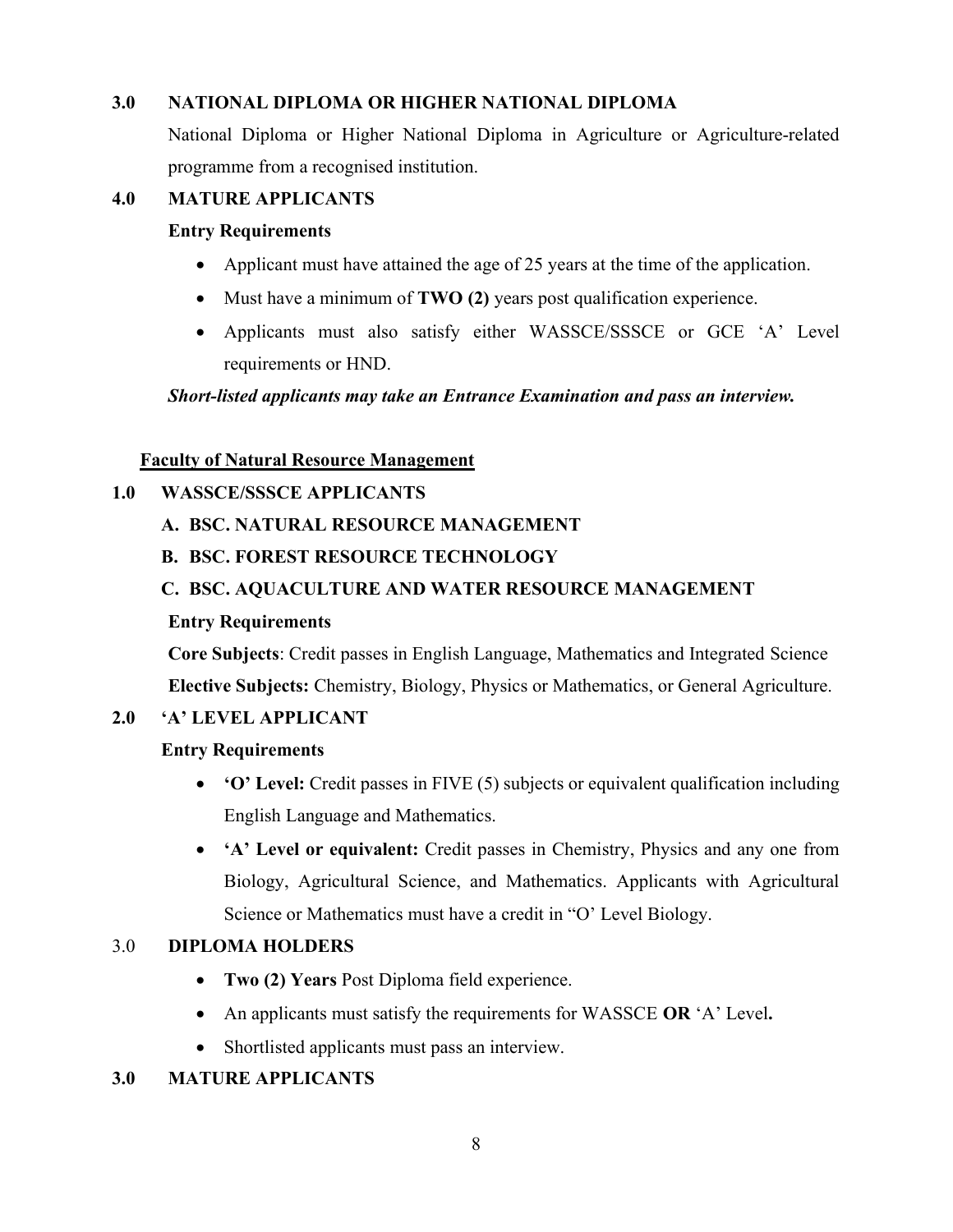**3.0 NATIONAL DIPLOMA OR HIGHER NATIONAL DIPLOMA**

National Diploma or Higher National Diploma in Agriculture or Agriculture-related programme from a recognised institution.

**4.0 MATURE APPLICANTS**

**Entry Requirements**

- Applicant must have attained the age of 25 years at the time of the application.
- Must have a minimum of **TWO (2)** years post qualification experience.
- Applicants must also satisfy either WASSCE/SSSCE or GCE 'A' Level requirements or HND.

***Short-listed applicants may take an Entrance Examination and pass an interview.***

**Faculty of Natural Resource Management**

**1.0 WASSCE/SSSCE APPLICANTS**

**A. BSC. NATURAL RESOURCE MANAGEMENT**

**B. BSC. FOREST RESOURCE TECHNOLOGY**

**C. BSC. AQUACULTURE AND WATER RESOURCE MANAGEMENT**

**Entry Requirements**

**Core Subjects**: Credit passes in English Language, Mathematics and Integrated Science

**Elective Subjects:** Chemistry, Biology, Physics or Mathematics, or General Agriculture.

**2.0 'A' LEVEL APPLICANT**

**Entry Requirements**

- **'O' Level:** Credit passes in FIVE (5) subjects or equivalent qualification including English Language and Mathematics.
- **'A' Level or equivalent:** Credit passes in Chemistry, Physics and any one from Biology, Agricultural Science, and Mathematics. Applicants with Agricultural Science or Mathematics must have a credit in "O' Level Biology.

3.0 **DIPLOMA HOLDERS**

- **Two (2) Years** Post Diploma field experience.
- An applicants must satisfy the requirements for WASSCE **OR** 'A' Level**.**
- Shortlisted applicants must pass an interview.

**3.0 MATURE APPLICANTS**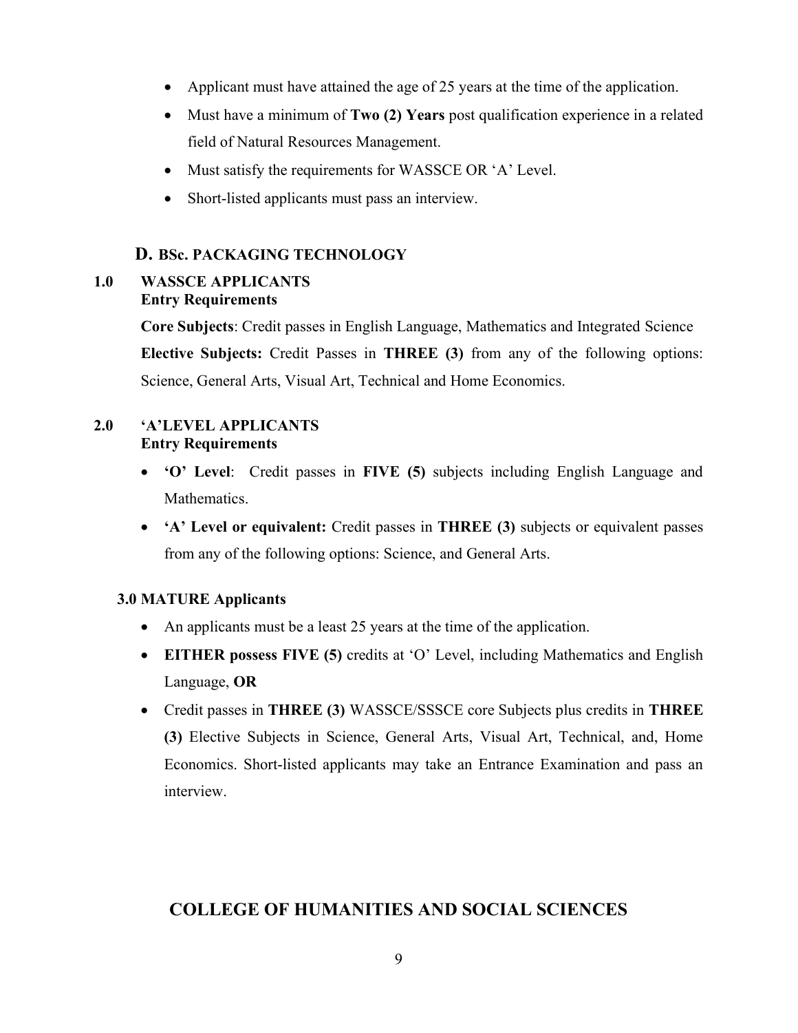- Applicant must have attained the age of 25 years at the time of the application.
- Must have a minimum of **Two (2) Years** post qualification experience in a related field of Natural Resources Management.
- Must satisfy the requirements for WASSCE OR 'A' Level.
- Short-listed applicants must pass an interview.

## D. BSc. PACKAGING TECHNOLOGY

### 1.0 WASSCE APPLICANTS

**Entry Requirements**

**Core Subjects**: Credit passes in English Language, Mathematics and Integrated Science

**Elective Subjects:** Credit Passes in **THREE (3)** from any of the following options: Science, General Arts, Visual Art, Technical and Home Economics.

### 2.0 'A'LEVEL APPLICANTS

**Entry Requirements**

- **'O' Level**: Credit passes in **FIVE (5)** subjects including English Language and Mathematics.
- **'A' Level or equivalent:** Credit passes in **THREE (3)** subjects or equivalent passes from any of the following options: Science, and General Arts.

### 3.0 MATURE Applicants

- An applicants must be a least 25 years at the time of the application.
- **EITHER possess FIVE (5)** credits at 'O' Level, including Mathematics and English Language, **OR**
- Credit passes in **THREE (3)** WASSCE/SSSCE core Subjects plus credits in **THREE (3)** Elective Subjects in Science, General Arts, Visual Art, Technical, and, Home Economics. Short-listed applicants may take an Entrance Examination and pass an interview.

# COLLEGE OF HUMANITIES AND SOCIAL SCIENCES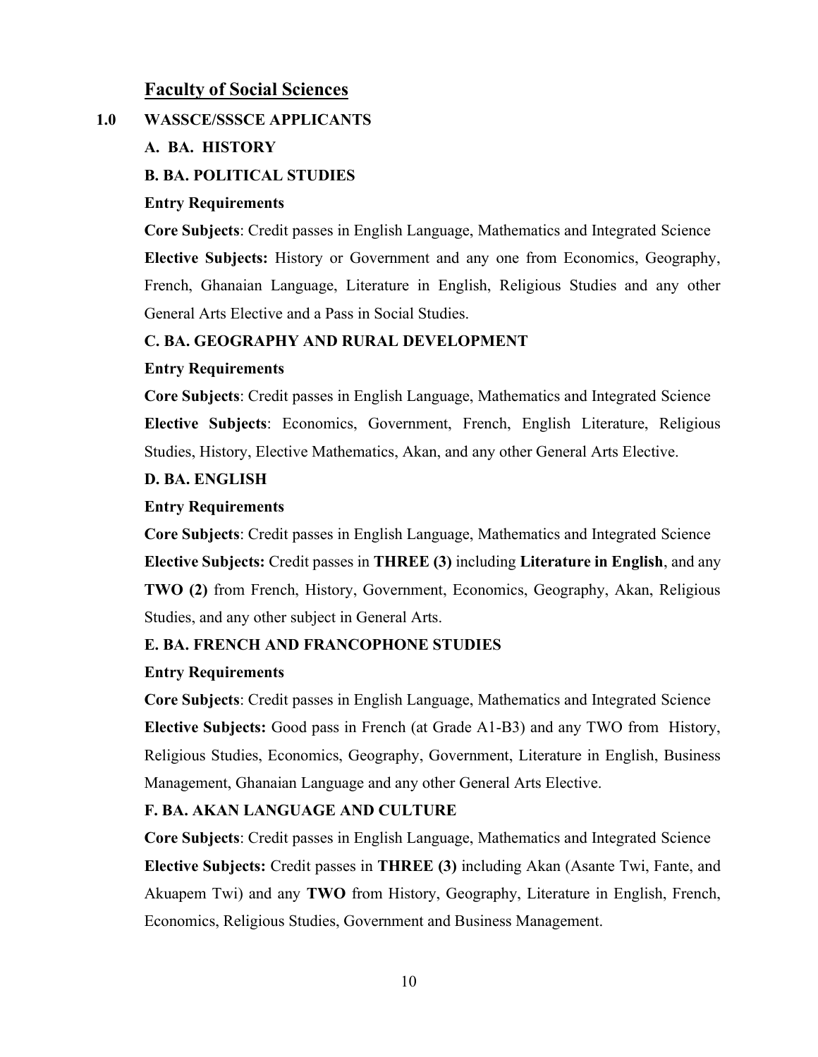## Faculty of Social Sciences

### 1.0 WASSCE/SSSCE APPLICANTS

**A. BA. HISTORY**

**B. BA. POLITICAL STUDIES**

**Entry Requirements**

**Core Subjects**: Credit passes in English Language, Mathematics and Integrated Science

**Elective Subjects:** History or Government and any one from Economics, Geography, French, Ghanaian Language, Literature in English, Religious Studies and any other General Arts Elective and a Pass in Social Studies.

**C. BA. GEOGRAPHY AND RURAL DEVELOPMENT**

**Entry Requirements**

**Core Subjects**: Credit passes in English Language, Mathematics and Integrated Science

**Elective Subjects**: Economics, Government, French, English Literature, Religious Studies, History, Elective Mathematics, Akan, and any other General Arts Elective.

**D. BA. ENGLISH**

**Entry Requirements**

**Core Subjects**: Credit passes in English Language, Mathematics and Integrated Science

**Elective Subjects:** Credit passes in **THREE (3)** including **Literature in English**, and any **TWO (2)** from French, History, Government, Economics, Geography, Akan, Religious Studies, and any other subject in General Arts.

**E. BA. FRENCH AND FRANCOPHONE STUDIES**

**Entry Requirements**

**Core Subjects**: Credit passes in English Language, Mathematics and Integrated Science

**Elective Subjects:** Good pass in French (at Grade A1-B3) and any TWO from History, Religious Studies, Economics, Geography, Government, Literature in English, Business Management, Ghanaian Language and any other General Arts Elective.

**F. BA. AKAN LANGUAGE AND CULTURE**

**Core Subjects**: Credit passes in English Language, Mathematics and Integrated Science

**Elective Subjects:** Credit passes in **THREE (3)** including Akan (Asante Twi, Fante, and Akuapem Twi) and any **TWO** from History, Geography, Literature in English, French, Economics, Religious Studies, Government and Business Management.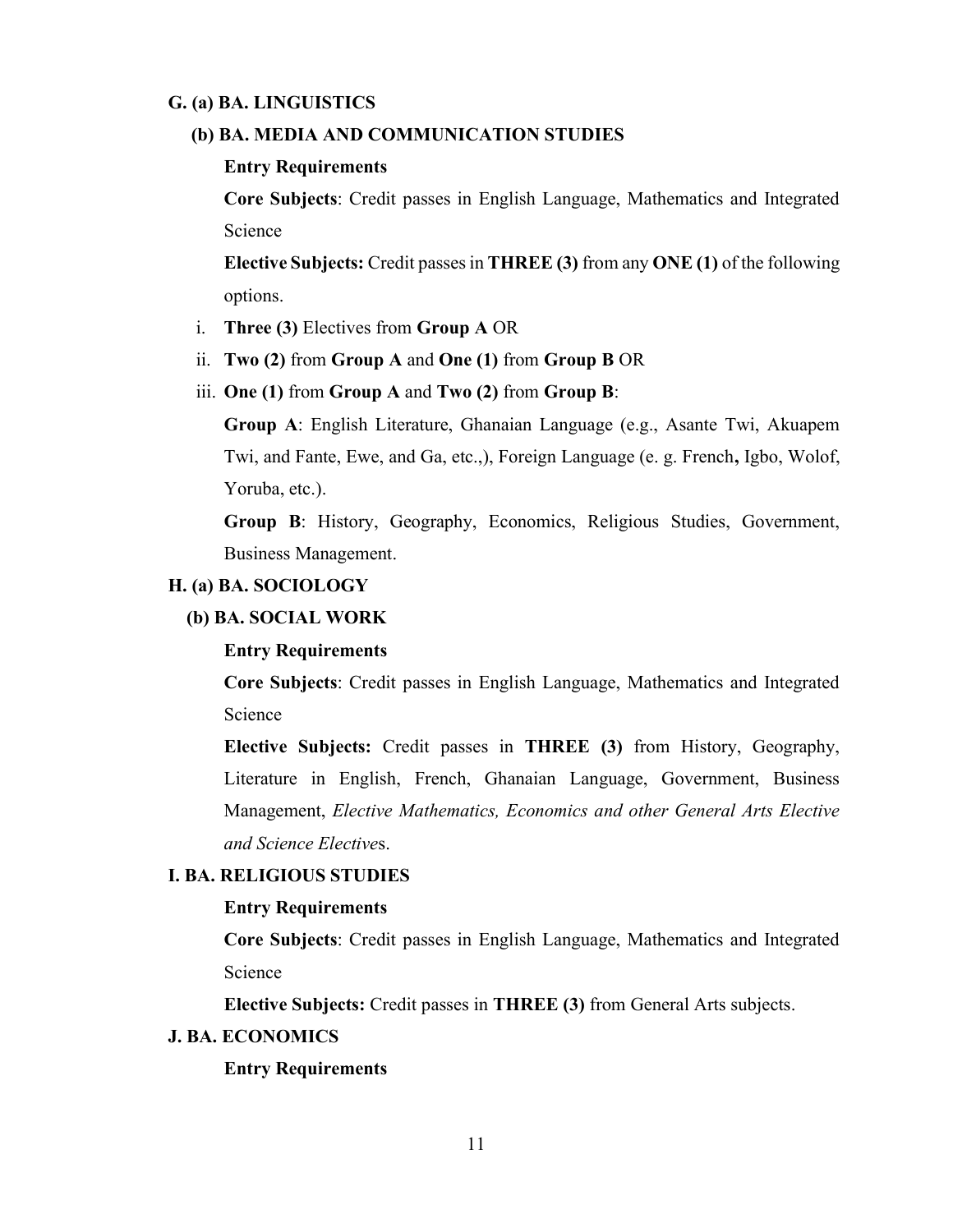**G. (a) BA. LINGUISTICS**

**(b) BA. MEDIA AND COMMUNICATION STUDIES**

**Entry Requirements**

**Core Subjects**: Credit passes in English Language, Mathematics and Integrated Science

**Elective Subjects:** Credit passes in **THREE (3)** from any **ONE (1)** of the following options.

i. **Three (3)** Electives from **Group A** OR
ii. **Two (2)** from **Group A** and **One (1)** from **Group B** OR
iii. **One (1)** from **Group A** and **Two (2)** from **Group B**:

**Group A**: English Literature, Ghanaian Language (e.g., Asante Twi, Akuapem Twi, and Fante, Ewe, and Ga, etc.,), Foreign Language (e. g. French**,** Igbo, Wolof, Yoruba, etc.).

**Group B**: History, Geography, Economics, Religious Studies, Government, Business Management.

**H. (a) BA. SOCIOLOGY**

**(b) BA. SOCIAL WORK**

**Entry Requirements**

**Core Subjects**: Credit passes in English Language, Mathematics and Integrated Science

**Elective Subjects:** Credit passes in **THREE (3)** from History, Geography, Literature in English, French, Ghanaian Language, Government, Business Management, *Elective Mathematics, Economics and other General Arts Elective and Science Elective*s.

**I. BA. RELIGIOUS STUDIES**

**Entry Requirements**

**Core Subjects**: Credit passes in English Language, Mathematics and Integrated Science

**Elective Subjects:** Credit passes in **THREE (3)** from General Arts subjects.

**J. BA. ECONOMICS**

**Entry Requirements**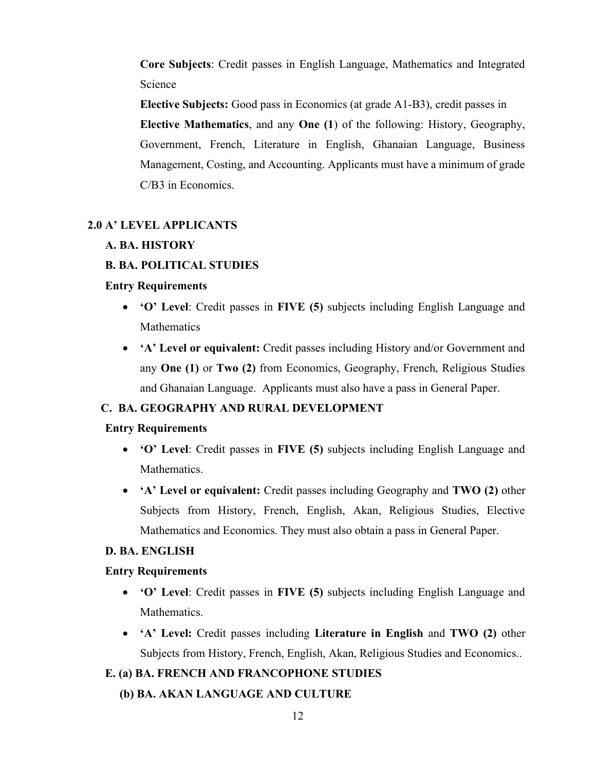**Core Subjects**: Credit passes in English Language, Mathematics and Integrated Science

**Elective Subjects:** Good pass in Economics (at grade A1-B3), credit passes in **Elective Mathematics**, and any **One (1**) of the following: History, Geography, Government, French, Literature in English, Ghanaian Language, Business Management, Costing, and Accounting. Applicants must have a minimum of grade C/B3 in Economics.

## 2.0 A' LEVEL APPLICANTS

### A. BA. HISTORY

### B. BA. POLITICAL STUDIES

**Entry Requirements**

- **'O' Level**: Credit passes in **FIVE (5)** subjects including English Language and Mathematics
- **'A' Level or equivalent:** Credit passes including History and/or Government and any **One (1)** or **Two (2)** from Economics, Geography, French, Religious Studies and Ghanaian Language. Applicants must also have a pass in General Paper.

### C. BA. GEOGRAPHY AND RURAL DEVELOPMENT

**Entry Requirements**

- **'O' Level**: Credit passes in **FIVE (5)** subjects including English Language and Mathematics.
- **'A' Level or equivalent:** Credit passes including Geography and **TWO (2)** other Subjects from History, French, English, Akan, Religious Studies, Elective Mathematics and Economics. They must also obtain a pass in General Paper.

### D. BA. ENGLISH

**Entry Requirements**

- **'O' Level**: Credit passes in **FIVE (5)** subjects including English Language and Mathematics.
- **'A' Level:** Credit passes including **Literature in English** and **TWO (2)** other Subjects from History, French, English, Akan, Religious Studies and Economics..

### E. (a) BA. FRENCH AND FRANCOPHONE STUDIES

### (b) BA. AKAN LANGUAGE AND CULTURE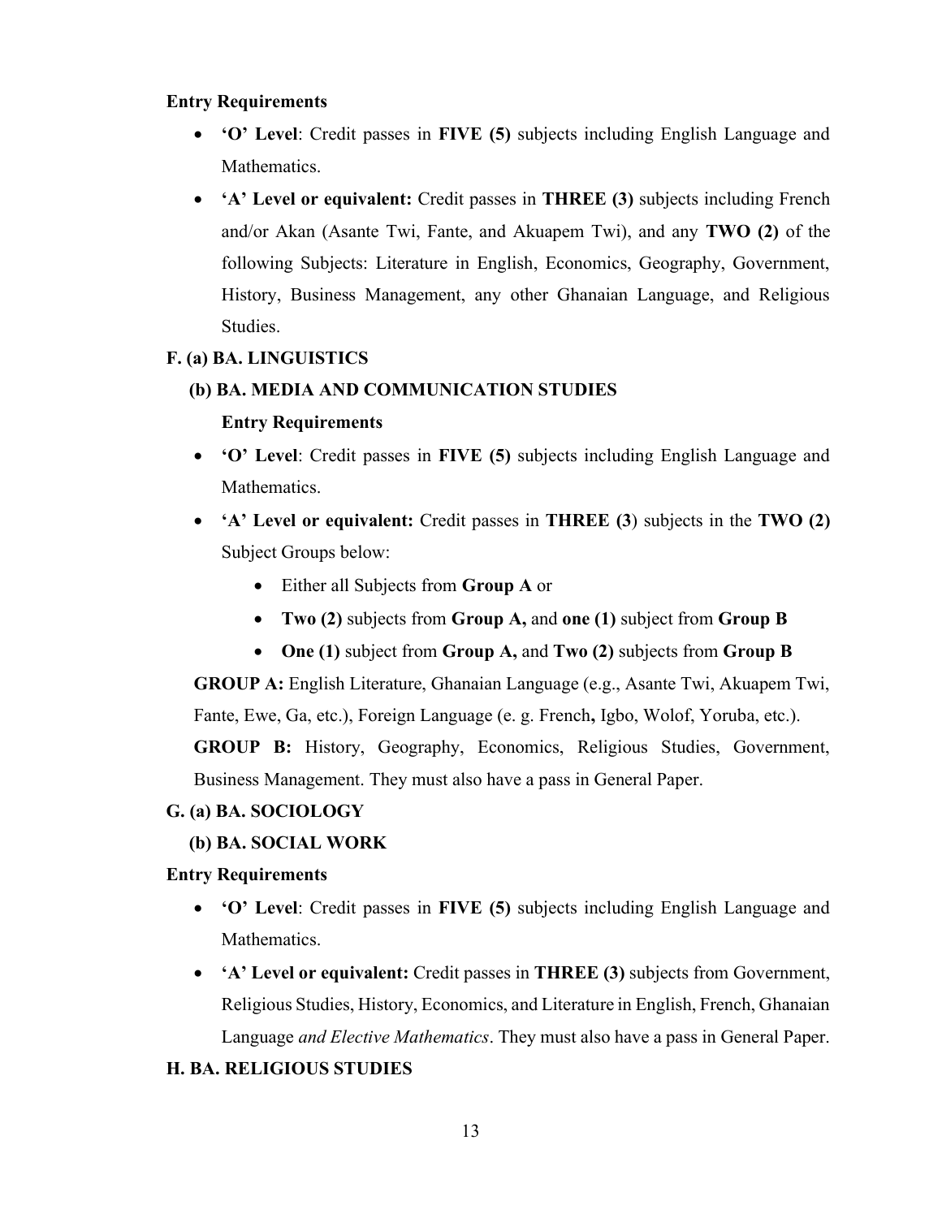**Entry Requirements**

- **'O' Level**: Credit passes in **FIVE (5)** subjects including English Language and Mathematics.
- **'A' Level or equivalent:** Credit passes in **THREE (3)** subjects including French and/or Akan (Asante Twi, Fante, and Akuapem Twi), and any **TWO (2)** of the following Subjects: Literature in English, Economics, Geography, Government, History, Business Management, any other Ghanaian Language, and Religious Studies.

**F. (a) BA. LINGUISTICS**

**(b) BA. MEDIA AND COMMUNICATION STUDIES**

**Entry Requirements**

- **'O' Level**: Credit passes in **FIVE (5)** subjects including English Language and Mathematics.
- **'A' Level or equivalent:** Credit passes in **THREE (3**) subjects in the **TWO (2)** Subject Groups below:
  - Either all Subjects from **Group A** or
  - **Two (2)** subjects from **Group A,** and **one (1)** subject from **Group B**
  - **One (1)** subject from **Group A,** and **Two (2)** subjects from **Group B**

**GROUP A:** English Literature, Ghanaian Language (e.g., Asante Twi, Akuapem Twi, Fante, Ewe, Ga, etc.), Foreign Language (e. g. French**,** Igbo, Wolof, Yoruba, etc.).

**GROUP B:** History, Geography, Economics, Religious Studies, Government, Business Management. They must also have a pass in General Paper.

**G. (a) BA. SOCIOLOGY**

**(b) BA. SOCIAL WORK**

**Entry Requirements**

- **'O' Level**: Credit passes in **FIVE (5)** subjects including English Language and Mathematics.
- **'A' Level or equivalent:** Credit passes in **THREE (3)** subjects from Government, Religious Studies, History, Economics, and Literature in English, French, Ghanaian Language *and Elective Mathematics*. They must also have a pass in General Paper.

**H. BA. RELIGIOUS STUDIES**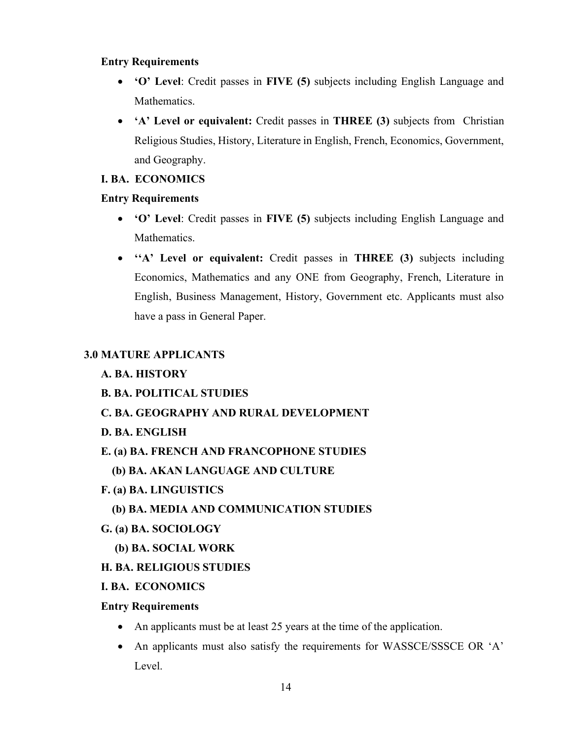**Entry Requirements**

- **'O' Level**: Credit passes in **FIVE (5)** subjects including English Language and Mathematics.
- **'A' Level or equivalent:** Credit passes in **THREE (3)** subjects from Christian Religious Studies, History, Literature in English, French, Economics, Government, and Geography.

**I. BA. ECONOMICS**

**Entry Requirements**

- **'O' Level**: Credit passes in **FIVE (5)** subjects including English Language and Mathematics.
- **''A' Level or equivalent:** Credit passes in **THREE (3)** subjects including Economics, Mathematics and any ONE from Geography, French, Literature in English, Business Management, History, Government etc. Applicants must also have a pass in General Paper.

## 3.0 MATURE APPLICANTS

**A. BA. HISTORY**

**B. BA. POLITICAL STUDIES**

**C. BA. GEOGRAPHY AND RURAL DEVELOPMENT**

**D. BA. ENGLISH**

**E. (a) BA. FRENCH AND FRANCOPHONE STUDIES**

**(b) BA. AKAN LANGUAGE AND CULTURE**

**F. (a) BA. LINGUISTICS**

**(b) BA. MEDIA AND COMMUNICATION STUDIES**

**G. (a) BA. SOCIOLOGY**

**(b) BA. SOCIAL WORK**

**H. BA. RELIGIOUS STUDIES**

**I. BA. ECONOMICS**

**Entry Requirements**

- An applicants must be at least 25 years at the time of the application.
- An applicants must also satisfy the requirements for WASSCE/SSSCE OR 'A' Level.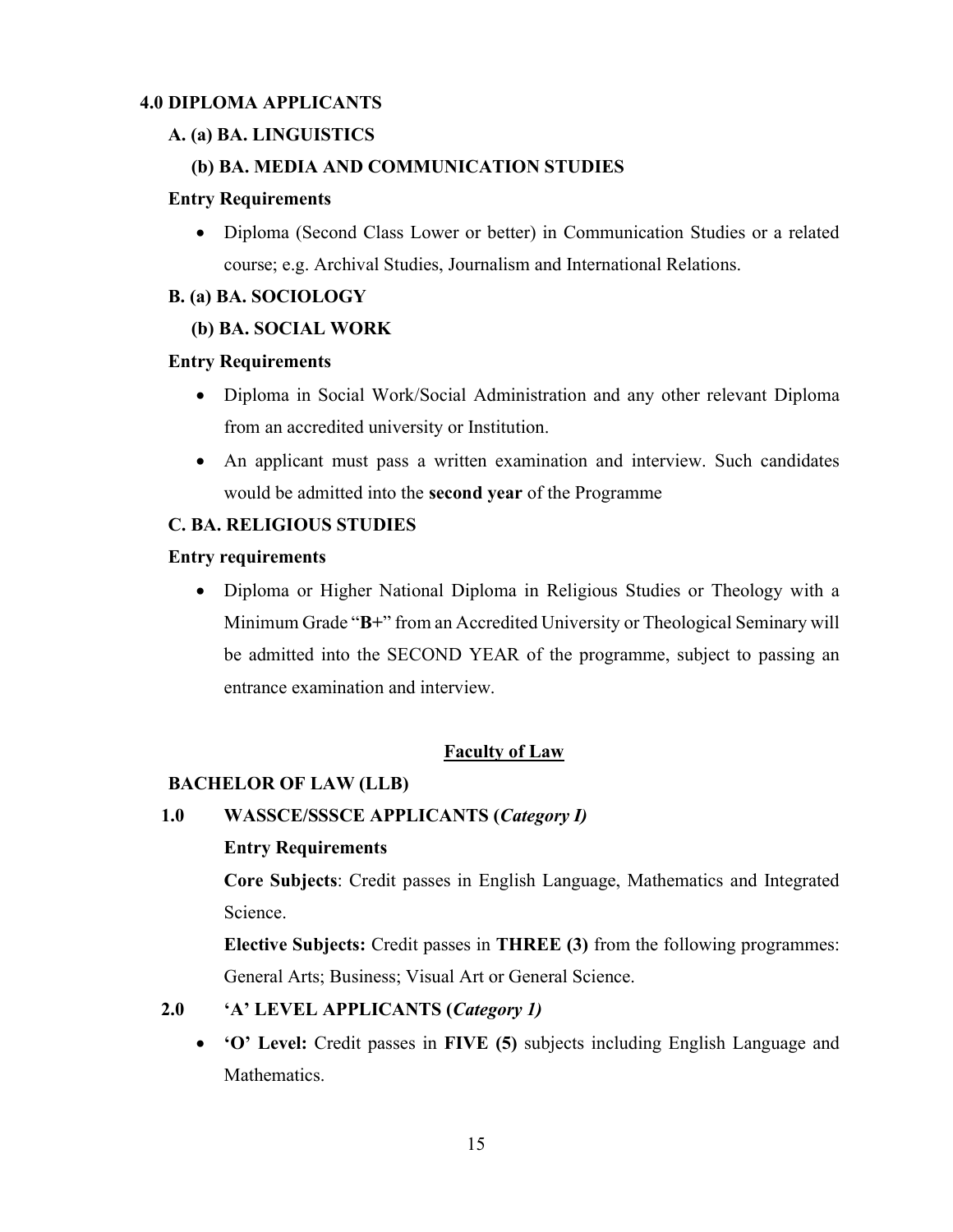## 4.0 DIPLOMA APPLICANTS

### A. (a) BA. LINGUISTICS

### (b) BA. MEDIA AND COMMUNICATION STUDIES

**Entry Requirements**

- Diploma (Second Class Lower or better) in Communication Studies or a related course; e.g. Archival Studies, Journalism and International Relations.

### B. (a) BA. SOCIOLOGY

### (b) BA. SOCIAL WORK

**Entry Requirements**

- Diploma in Social Work/Social Administration and any other relevant Diploma from an accredited university or Institution.
- An applicant must pass a written examination and interview. Such candidates would be admitted into the **second year** of the Programme

### C. BA. RELIGIOUS STUDIES

**Entry requirements**

- Diploma or Higher National Diploma in Religious Studies or Theology with a Minimum Grade "**B+**" from an Accredited University or Theological Seminary will be admitted into the SECOND YEAR of the programme, subject to passing an entrance examination and interview.

# Faculty of Law

## BACHELOR OF LAW (LLB)

### 1.0 WASSCE/SSSCE APPLICANTS (*Category I)*

**Entry Requirements**

**Core Subjects**: Credit passes in English Language, Mathematics and Integrated Science.

**Elective Subjects:** Credit passes in **THREE (3)** from the following programmes: General Arts; Business; Visual Art or General Science.

### 2.0 'A' LEVEL APPLICANTS (*Category 1)*

- **'O' Level:** Credit passes in **FIVE (5)** subjects including English Language and Mathematics.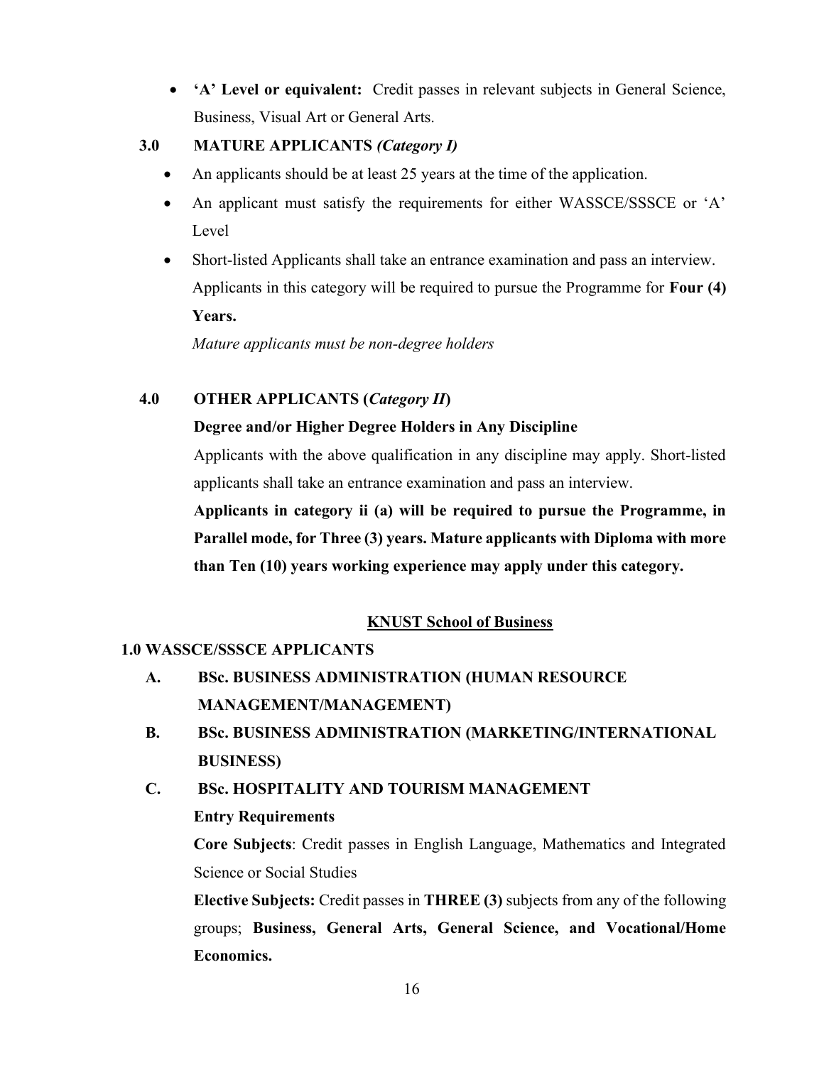- **'A' Level or equivalent:** Credit passes in relevant subjects in General Science, Business, Visual Art or General Arts.

**3.0 MATURE APPLICANTS *(Category I)***

- An applicants should be at least 25 years at the time of the application.
- An applicant must satisfy the requirements for either WASSCE/SSSCE or 'A' Level
- Short-listed Applicants shall take an entrance examination and pass an interview. Applicants in this category will be required to pursue the Programme for **Four (4) Years.**

  *Mature applicants must be non-degree holders*

**4.0 OTHER APPLICANTS (*Category II*)**

**Degree and/or Higher Degree Holders in Any Discipline**

Applicants with the above qualification in any discipline may apply. Short-listed applicants shall take an entrance examination and pass an interview.

**Applicants in category ii (a) will be required to pursue the Programme, in Parallel mode, for Three (3) years. Mature applicants with Diploma with more than Ten (10) years working experience may apply under this category.**

## KNUST School of Business

**1.0 WASSCE/SSSCE APPLICANTS**

**A. BSc. BUSINESS ADMINISTRATION (HUMAN RESOURCE MANAGEMENT/MANAGEMENT)**

**B. BSc. BUSINESS ADMINISTRATION (MARKETING/INTERNATIONAL BUSINESS)**

**C. BSc. HOSPITALITY AND TOURISM MANAGEMENT**

**Entry Requirements**

**Core Subjects**: Credit passes in English Language, Mathematics and Integrated Science or Social Studies

**Elective Subjects:** Credit passes in **THREE (3)** subjects from any of the following groups; **Business, General Arts, General Science, and Vocational/Home Economics.**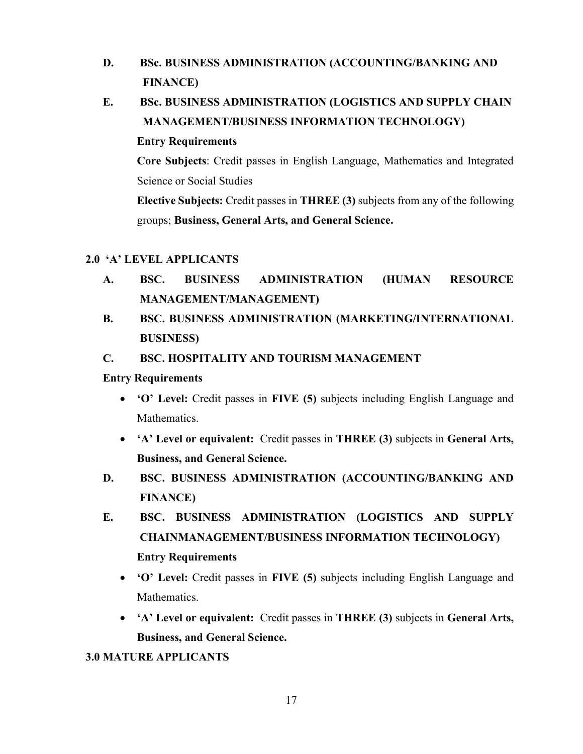**D. BSc. BUSINESS ADMINISTRATION (ACCOUNTING/BANKING AND FINANCE)**

**E. BSc. BUSINESS ADMINISTRATION (LOGISTICS AND SUPPLY CHAIN MANAGEMENT/BUSINESS INFORMATION TECHNOLOGY)**

**Entry Requirements**

**Core Subjects**: Credit passes in English Language, Mathematics and Integrated Science or Social Studies

**Elective Subjects:** Credit passes in **THREE (3)** subjects from any of the following groups; **Business, General Arts, and General Science.**

## 2.0 'A' LEVEL APPLICANTS

**A. BSC. BUSINESS ADMINISTRATION (HUMAN RESOURCE MANAGEMENT/MANAGEMENT)**

**B. BSC. BUSINESS ADMINISTRATION (MARKETING/INTERNATIONAL BUSINESS)**

**C. BSC. HOSPITALITY AND TOURISM MANAGEMENT**

**Entry Requirements**

- **'O' Level:** Credit passes in **FIVE (5)** subjects including English Language and Mathematics.
- **'A' Level or equivalent:** Credit passes in **THREE (3)** subjects in **General Arts, Business, and General Science.**

**D. BSC. BUSINESS ADMINISTRATION (ACCOUNTING/BANKING AND FINANCE)**

**E. BSC. BUSINESS ADMINISTRATION (LOGISTICS AND SUPPLY CHAINMANAGEMENT/BUSINESS INFORMATION TECHNOLOGY)**

**Entry Requirements**

- **'O' Level:** Credit passes in **FIVE (5)** subjects including English Language and Mathematics.
- **'A' Level or equivalent:** Credit passes in **THREE (3)** subjects in **General Arts, Business, and General Science.**

## 3.0 MATURE APPLICANTS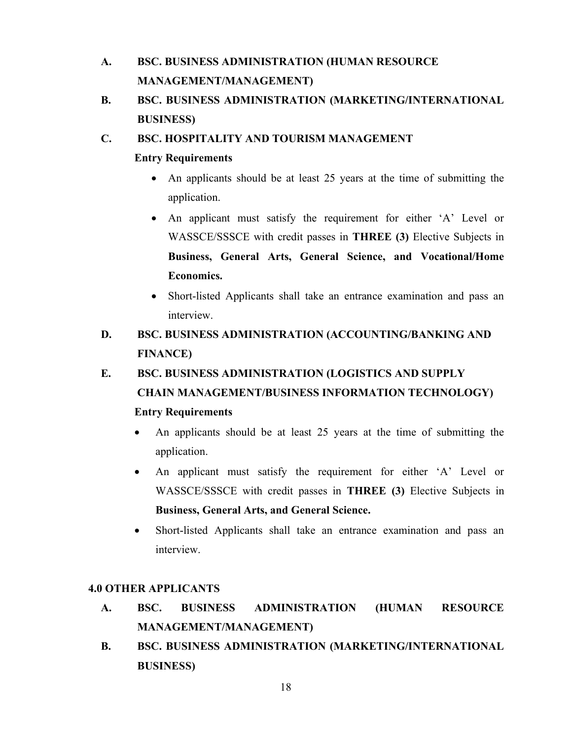**A. BSC. BUSINESS ADMINISTRATION (HUMAN RESOURCE MANAGEMENT/MANAGEMENT)**

**B. BSC. BUSINESS ADMINISTRATION (MARKETING/INTERNATIONAL BUSINESS)**

**C. BSC. HOSPITALITY AND TOURISM MANAGEMENT**

**Entry Requirements**

- An applicants should be at least 25 years at the time of submitting the application.
- An applicant must satisfy the requirement for either 'A' Level or WASSCE/SSSCE with credit passes in **THREE (3)** Elective Subjects in **Business, General Arts, General Science, and Vocational/Home Economics.**
- Short-listed Applicants shall take an entrance examination and pass an interview.

**D. BSC. BUSINESS ADMINISTRATION (ACCOUNTING/BANKING AND FINANCE)**

**E. BSC. BUSINESS ADMINISTRATION (LOGISTICS AND SUPPLY CHAIN MANAGEMENT/BUSINESS INFORMATION TECHNOLOGY)**

**Entry Requirements**

- An applicants should be at least 25 years at the time of submitting the application.
- An applicant must satisfy the requirement for either 'A' Level or WASSCE/SSSCE with credit passes in **THREE (3)** Elective Subjects in **Business, General Arts, and General Science.**
- Short-listed Applicants shall take an entrance examination and pass an interview.

## 4.0 OTHER APPLICANTS

**A. BSC. BUSINESS ADMINISTRATION (HUMAN RESOURCE MANAGEMENT/MANAGEMENT)**

**B. BSC. BUSINESS ADMINISTRATION (MARKETING/INTERNATIONAL BUSINESS)**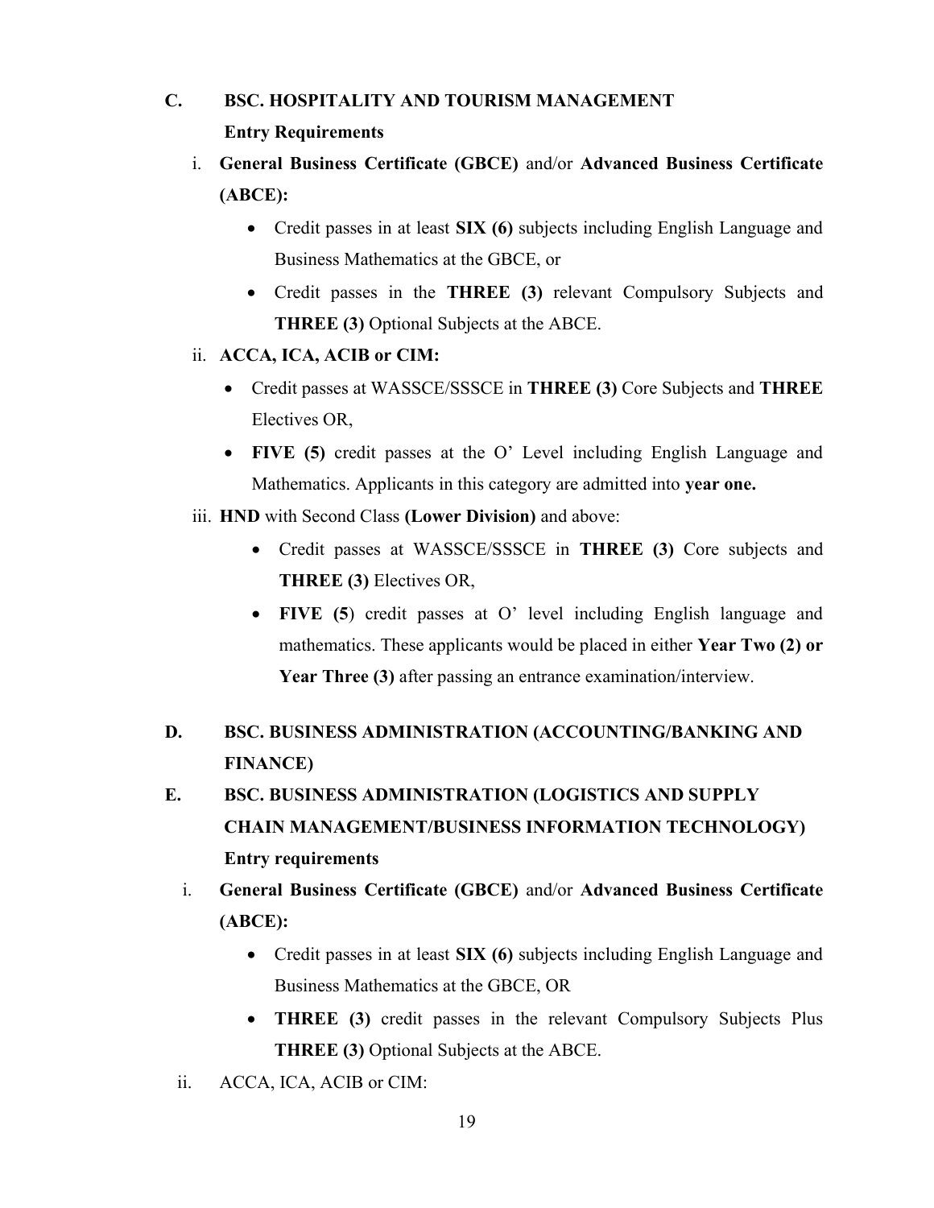**C. BSC. HOSPITALITY AND TOURISM MANAGEMENT**

**Entry Requirements**

i. **General Business Certificate (GBCE)** and/or **Advanced Business Certificate (ABCE):**

- Credit passes in at least **SIX (6)** subjects including English Language and Business Mathematics at the GBCE, or
- Credit passes in the **THREE (3)** relevant Compulsory Subjects and **THREE (3)** Optional Subjects at the ABCE.

ii. **ACCA, ICA, ACIB or CIM:**

- Credit passes at WASSCE/SSSCE in **THREE (3)** Core Subjects and **THREE** Electives OR,
- **FIVE (5)** credit passes at the O' Level including English Language and Mathematics. Applicants in this category are admitted into **year one.**

iii. **HND** with Second Class **(Lower Division)** and above:

- Credit passes at WASSCE/SSSCE in **THREE (3)** Core subjects and **THREE (3)** Electives OR,
- **FIVE (5**) credit passes at O' level including English language and mathematics. These applicants would be placed in either **Year Two (2) or Year Three (3)** after passing an entrance examination/interview.

**D. BSC. BUSINESS ADMINISTRATION (ACCOUNTING/BANKING AND FINANCE)**

**E. BSC. BUSINESS ADMINISTRATION (LOGISTICS AND SUPPLY CHAIN MANAGEMENT/BUSINESS INFORMATION TECHNOLOGY)**

**Entry requirements**

i. **General Business Certificate (GBCE)** and/or **Advanced Business Certificate (ABCE):**

- Credit passes in at least **SIX (6)** subjects including English Language and Business Mathematics at the GBCE, OR
- **THREE (3)** credit passes in the relevant Compulsory Subjects Plus **THREE (3)** Optional Subjects at the ABCE.

ii. ACCA, ICA, ACIB or CIM: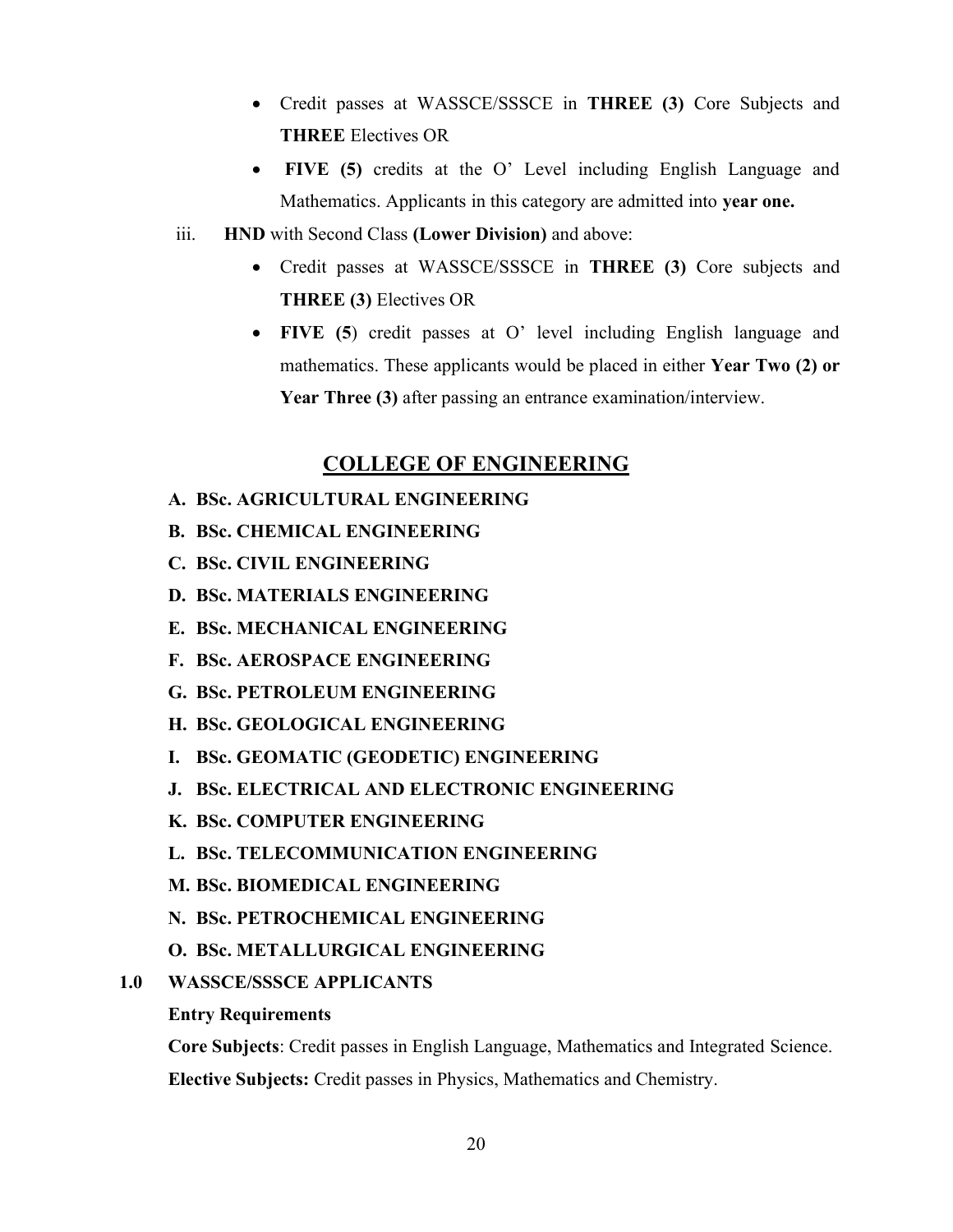- Credit passes at WASSCE/SSSCE in **THREE (3)** Core Subjects and **THREE** Electives OR
- **FIVE (5)** credits at the O' Level including English Language and Mathematics. Applicants in this category are admitted into **year one.**

iii. **HND** with Second Class **(Lower Division)** and above:

- Credit passes at WASSCE/SSSCE in **THREE (3)** Core subjects and **THREE (3)** Electives OR
- **FIVE (5)** credit passes at O' level including English language and mathematics. These applicants would be placed in either **Year Two (2) or Year Three (3)** after passing an entrance examination/interview.

## COLLEGE OF ENGINEERING

**A. BSc. AGRICULTURAL ENGINEERING**

**B. BSc. CHEMICAL ENGINEERING**

**C. BSc. CIVIL ENGINEERING**

**D. BSc. MATERIALS ENGINEERING**

**E. BSc. MECHANICAL ENGINEERING**

**F. BSc. AEROSPACE ENGINEERING**

**G. BSc. PETROLEUM ENGINEERING**

**H. BSc. GEOLOGICAL ENGINEERING**

**I. BSc. GEOMATIC (GEODETIC) ENGINEERING**

**J. BSc. ELECTRICAL AND ELECTRONIC ENGINEERING**

**K. BSc. COMPUTER ENGINEERING**

**L. BSc. TELECOMMUNICATION ENGINEERING**

**M. BSc. BIOMEDICAL ENGINEERING**

**N. BSc. PETROCHEMICAL ENGINEERING**

**O. BSc. METALLURGICAL ENGINEERING**

### 1.0 WASSCE/SSSCE APPLICANTS

**Entry Requirements**

**Core Subjects**: Credit passes in English Language, Mathematics and Integrated Science.

**Elective Subjects:** Credit passes in Physics, Mathematics and Chemistry.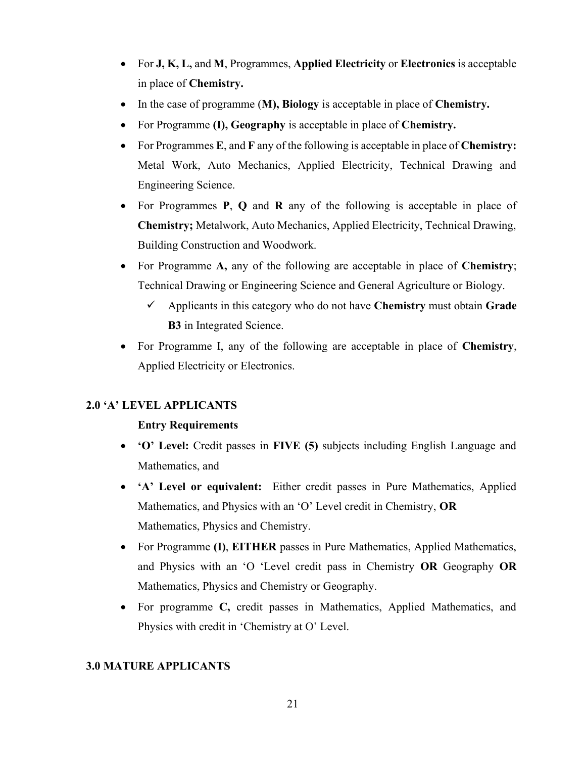- For **J, K, L,** and **M**, Programmes, **Applied Electricity** or **Electronics** is acceptable in place of **Chemistry.**
- In the case of programme (**M), Biology** is acceptable in place of **Chemistry.**
- For Programme **(I), Geography** is acceptable in place of **Chemistry.**
- For Programmes **E**, and **F** any of the following is acceptable in place of **Chemistry:** Metal Work, Auto Mechanics, Applied Electricity, Technical Drawing and Engineering Science.
- For Programmes **P**, **Q** and **R** any of the following is acceptable in place of **Chemistry;** Metalwork, Auto Mechanics, Applied Electricity, Technical Drawing, Building Construction and Woodwork.
- For Programme **A,** any of the following are acceptable in place of **Chemistry**; Technical Drawing or Engineering Science and General Agriculture or Biology.
  - ✓ Applicants in this category who do not have **Chemistry** must obtain **Grade B3** in Integrated Science.
- For Programme I, any of the following are acceptable in place of **Chemistry**, Applied Electricity or Electronics.

## 2.0 'A' LEVEL APPLICANTS

**Entry Requirements**

- **'O' Level:** Credit passes in **FIVE (5)** subjects including English Language and Mathematics, and
- **'A' Level or equivalent:** Either credit passes in Pure Mathematics, Applied Mathematics, and Physics with an 'O' Level credit in Chemistry, **OR** Mathematics, Physics and Chemistry.
- For Programme **(I)**, **EITHER** passes in Pure Mathematics, Applied Mathematics, and Physics with an 'O 'Level credit pass in Chemistry **OR** Geography **OR** Mathematics, Physics and Chemistry or Geography.
- For programme **C,** credit passes in Mathematics, Applied Mathematics, and Physics with credit in 'Chemistry at O' Level.

## 3.0 MATURE APPLICANTS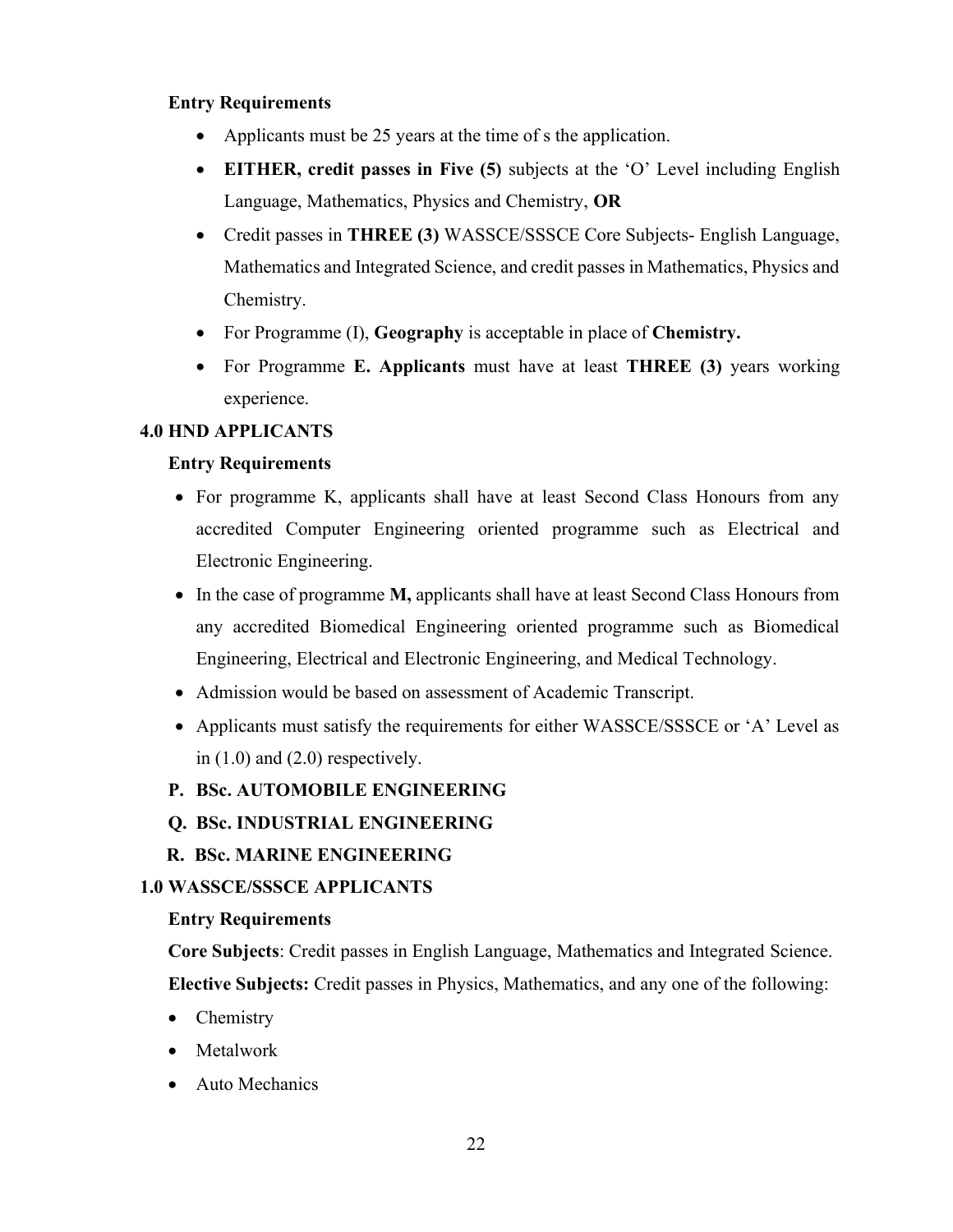**Entry Requirements**

- Applicants must be 25 years at the time of s the application.
- **EITHER, credit passes in Five (5)** subjects at the 'O' Level including English Language, Mathematics, Physics and Chemistry, **OR**
- Credit passes in **THREE (3)** WASSCE/SSSCE Core Subjects- English Language, Mathematics and Integrated Science, and credit passes in Mathematics, Physics and Chemistry.
- For Programme (I), **Geography** is acceptable in place of **Chemistry.**
- For Programme **E. Applicants** must have at least **THREE (3)** years working experience.

### 4.0 HND APPLICANTS

**Entry Requirements**

- For programme K, applicants shall have at least Second Class Honours from any accredited Computer Engineering oriented programme such as Electrical and Electronic Engineering.
- In the case of programme **M,** applicants shall have at least Second Class Honours from any accredited Biomedical Engineering oriented programme such as Biomedical Engineering, Electrical and Electronic Engineering, and Medical Technology.
- Admission would be based on assessment of Academic Transcript.
- Applicants must satisfy the requirements for either WASSCE/SSSCE or 'A' Level as in (1.0) and (2.0) respectively.

## P. BSc. AUTOMOBILE ENGINEERING

## Q. BSc. INDUSTRIAL ENGINEERING

## R. BSc. MARINE ENGINEERING

### 1.0 WASSCE/SSSCE APPLICANTS

**Entry Requirements**

**Core Subjects**: Credit passes in English Language, Mathematics and Integrated Science.

**Elective Subjects:** Credit passes in Physics, Mathematics, and any one of the following:

- Chemistry
- Metalwork
- Auto Mechanics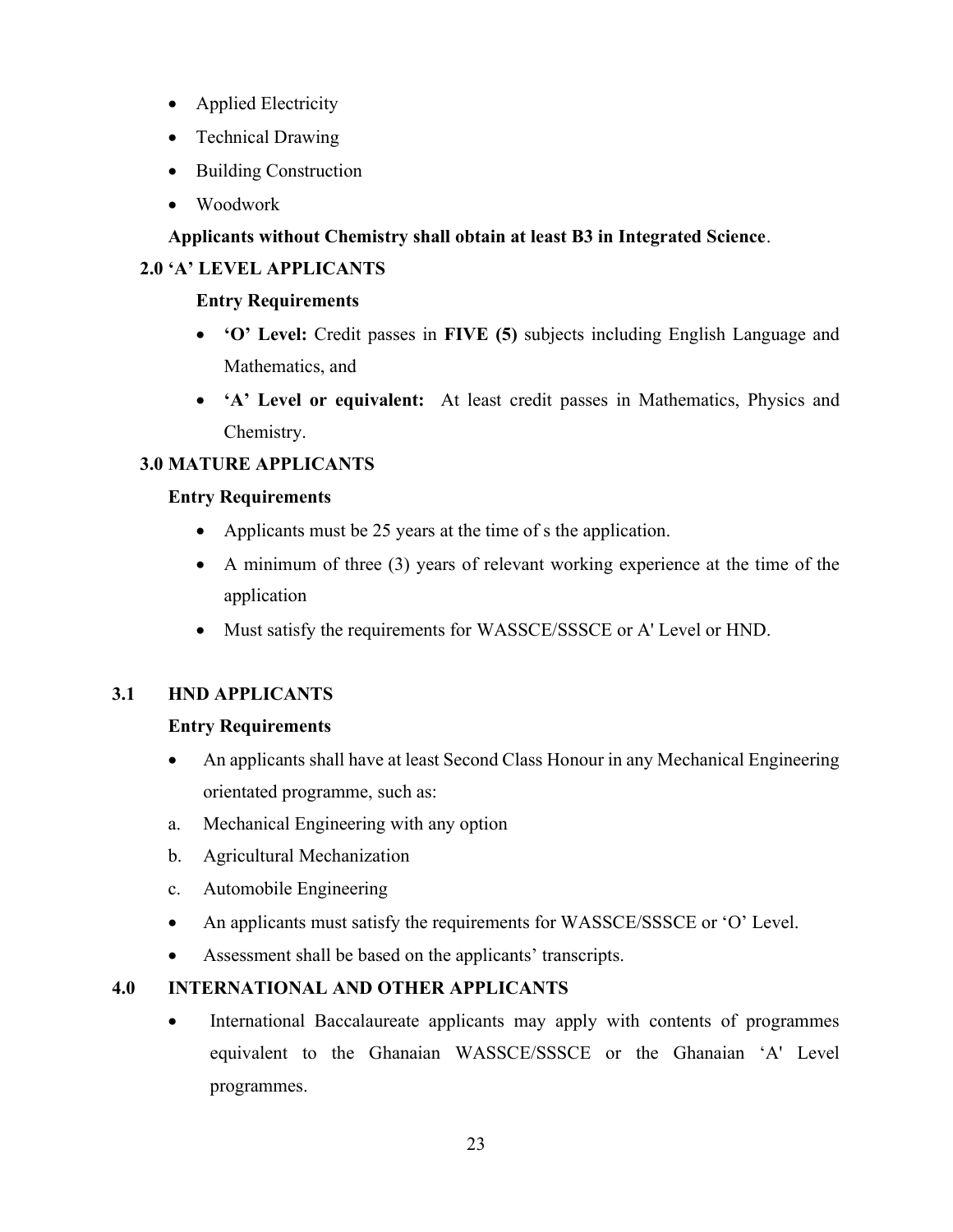- Applied Electricity
- Technical Drawing
- Building Construction
- Woodwork

**Applicants without Chemistry shall obtain at least B3 in Integrated Science**.

## 2.0 'A' LEVEL APPLICANTS

**Entry Requirements**

- **'O' Level:** Credit passes in **FIVE (5)** subjects including English Language and Mathematics, and
- **'A' Level or equivalent:** At least credit passes in Mathematics, Physics and Chemistry.

## 3.0 MATURE APPLICANTS

**Entry Requirements**

- Applicants must be 25 years at the time of s the application.
- A minimum of three (3) years of relevant working experience at the time of the application
- Must satisfy the requirements for WASSCE/SSSCE or A' Level or HND.

## 3.1 HND APPLICANTS

**Entry Requirements**

- An applicants shall have at least Second Class Honour in any Mechanical Engineering orientated programme, such as:

a. Mechanical Engineering with any option
b. Agricultural Mechanization
c. Automobile Engineering

- An applicants must satisfy the requirements for WASSCE/SSSCE or 'O' Level.
- Assessment shall be based on the applicants' transcripts.

## 4.0 INTERNATIONAL AND OTHER APPLICANTS

- International Baccalaureate applicants may apply with contents of programmes equivalent to the Ghanaian WASSCE/SSSCE or the Ghanaian 'A' Level programmes.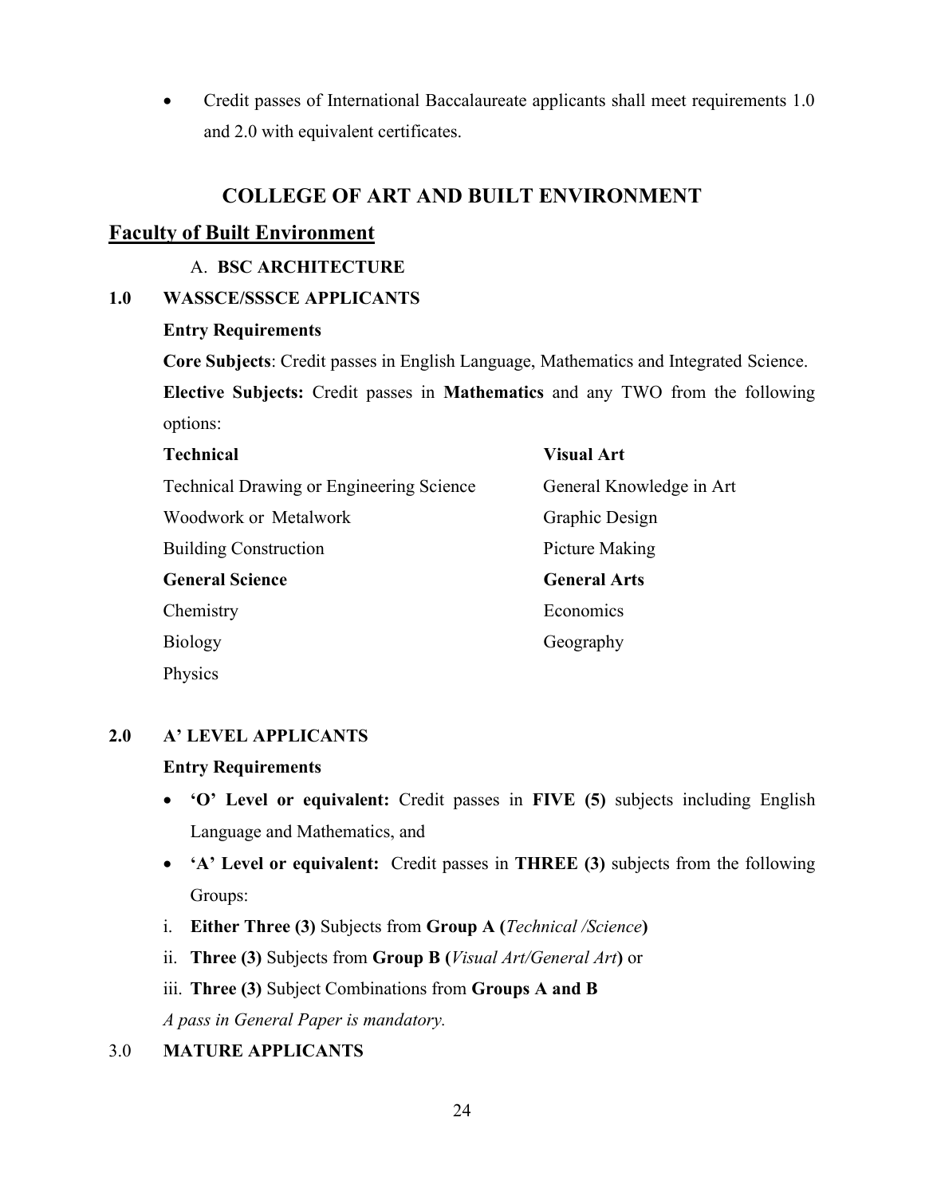- Credit passes of International Baccalaureate applicants shall meet requirements 1.0 and 2.0 with equivalent certificates.

## COLLEGE OF ART AND BUILT ENVIRONMENT

### Faculty of Built Environment

A. **BSC ARCHITECTURE**

**1.0 WASSCE/SSSCE APPLICANTS**

**Entry Requirements**

**Core Subjects**: Credit passes in English Language, Mathematics and Integrated Science.

**Elective Subjects:** Credit passes in **Mathematics** and any TWO from the following options:

| **Technical** | **Visual Art** |
|---|---|
| Technical Drawing or Engineering Science | General Knowledge in Art |
| Woodwork or Metalwork | Graphic Design |
| Building Construction | Picture Making |
| **General Science** | **General Arts** |
| Chemistry | Economics |
| Biology | Geography |
| Physics | |

**2.0 A' LEVEL APPLICANTS**

**Entry Requirements**

- **'O' Level or equivalent:** Credit passes in **FIVE (5)** subjects including English Language and Mathematics, and
- **'A' Level or equivalent:** Credit passes in **THREE (3)** subjects from the following Groups:

i. **Either Three (3)** Subjects from **Group A (***Technical /Science***)**

ii. **Three (3)** Subjects from **Group B (***Visual Art/General Art***)** or

iii. **Three (3)** Subject Combinations from **Groups A and B**

*A pass in General Paper is mandatory.*

3.0 **MATURE APPLICANTS**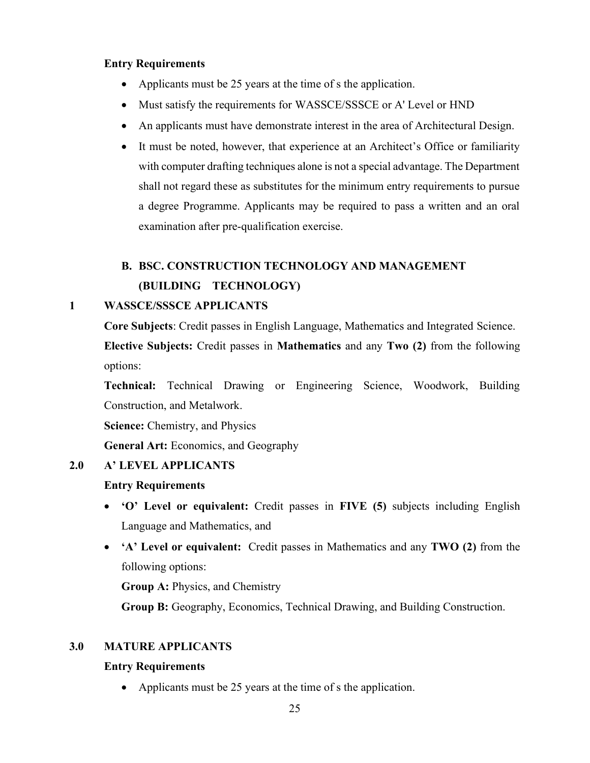**Entry Requirements**

- Applicants must be 25 years at the time of s the application.
- Must satisfy the requirements for WASSCE/SSSCE or A' Level or HND
- An applicants must have demonstrate interest in the area of Architectural Design.
- It must be noted, however, that experience at an Architect's Office or familiarity with computer drafting techniques alone is not a special advantage. The Department shall not regard these as substitutes for the minimum entry requirements to pursue a degree Programme. Applicants may be required to pass a written and an oral examination after pre-qualification exercise.

## B. BSC. CONSTRUCTION TECHNOLOGY AND MANAGEMENT (BUILDING TECHNOLOGY)

### 1 WASSCE/SSSCE APPLICANTS

**Core Subjects**: Credit passes in English Language, Mathematics and Integrated Science.

**Elective Subjects:** Credit passes in **Mathematics** and any **Two (2)** from the following options:

**Technical:** Technical Drawing or Engineering Science, Woodwork, Building Construction, and Metalwork.

**Science:** Chemistry, and Physics

**General Art:** Economics, and Geography

### 2.0 A' LEVEL APPLICANTS

**Entry Requirements**

- **'O' Level or equivalent:** Credit passes in **FIVE (5)** subjects including English Language and Mathematics, and
- **'A' Level or equivalent:** Credit passes in Mathematics and any **TWO (2)** from the following options:

  **Group A:** Physics, and Chemistry

  **Group B:** Geography, Economics, Technical Drawing, and Building Construction.

### 3.0 MATURE APPLICANTS

**Entry Requirements**

- Applicants must be 25 years at the time of s the application.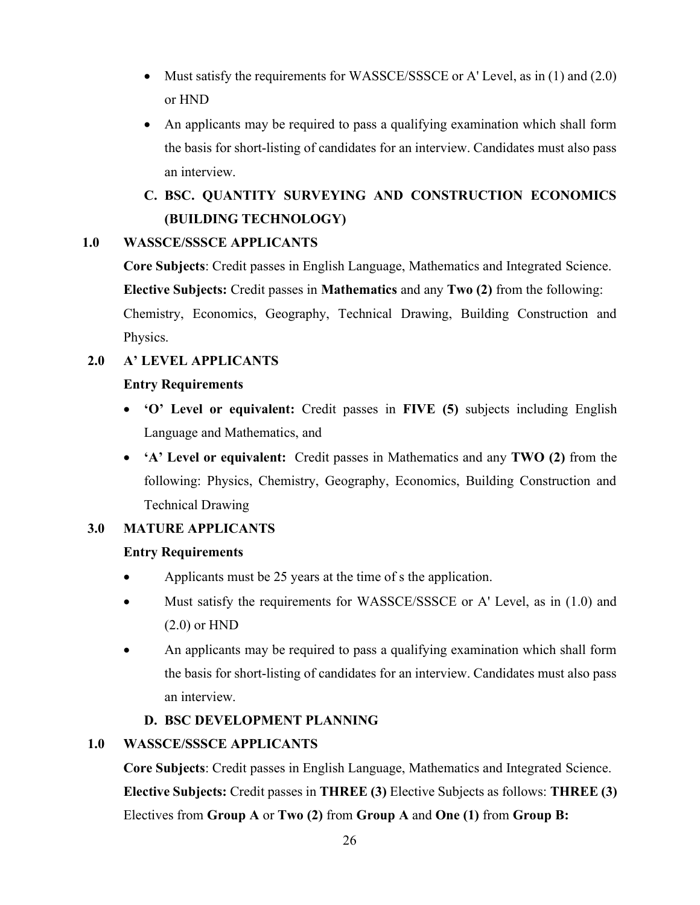- Must satisfy the requirements for WASSCE/SSSCE or A' Level, as in (1) and (2.0) or HND
- An applicants may be required to pass a qualifying examination which shall form the basis for short-listing of candidates for an interview. Candidates must also pass an interview.

## C. BSC. QUANTITY SURVEYING AND CONSTRUCTION ECONOMICS (BUILDING TECHNOLOGY)

### 1.0 WASSCE/SSSCE APPLICANTS

**Core Subjects**: Credit passes in English Language, Mathematics and Integrated Science.

**Elective Subjects:** Credit passes in **Mathematics** and any **Two (2)** from the following: Chemistry, Economics, Geography, Technical Drawing, Building Construction and Physics.

### 2.0 A' LEVEL APPLICANTS

**Entry Requirements**

- **'O' Level or equivalent:** Credit passes in **FIVE (5)** subjects including English Language and Mathematics, and
- **'A' Level or equivalent:** Credit passes in Mathematics and any **TWO (2)** from the following: Physics, Chemistry, Geography, Economics, Building Construction and Technical Drawing

### 3.0 MATURE APPLICANTS

**Entry Requirements**

- Applicants must be 25 years at the time of s the application.
- Must satisfy the requirements for WASSCE/SSSCE or A' Level, as in (1.0) and (2.0) or HND
- An applicants may be required to pass a qualifying examination which shall form the basis for short-listing of candidates for an interview. Candidates must also pass an interview.

## D. BSC DEVELOPMENT PLANNING

### 1.0 WASSCE/SSSCE APPLICANTS

**Core Subjects**: Credit passes in English Language, Mathematics and Integrated Science.

**Elective Subjects:** Credit passes in **THREE (3)** Elective Subjects as follows: **THREE (3)** Electives from **Group A** or **Two (2)** from **Group A** and **One (1)** from **Group B:**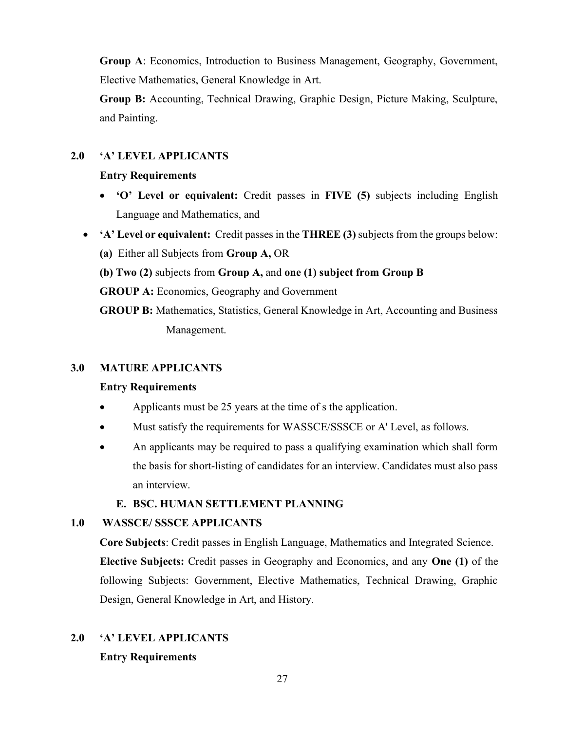**Group A**: Economics, Introduction to Business Management, Geography, Government, Elective Mathematics, General Knowledge in Art.

**Group B:** Accounting, Technical Drawing, Graphic Design, Picture Making, Sculpture, and Painting.

## 2.0 'A' LEVEL APPLICANTS

**Entry Requirements**

- **'O' Level or equivalent:** Credit passes in **FIVE (5)** subjects including English Language and Mathematics, and
- **'A' Level or equivalent:** Credit passes in the **THREE (3)** subjects from the groups below:

  **(a)** Either all Subjects from **Group A,** OR

  **(b) Two (2)** subjects from **Group A,** and **one (1) subject from Group B**

  **GROUP A:** Economics, Geography and Government

  **GROUP B:** Mathematics, Statistics, General Knowledge in Art, Accounting and Business Management.

## 3.0 MATURE APPLICANTS

**Entry Requirements**

- Applicants must be 25 years at the time of s the application.
- Must satisfy the requirements for WASSCE/SSSCE or A' Level, as follows.
- An applicants may be required to pass a qualifying examination which shall form the basis for short-listing of candidates for an interview. Candidates must also pass an interview.

### E. BSC. HUMAN SETTLEMENT PLANNING

## 1.0 WASSCE/ SSSCE APPLICANTS

**Core Subjects**: Credit passes in English Language, Mathematics and Integrated Science.

**Elective Subjects:** Credit passes in Geography and Economics, and any **One (1)** of the following Subjects: Government, Elective Mathematics, Technical Drawing, Graphic Design, General Knowledge in Art, and History.

## 2.0 'A' LEVEL APPLICANTS

**Entry Requirements**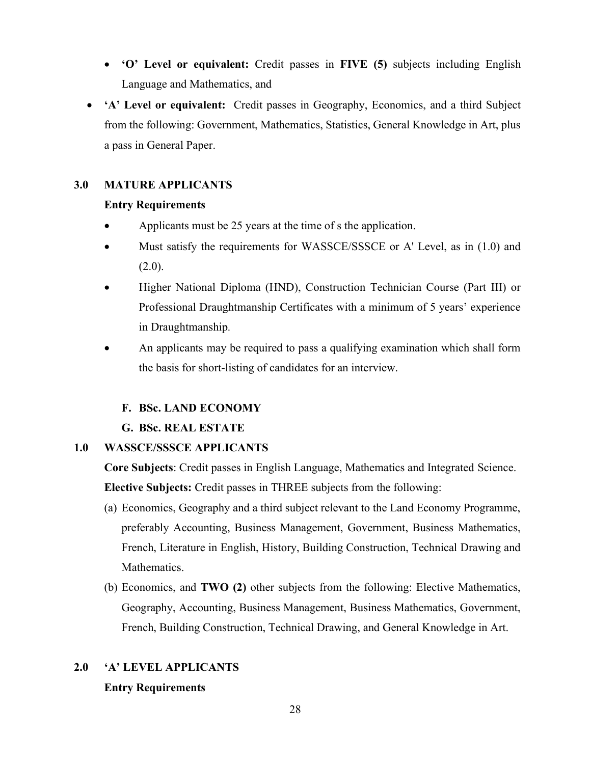- **'O' Level or equivalent:** Credit passes in **FIVE (5)** subjects including English Language and Mathematics, and

- **'A' Level or equivalent:** Credit passes in Geography, Economics, and a third Subject from the following: Government, Mathematics, Statistics, General Knowledge in Art, plus a pass in General Paper.

**3.0 MATURE APPLICANTS**

**Entry Requirements**

- Applicants must be 25 years at the time of s the application.
- Must satisfy the requirements for WASSCE/SSSCE or A' Level, as in (1.0) and (2.0).
- Higher National Diploma (HND), Construction Technician Course (Part III) or Professional Draughtmanship Certificates with a minimum of 5 years' experience in Draughtmanship.
- An applicants may be required to pass a qualifying examination which shall form the basis for short-listing of candidates for an interview.

**F. BSc. LAND ECONOMY**

**G. BSc. REAL ESTATE**

**1.0 WASSCE/SSSCE APPLICANTS**

**Core Subjects**: Credit passes in English Language, Mathematics and Integrated Science.

**Elective Subjects:** Credit passes in THREE subjects from the following:

(a) Economics, Geography and a third subject relevant to the Land Economy Programme, preferably Accounting, Business Management, Government, Business Mathematics, French, Literature in English, History, Building Construction, Technical Drawing and Mathematics.

(b) Economics, and **TWO (2)** other subjects from the following: Elective Mathematics, Geography, Accounting, Business Management, Business Mathematics, Government, French, Building Construction, Technical Drawing, and General Knowledge in Art.

**2.0 'A' LEVEL APPLICANTS**

**Entry Requirements**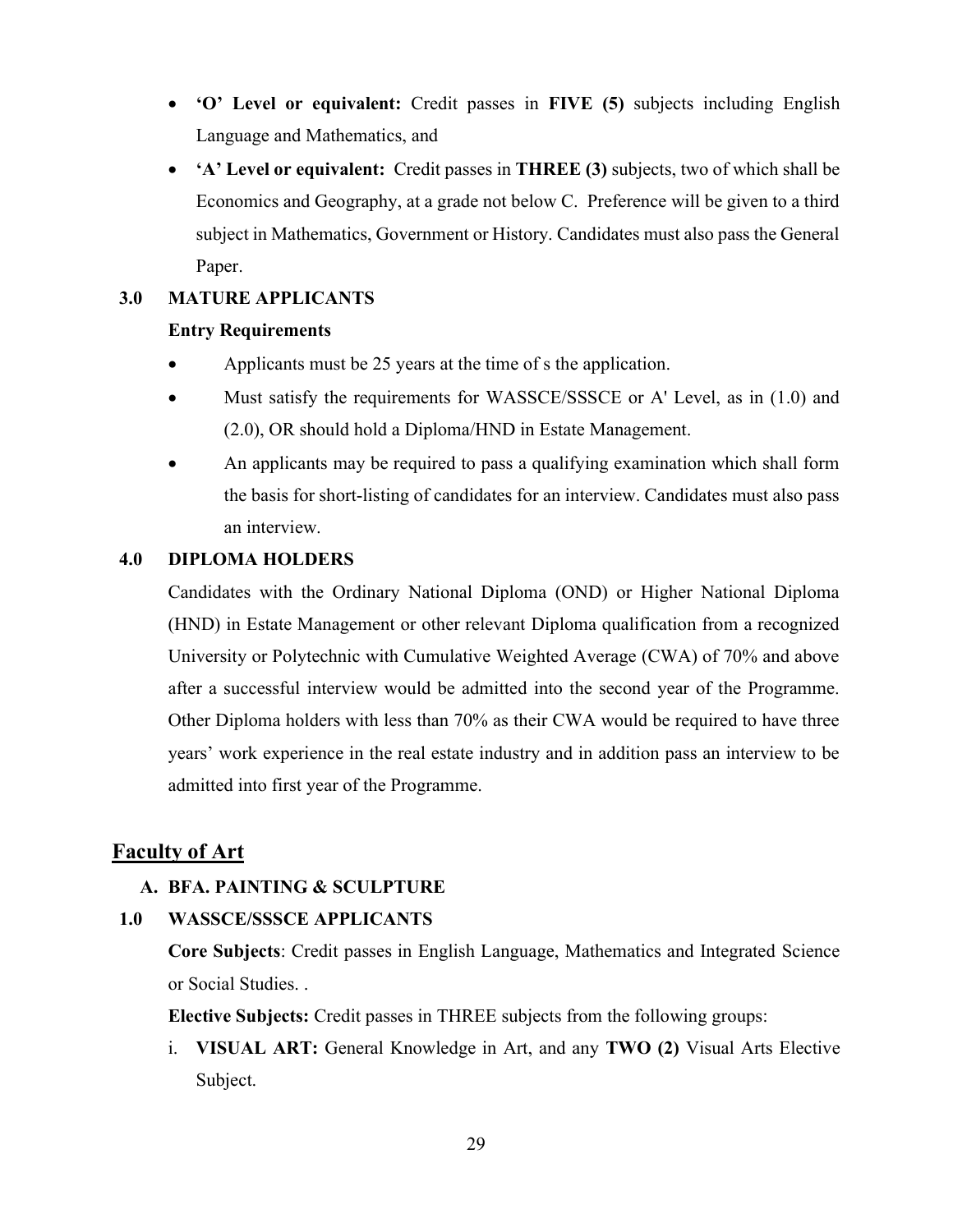- **'O' Level or equivalent:** Credit passes in **FIVE (5)** subjects including English Language and Mathematics, and
- **'A' Level or equivalent:** Credit passes in **THREE (3)** subjects, two of which shall be Economics and Geography, at a grade not below C. Preference will be given to a third subject in Mathematics, Government or History. Candidates must also pass the General Paper.

**3.0 MATURE APPLICANTS**

**Entry Requirements**

- Applicants must be 25 years at the time of s the application.
- Must satisfy the requirements for WASSCE/SSSCE or A' Level, as in (1.0) and (2.0), OR should hold a Diploma/HND in Estate Management.
- An applicants may be required to pass a qualifying examination which shall form the basis for short-listing of candidates for an interview. Candidates must also pass an interview.

**4.0 DIPLOMA HOLDERS**

Candidates with the Ordinary National Diploma (OND) or Higher National Diploma (HND) in Estate Management or other relevant Diploma qualification from a recognized University or Polytechnic with Cumulative Weighted Average (CWA) of 70% and above after a successful interview would be admitted into the second year of the Programme. Other Diploma holders with less than 70% as their CWA would be required to have three years' work experience in the real estate industry and in addition pass an interview to be admitted into first year of the Programme.

## Faculty of Art

**A. BFA. PAINTING & SCULPTURE**

**1.0 WASSCE/SSSCE APPLICANTS**

**Core Subjects**: Credit passes in English Language, Mathematics and Integrated Science or Social Studies. .

**Elective Subjects:** Credit passes in THREE subjects from the following groups:

i. **VISUAL ART:** General Knowledge in Art, and any **TWO (2)** Visual Arts Elective Subject.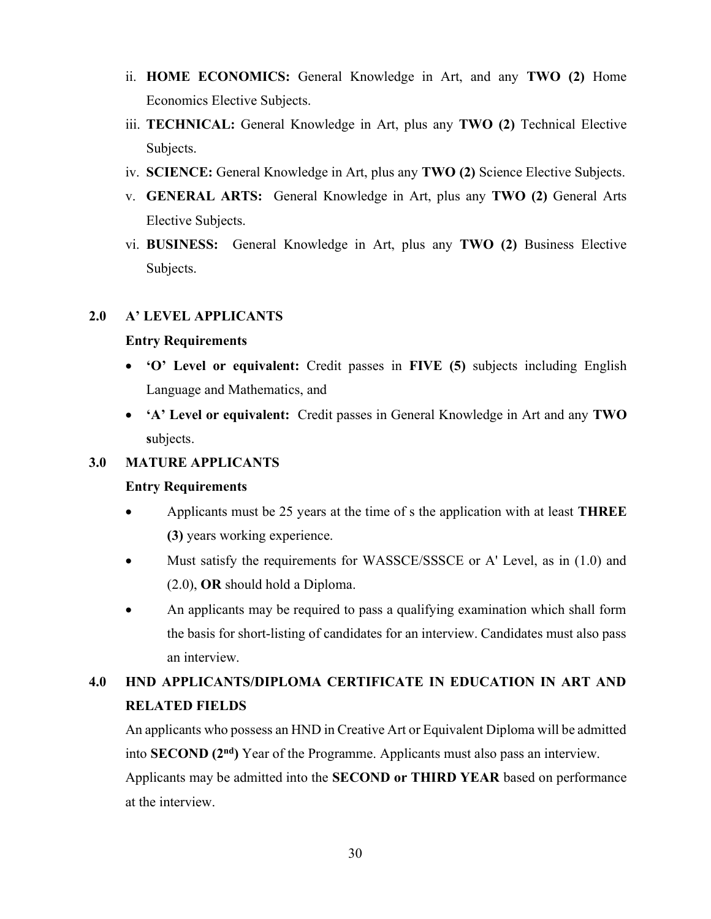ii. **HOME ECONOMICS:** General Knowledge in Art, and any **TWO (2)** Home Economics Elective Subjects.

iii. **TECHNICAL:** General Knowledge in Art, plus any **TWO (2)** Technical Elective Subjects.

iv. **SCIENCE:** General Knowledge in Art, plus any **TWO (2)** Science Elective Subjects.

v. **GENERAL ARTS:** General Knowledge in Art, plus any **TWO (2)** General Arts Elective Subjects.

vi. **BUSINESS:** General Knowledge in Art, plus any **TWO (2)** Business Elective Subjects.

## 2.0 A' LEVEL APPLICANTS

**Entry Requirements**

- **'O' Level or equivalent:** Credit passes in **FIVE (5)** subjects including English Language and Mathematics, and
- **'A' Level or equivalent:** Credit passes in General Knowledge in Art and any **TWO s**ubjects.

## 3.0 MATURE APPLICANTS

**Entry Requirements**

- Applicants must be 25 years at the time of s the application with at least **THREE (3)** years working experience.
- Must satisfy the requirements for WASSCE/SSSCE or A' Level, as in (1.0) and (2.0), **OR** should hold a Diploma.
- An applicants may be required to pass a qualifying examination which shall form the basis for short-listing of candidates for an interview. Candidates must also pass an interview.

## 4.0 HND APPLICANTS/DIPLOMA CERTIFICATE IN EDUCATION IN ART AND RELATED FIELDS

An applicants who possess an HND in Creative Art or Equivalent Diploma will be admitted into **SECOND (2nd)** Year of the Programme. Applicants must also pass an interview.

Applicants may be admitted into the **SECOND or THIRD YEAR** based on performance at the interview.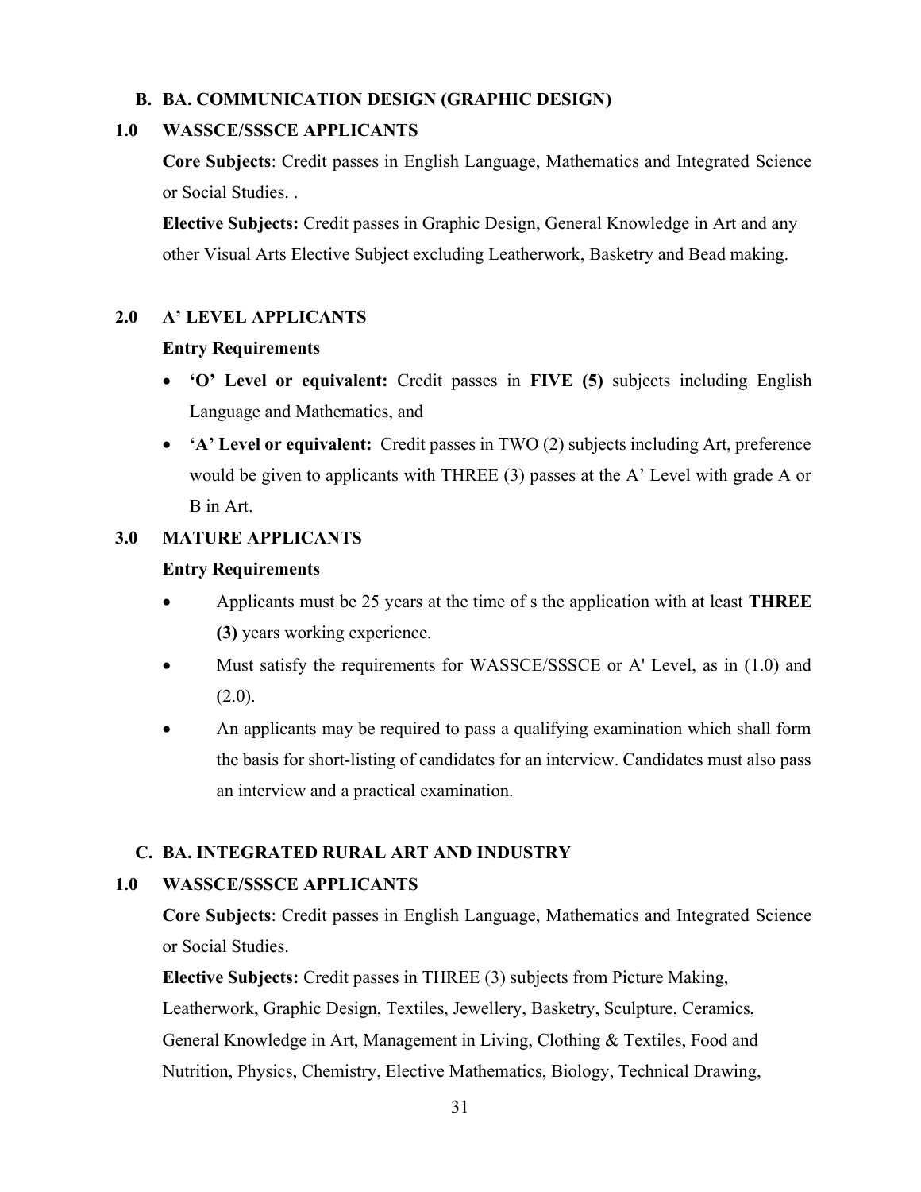## B. BA. COMMUNICATION DESIGN (GRAPHIC DESIGN)

### 1.0 WASSCE/SSSCE APPLICANTS

**Core Subjects**: Credit passes in English Language, Mathematics and Integrated Science or Social Studies. .

**Elective Subjects:** Credit passes in Graphic Design, General Knowledge in Art and any other Visual Arts Elective Subject excluding Leatherwork, Basketry and Bead making.

### 2.0 A' LEVEL APPLICANTS

**Entry Requirements**

- **'O' Level or equivalent:** Credit passes in **FIVE (5)** subjects including English Language and Mathematics, and
- **'A' Level or equivalent:** Credit passes in TWO (2) subjects including Art, preference would be given to applicants with THREE (3) passes at the A' Level with grade A or B in Art.

### 3.0 MATURE APPLICANTS

**Entry Requirements**

- Applicants must be 25 years at the time of s the application with at least **THREE (3)** years working experience.
- Must satisfy the requirements for WASSCE/SSSCE or A' Level, as in (1.0) and (2.0).
- An applicants may be required to pass a qualifying examination which shall form the basis for short-listing of candidates for an interview. Candidates must also pass an interview and a practical examination.

## C. BA. INTEGRATED RURAL ART AND INDUSTRY

### 1.0 WASSCE/SSSCE APPLICANTS

**Core Subjects**: Credit passes in English Language, Mathematics and Integrated Science or Social Studies.

**Elective Subjects:** Credit passes in THREE (3) subjects from Picture Making, Leatherwork, Graphic Design, Textiles, Jewellery, Basketry, Sculpture, Ceramics, General Knowledge in Art, Management in Living, Clothing & Textiles, Food and Nutrition, Physics, Chemistry, Elective Mathematics, Biology, Technical Drawing,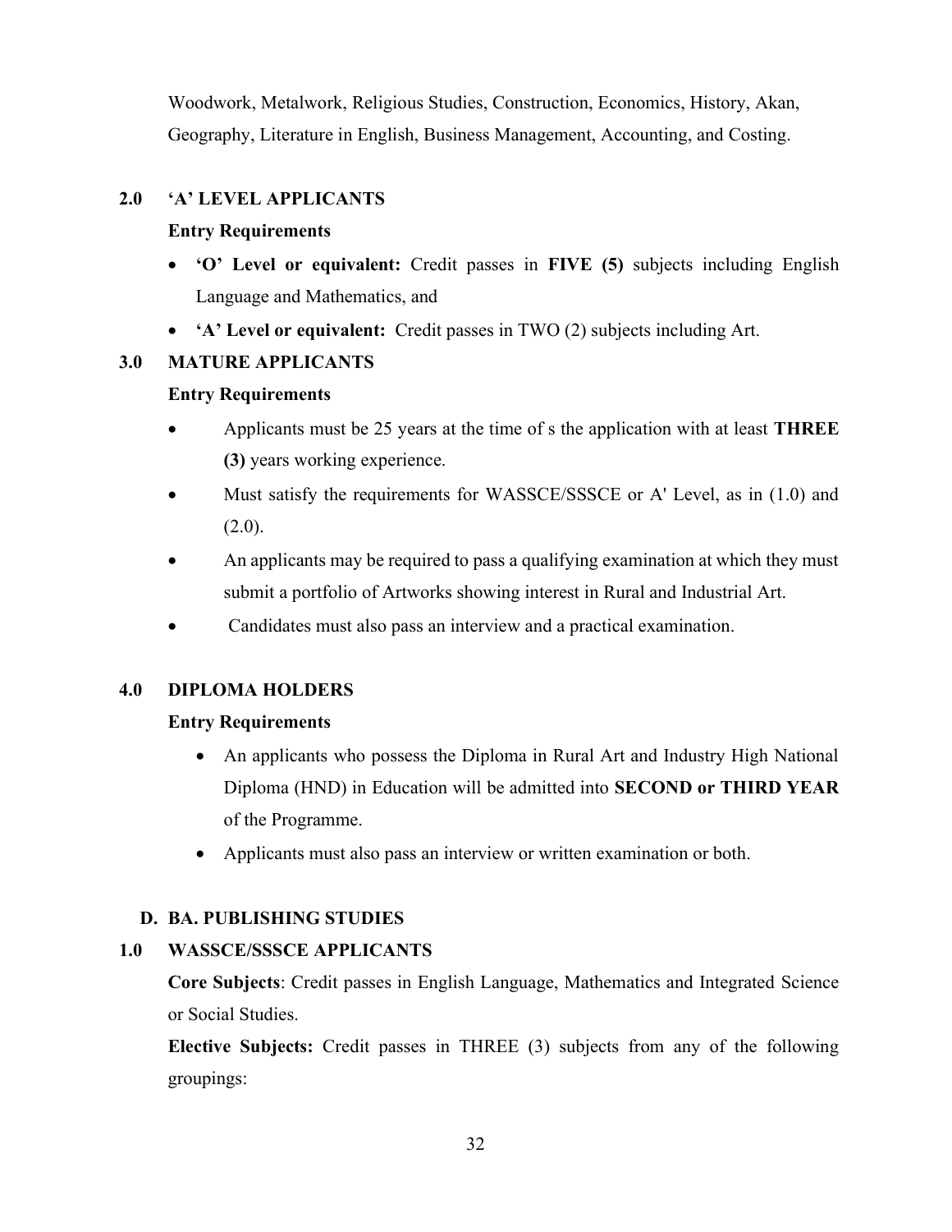Woodwork, Metalwork, Religious Studies, Construction, Economics, History, Akan, Geography, Literature in English, Business Management, Accounting, and Costing.

## 2.0 'A' LEVEL APPLICANTS

**Entry Requirements**

- **'O' Level or equivalent:** Credit passes in **FIVE (5)** subjects including English Language and Mathematics, and
- **'A' Level or equivalent:** Credit passes in TWO (2) subjects including Art.

## 3.0 MATURE APPLICANTS

**Entry Requirements**

- Applicants must be 25 years at the time of s the application with at least **THREE (3)** years working experience.
- Must satisfy the requirements for WASSCE/SSSCE or A' Level, as in (1.0) and (2.0).
- An applicants may be required to pass a qualifying examination at which they must submit a portfolio of Artworks showing interest in Rural and Industrial Art.
- Candidates must also pass an interview and a practical examination.

## 4.0 DIPLOMA HOLDERS

**Entry Requirements**

- An applicants who possess the Diploma in Rural Art and Industry High National Diploma (HND) in Education will be admitted into **SECOND or THIRD YEAR** of the Programme.
- Applicants must also pass an interview or written examination or both.

## D. BA. PUBLISHING STUDIES

## 1.0 WASSCE/SSSCE APPLICANTS

**Core Subjects**: Credit passes in English Language, Mathematics and Integrated Science or Social Studies.

**Elective Subjects:** Credit passes in THREE (3) subjects from any of the following groupings: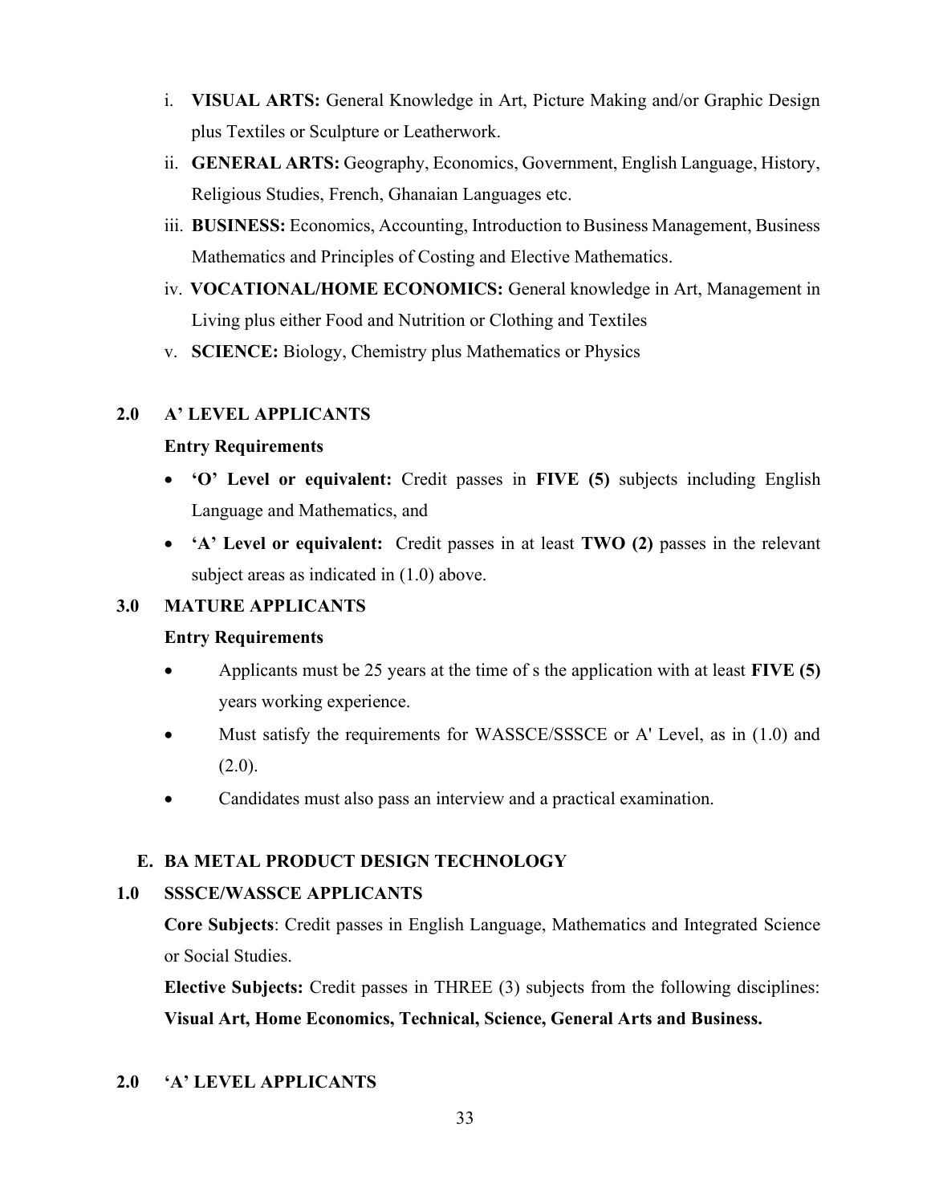i. **VISUAL ARTS:** General Knowledge in Art, Picture Making and/or Graphic Design plus Textiles or Sculpture or Leatherwork.
ii. **GENERAL ARTS:** Geography, Economics, Government, English Language, History, Religious Studies, French, Ghanaian Languages etc.
iii. **BUSINESS:** Economics, Accounting, Introduction to Business Management, Business Mathematics and Principles of Costing and Elective Mathematics.
iv. **VOCATIONAL/HOME ECONOMICS:** General knowledge in Art, Management in Living plus either Food and Nutrition or Clothing and Textiles
v. **SCIENCE:** Biology, Chemistry plus Mathematics or Physics

### 2.0 A' LEVEL APPLICANTS

**Entry Requirements**

- **'O' Level or equivalent:** Credit passes in **FIVE (5)** subjects including English Language and Mathematics, and
- **'A' Level or equivalent:** Credit passes in at least **TWO (2)** passes in the relevant subject areas as indicated in (1.0) above.

### 3.0 MATURE APPLICANTS

**Entry Requirements**

- Applicants must be 25 years at the time of s the application with at least **FIVE (5)** years working experience.
- Must satisfy the requirements for WASSCE/SSSCE or A' Level, as in (1.0) and (2.0).
- Candidates must also pass an interview and a practical examination.

## E. BA METAL PRODUCT DESIGN TECHNOLOGY

### 1.0 SSSCE/WASSCE APPLICANTS

**Core Subjects**: Credit passes in English Language, Mathematics and Integrated Science or Social Studies.

**Elective Subjects:** Credit passes in THREE (3) subjects from the following disciplines: **Visual Art, Home Economics, Technical, Science, General Arts and Business.**

### 2.0 'A' LEVEL APPLICANTS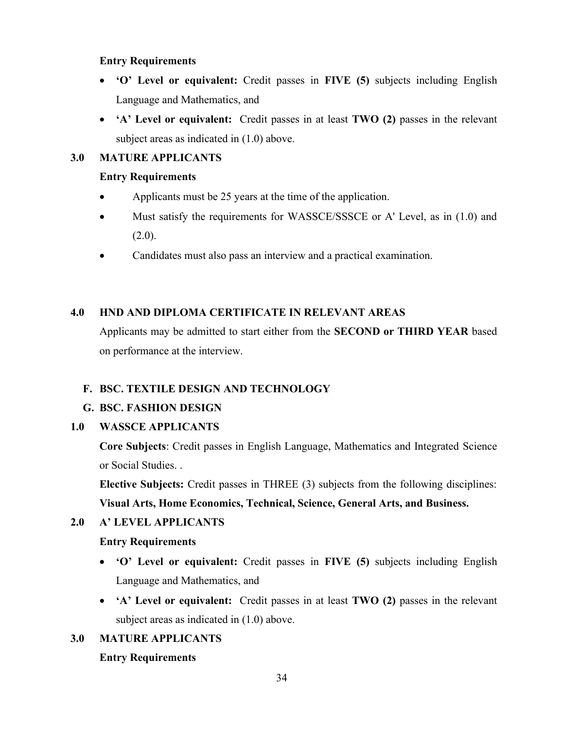**Entry Requirements**

- **'O' Level or equivalent:** Credit passes in **FIVE (5)** subjects including English Language and Mathematics, and
- **'A' Level or equivalent:** Credit passes in at least **TWO (2)** passes in the relevant subject areas as indicated in (1.0) above.

### 3.0 MATURE APPLICANTS

**Entry Requirements**

- Applicants must be 25 years at the time of the application.
- Must satisfy the requirements for WASSCE/SSSCE or A' Level, as in (1.0) and (2.0).
- Candidates must also pass an interview and a practical examination.

### 4.0 HND AND DIPLOMA CERTIFICATE IN RELEVANT AREAS

Applicants may be admitted to start either from the **SECOND or THIRD YEAR** based on performance at the interview.

## F. BSC. TEXTILE DESIGN AND TECHNOLOGY

## G. BSC. FASHION DESIGN

### 1.0 WASSCE APPLICANTS

**Core Subjects**: Credit passes in English Language, Mathematics and Integrated Science or Social Studies. .

**Elective Subjects:** Credit passes in THREE (3) subjects from the following disciplines: **Visual Arts, Home Economics, Technical, Science, General Arts, and Business.**

### 2.0 A' LEVEL APPLICANTS

**Entry Requirements**

- **'O' Level or equivalent:** Credit passes in **FIVE (5)** subjects including English Language and Mathematics, and
- **'A' Level or equivalent:** Credit passes in at least **TWO (2)** passes in the relevant subject areas as indicated in (1.0) above.

### 3.0 MATURE APPLICANTS

**Entry Requirements**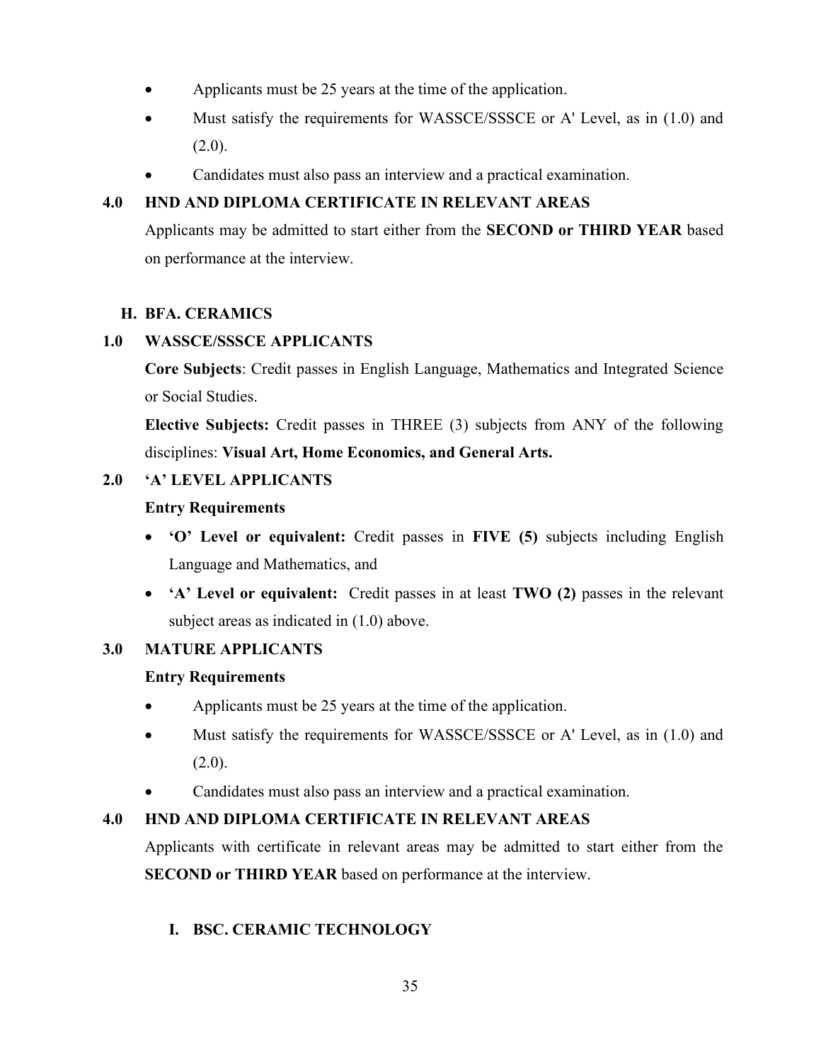- Applicants must be 25 years at the time of the application.
- Must satisfy the requirements for WASSCE/SSSCE or A' Level, as in (1.0) and (2.0).
- Candidates must also pass an interview and a practical examination.

### 4.0 HND AND DIPLOMA CERTIFICATE IN RELEVANT AREAS

Applicants may be admitted to start either from the **SECOND or THIRD YEAR** based on performance at the interview.

## H. BFA. CERAMICS

### 1.0 WASSCE/SSSCE APPLICANTS

**Core Subjects**: Credit passes in English Language, Mathematics and Integrated Science or Social Studies.

**Elective Subjects:** Credit passes in THREE (3) subjects from ANY of the following disciplines: **Visual Art, Home Economics, and General Arts.**

### 2.0 'A' LEVEL APPLICANTS

**Entry Requirements**

- **'O' Level or equivalent:** Credit passes in **FIVE (5)** subjects including English Language and Mathematics, and
- **'A' Level or equivalent:** Credit passes in at least **TWO (2)** passes in the relevant subject areas as indicated in (1.0) above.

### 3.0 MATURE APPLICANTS

**Entry Requirements**

- Applicants must be 25 years at the time of the application.
- Must satisfy the requirements for WASSCE/SSSCE or A' Level, as in (1.0) and (2.0).
- Candidates must also pass an interview and a practical examination.

### 4.0 HND AND DIPLOMA CERTIFICATE IN RELEVANT AREAS

Applicants with certificate in relevant areas may be admitted to start either from the **SECOND or THIRD YEAR** based on performance at the interview.

## I. BSC. CERAMIC TECHNOLOGY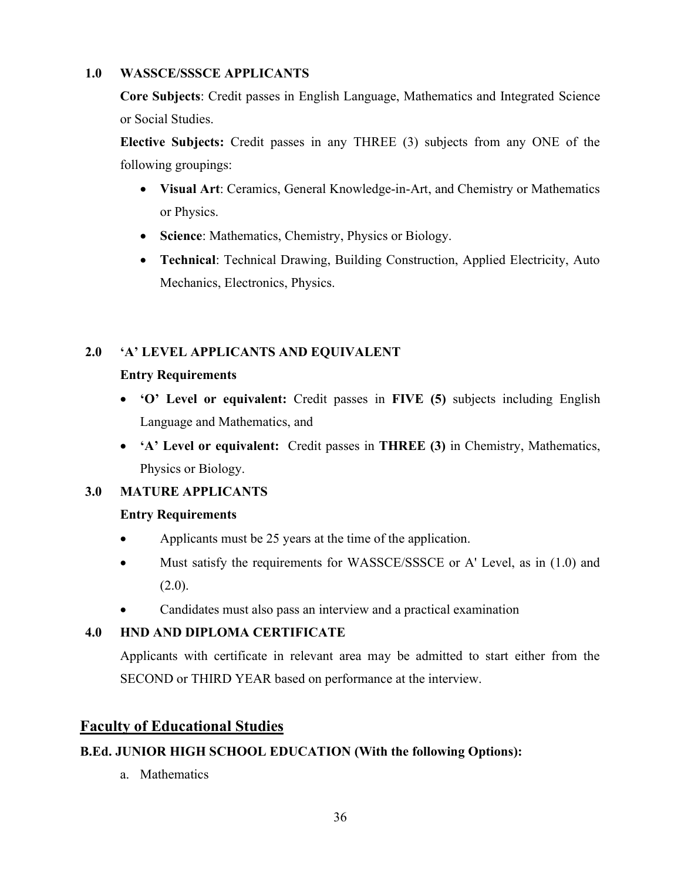**1.0 WASSCE/SSSCE APPLICANTS**

**Core Subjects**: Credit passes in English Language, Mathematics and Integrated Science or Social Studies.

**Elective Subjects:** Credit passes in any THREE (3) subjects from any ONE of the following groupings:

- **Visual Art**: Ceramics, General Knowledge-in-Art, and Chemistry or Mathematics or Physics.
- **Science**: Mathematics, Chemistry, Physics or Biology.
- **Technical**: Technical Drawing, Building Construction, Applied Electricity, Auto Mechanics, Electronics, Physics.

**2.0 'A' LEVEL APPLICANTS AND EQUIVALENT**

**Entry Requirements**

- **'O' Level or equivalent:** Credit passes in **FIVE (5)** subjects including English Language and Mathematics, and
- **'A' Level or equivalent:** Credit passes in **THREE (3)** in Chemistry, Mathematics, Physics or Biology.

**3.0 MATURE APPLICANTS**

**Entry Requirements**

- Applicants must be 25 years at the time of the application.
- Must satisfy the requirements for WASSCE/SSSCE or A' Level, as in (1.0) and (2.0).
- Candidates must also pass an interview and a practical examination

**4.0 HND AND DIPLOMA CERTIFICATE**

Applicants with certificate in relevant area may be admitted to start either from the SECOND or THIRD YEAR based on performance at the interview.

## Faculty of Educational Studies

**B.Ed. JUNIOR HIGH SCHOOL EDUCATION (With the following Options):**

a. Mathematics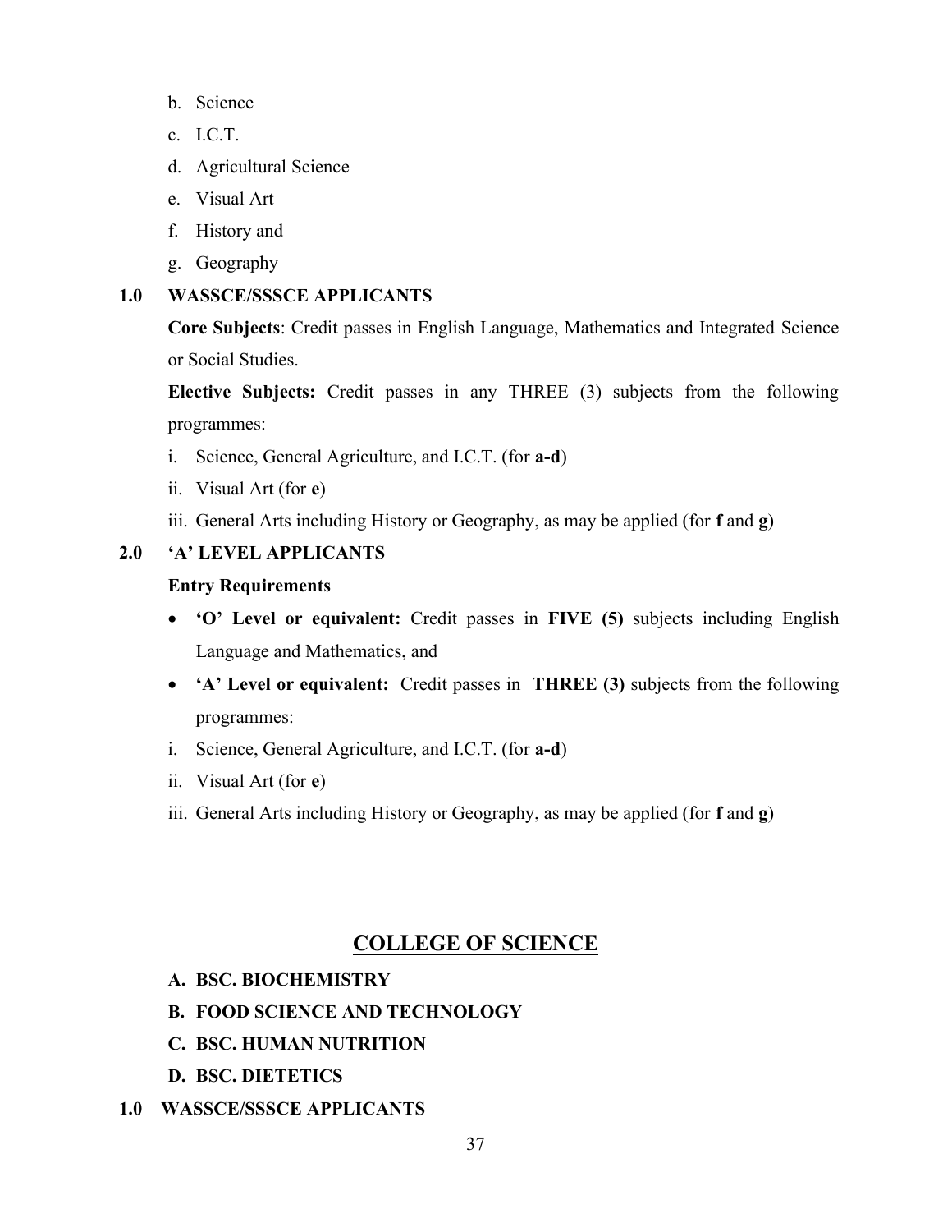b. Science
c. I.C.T.
d. Agricultural Science
e. Visual Art
f. History and
g. Geography

### 1.0 WASSCE/SSSCE APPLICANTS

**Core Subjects**: Credit passes in English Language, Mathematics and Integrated Science or Social Studies.

**Elective Subjects:** Credit passes in any THREE (3) subjects from the following programmes:

i. Science, General Agriculture, and I.C.T. (for **a-d**)
ii. Visual Art (for **e**)
iii. General Arts including History or Geography, as may be applied (for **f** and **g**)

### 2.0 'A' LEVEL APPLICANTS

**Entry Requirements**

- **'O' Level or equivalent:** Credit passes in **FIVE (5)** subjects including English Language and Mathematics, and
- **'A' Level or equivalent:** Credit passes in **THREE (3)** subjects from the following programmes:

i. Science, General Agriculture, and I.C.T. (for **a-d**)
ii. Visual Art (for **e**)
iii. General Arts including History or Geography, as may be applied (for **f** and **g**)

## COLLEGE OF SCIENCE

**A. BSC. BIOCHEMISTRY**
**B. FOOD SCIENCE AND TECHNOLOGY**
**C. BSC. HUMAN NUTRITION**
**D. BSC. DIETETICS**

### 1.0 WASSCE/SSSCE APPLICANTS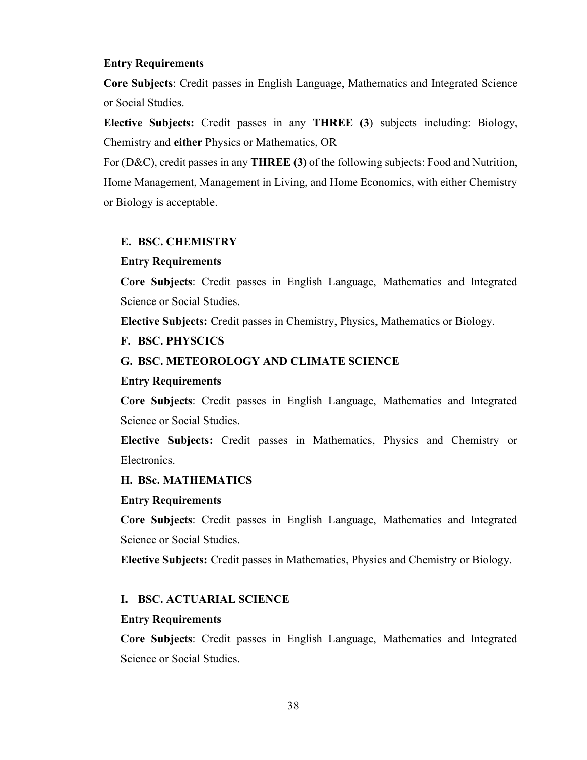**Entry Requirements**

**Core Subjects**: Credit passes in English Language, Mathematics and Integrated Science or Social Studies.

**Elective Subjects:** Credit passes in any **THREE (3**) subjects including: Biology, Chemistry and **either** Physics or Mathematics, OR

For (D&C), credit passes in any **THREE (3)** of the following subjects: Food and Nutrition, Home Management, Management in Living, and Home Economics, with either Chemistry or Biology is acceptable.

### E. BSC. CHEMISTRY

**Entry Requirements**

**Core Subjects**: Credit passes in English Language, Mathematics and Integrated Science or Social Studies.

**Elective Subjects:** Credit passes in Chemistry, Physics, Mathematics or Biology.

### F. BSC. PHYSCICS

### G. BSC. METEOROLOGY AND CLIMATE SCIENCE

**Entry Requirements**

**Core Subjects**: Credit passes in English Language, Mathematics and Integrated Science or Social Studies.

**Elective Subjects:** Credit passes in Mathematics, Physics and Chemistry or Electronics.

### H. BSc. MATHEMATICS

**Entry Requirements**

**Core Subjects**: Credit passes in English Language, Mathematics and Integrated Science or Social Studies.

**Elective Subjects:** Credit passes in Mathematics, Physics and Chemistry or Biology.

### I. BSC. ACTUARIAL SCIENCE

**Entry Requirements**

**Core Subjects**: Credit passes in English Language, Mathematics and Integrated Science or Social Studies.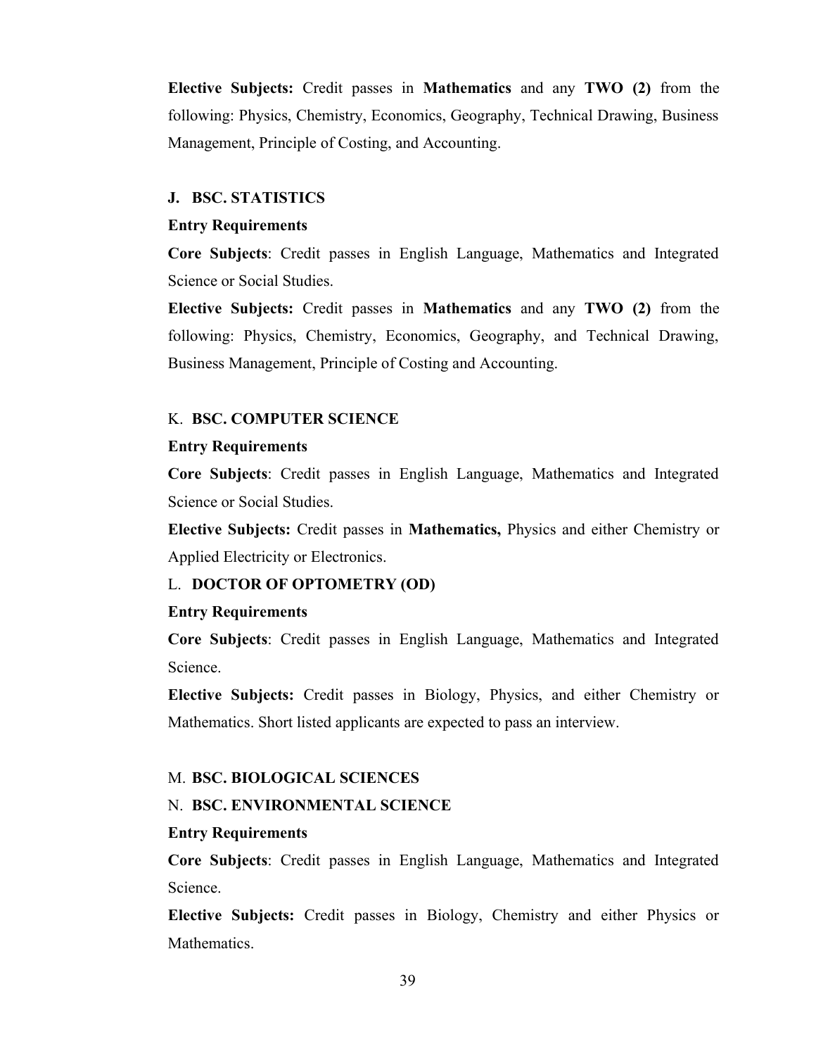**Elective Subjects:** Credit passes in **Mathematics** and any **TWO (2)** from the following: Physics, Chemistry, Economics, Geography, Technical Drawing, Business Management, Principle of Costing, and Accounting.

### J. BSC. STATISTICS

**Entry Requirements**

**Core Subjects**: Credit passes in English Language, Mathematics and Integrated Science or Social Studies.

**Elective Subjects:** Credit passes in **Mathematics** and any **TWO (2)** from the following: Physics, Chemistry, Economics, Geography, and Technical Drawing, Business Management, Principle of Costing and Accounting.

### K. BSC. COMPUTER SCIENCE

**Entry Requirements**

**Core Subjects**: Credit passes in English Language, Mathematics and Integrated Science or Social Studies.

**Elective Subjects:** Credit passes in **Mathematics,** Physics and either Chemistry or Applied Electricity or Electronics.

### L. DOCTOR OF OPTOMETRY (OD)

**Entry Requirements**

**Core Subjects**: Credit passes in English Language, Mathematics and Integrated Science.

**Elective Subjects:** Credit passes in Biology, Physics, and either Chemistry or Mathematics. Short listed applicants are expected to pass an interview.

### M. BSC. BIOLOGICAL SCIENCES

### N. BSC. ENVIRONMENTAL SCIENCE

**Entry Requirements**

**Core Subjects**: Credit passes in English Language, Mathematics and Integrated Science.

**Elective Subjects:** Credit passes in Biology, Chemistry and either Physics or Mathematics.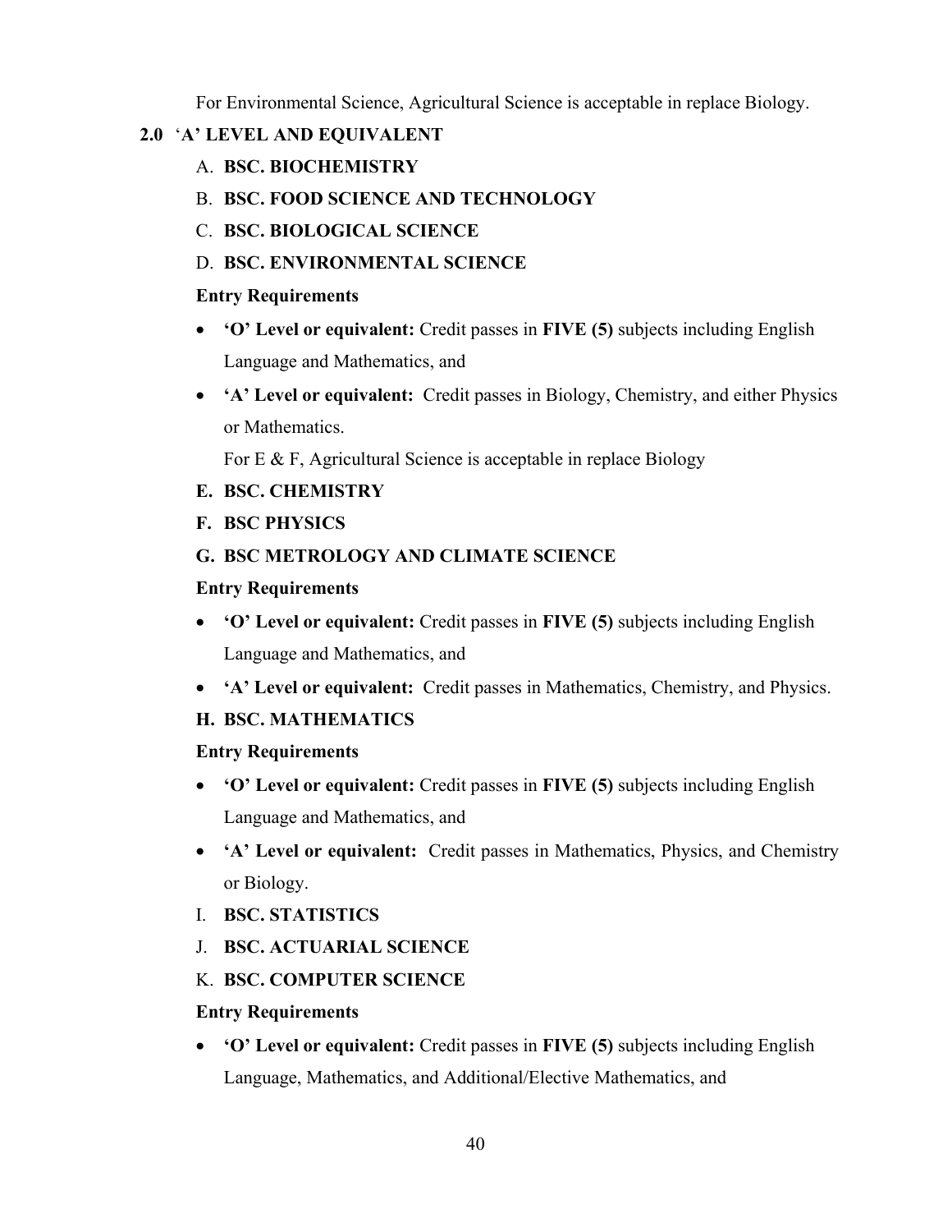For Environmental Science, Agricultural Science is acceptable in replace Biology.

## 2.0 'A' LEVEL AND EQUIVALENT

A. **BSC. BIOCHEMISTRY**

B. **BSC. FOOD SCIENCE AND TECHNOLOGY**

C. **BSC. BIOLOGICAL SCIENCE**

D. **BSC. ENVIRONMENTAL SCIENCE**

**Entry Requirements**

- **'O' Level or equivalent:** Credit passes in **FIVE (5)** subjects including English Language and Mathematics, and
- **'A' Level or equivalent:** Credit passes in Biology, Chemistry, and either Physics or Mathematics.

  For E & F, Agricultural Science is acceptable in replace Biology

**E. BSC. CHEMISTRY**

**F. BSC PHYSICS**

**G. BSC METROLOGY AND CLIMATE SCIENCE**

**Entry Requirements**

- **'O' Level or equivalent:** Credit passes in **FIVE (5)** subjects including English Language and Mathematics, and
- **'A' Level or equivalent:** Credit passes in Mathematics, Chemistry, and Physics.

**H. BSC. MATHEMATICS**

**Entry Requirements**

- **'O' Level or equivalent:** Credit passes in **FIVE (5)** subjects including English Language and Mathematics, and
- **'A' Level or equivalent:** Credit passes in Mathematics, Physics, and Chemistry or Biology.

I. **BSC. STATISTICS**

J. **BSC. ACTUARIAL SCIENCE**

K. **BSC. COMPUTER SCIENCE**

**Entry Requirements**

- **'O' Level or equivalent:** Credit passes in **FIVE (5)** subjects including English Language, Mathematics, and Additional/Elective Mathematics, and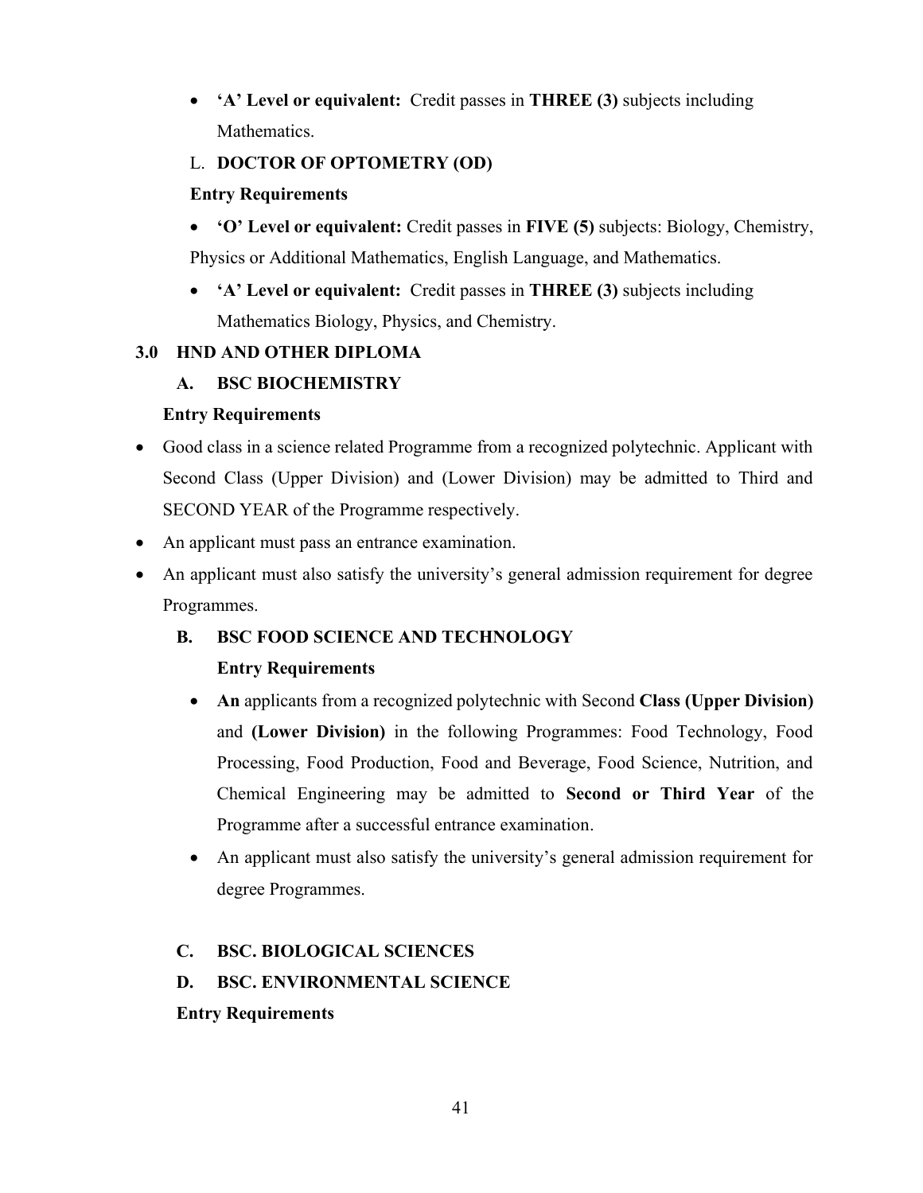- **'A' Level or equivalent:** Credit passes in **THREE (3)** subjects including Mathematics.

L. **DOCTOR OF OPTOMETRY (OD)**

**Entry Requirements**

- **'O' Level or equivalent:** Credit passes in **FIVE (5)** subjects: Biology, Chemistry, Physics or Additional Mathematics, English Language, and Mathematics.
- **'A' Level or equivalent:** Credit passes in **THREE (3)** subjects including Mathematics Biology, Physics, and Chemistry.

## 3.0 HND AND OTHER DIPLOMA

### A. BSC BIOCHEMISTRY

**Entry Requirements**

- Good class in a science related Programme from a recognized polytechnic. Applicant with Second Class (Upper Division) and (Lower Division) may be admitted to Third and SECOND YEAR of the Programme respectively.
- An applicant must pass an entrance examination.
- An applicant must also satisfy the university's general admission requirement for degree Programmes.

### B. BSC FOOD SCIENCE AND TECHNOLOGY

**Entry Requirements**

- **An** applicants from a recognized polytechnic with Second **Class (Upper Division)** and **(Lower Division)** in the following Programmes: Food Technology, Food Processing, Food Production, Food and Beverage, Food Science, Nutrition, and Chemical Engineering may be admitted to **Second or Third Year** of the Programme after a successful entrance examination.
- An applicant must also satisfy the university's general admission requirement for degree Programmes.

### C. BSC. BIOLOGICAL SCIENCES

### D. BSC. ENVIRONMENTAL SCIENCE

**Entry Requirements**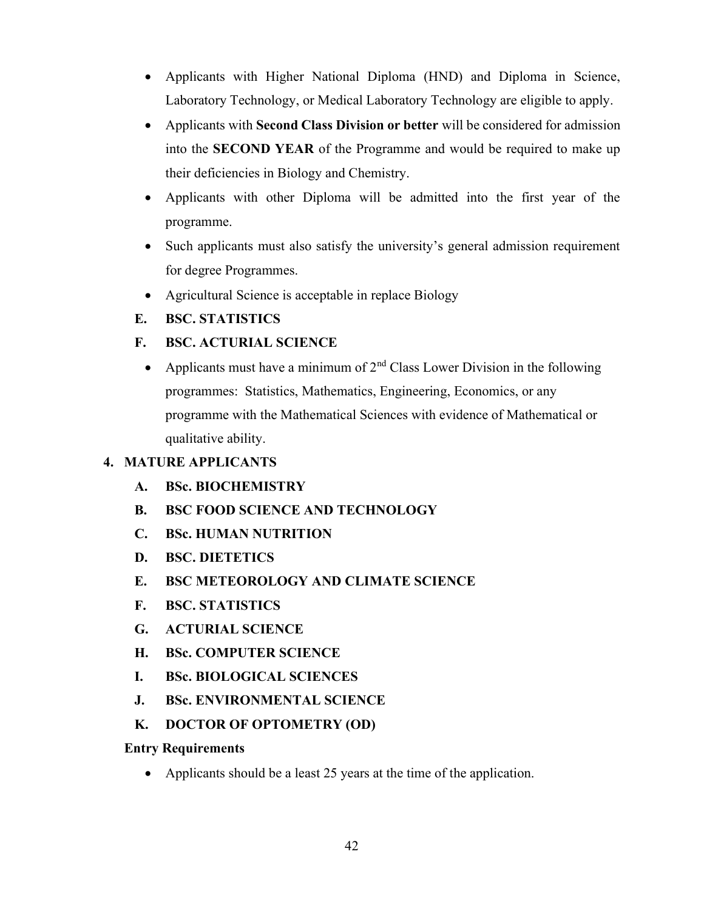- Applicants with Higher National Diploma (HND) and Diploma in Science, Laboratory Technology, or Medical Laboratory Technology are eligible to apply.
- Applicants with **Second Class Division or better** will be considered for admission into the **SECOND YEAR** of the Programme and would be required to make up their deficiencies in Biology and Chemistry.
- Applicants with other Diploma will be admitted into the first year of the programme.
- Such applicants must also satisfy the university's general admission requirement for degree Programmes.
- Agricultural Science is acceptable in replace Biology

**E. BSC. STATISTICS**

**F. BSC. ACTURIAL SCIENCE**

- Applicants must have a minimum of 2nd Class Lower Division in the following programmes: Statistics, Mathematics, Engineering, Economics, or any programme with the Mathematical Sciences with evidence of Mathematical or qualitative ability.

## 4. MATURE APPLICANTS

**A. BSc. BIOCHEMISTRY**

**B. BSC FOOD SCIENCE AND TECHNOLOGY**

**C. BSc. HUMAN NUTRITION**

**D. BSC. DIETETICS**

**E. BSC METEOROLOGY AND CLIMATE SCIENCE**

**F. BSC. STATISTICS**

**G. ACTURIAL SCIENCE**

**H. BSc. COMPUTER SCIENCE**

**I. BSc. BIOLOGICAL SCIENCES**

**J. BSc. ENVIRONMENTAL SCIENCE**

**K. DOCTOR OF OPTOMETRY (OD)**

**Entry Requirements**

- Applicants should be a least 25 years at the time of the application.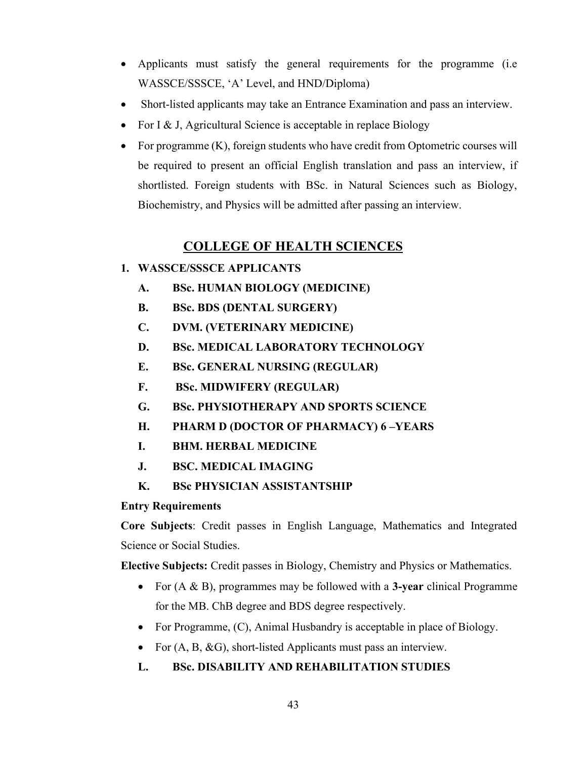- Applicants must satisfy the general requirements for the programme (i.e WASSCE/SSSCE, 'A' Level, and HND/Diploma)
- Short-listed applicants may take an Entrance Examination and pass an interview.
- For I & J, Agricultural Science is acceptable in replace Biology
- For programme (K), foreign students who have credit from Optometric courses will be required to present an official English translation and pass an interview, if shortlisted. Foreign students with BSc. in Natural Sciences such as Biology, Biochemistry, and Physics will be admitted after passing an interview.

## COLLEGE OF HEALTH SCIENCES

**1. WASSCE/SSSCE APPLICANTS**

- **A. BSc. HUMAN BIOLOGY (MEDICINE)**
- **B. BSc. BDS (DENTAL SURGERY)**
- **C. DVM. (VETERINARY MEDICINE)**
- **D. BSc. MEDICAL LABORATORY TECHNOLOGY**
- **E. BSc. GENERAL NURSING (REGULAR)**
- **F. BSc. MIDWIFERY (REGULAR)**
- **G. BSc. PHYSIOTHERAPY AND SPORTS SCIENCE**
- **H. PHARM D (DOCTOR OF PHARMACY) 6 –YEARS**
- **I. BHM. HERBAL MEDICINE**
- **J. BSC. MEDICAL IMAGING**
- **K. BSc PHYSICIAN ASSISTANTSHIP**

**Entry Requirements**

**Core Subjects**: Credit passes in English Language, Mathematics and Integrated Science or Social Studies.

**Elective Subjects:** Credit passes in Biology, Chemistry and Physics or Mathematics.

- For (A & B), programmes may be followed with a **3-year** clinical Programme for the MB. ChB degree and BDS degree respectively.
- For Programme, (C), Animal Husbandry is acceptable in place of Biology.
- For (A, B, &G), short-listed Applicants must pass an interview.

**L. BSc. DISABILITY AND REHABILITATION STUDIES**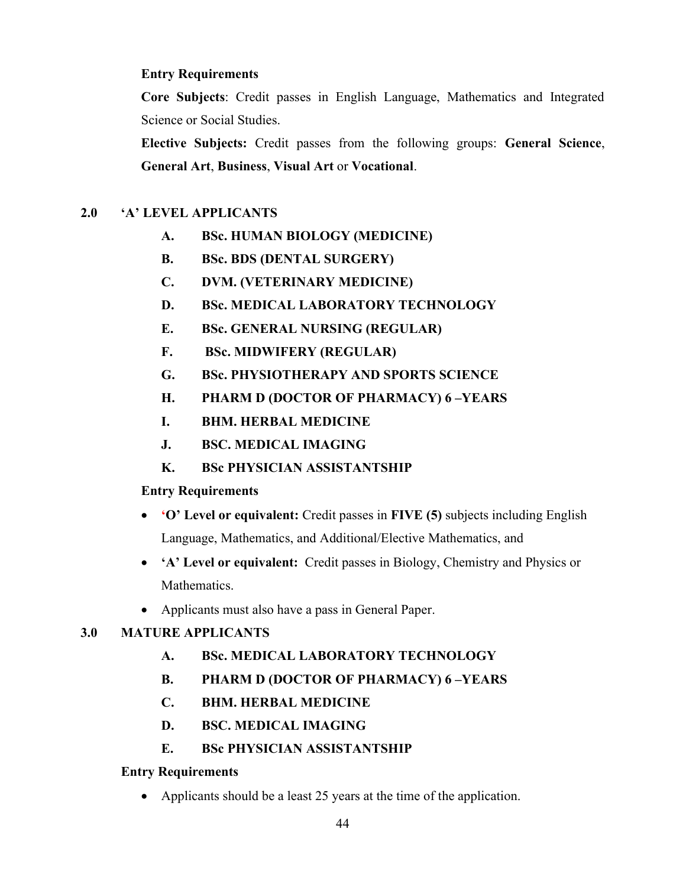**Entry Requirements**

**Core Subjects**: Credit passes in English Language, Mathematics and Integrated Science or Social Studies.

**Elective Subjects:** Credit passes from the following groups: **General Science**, **General Art**, **Business**, **Visual Art** or **Vocational**.

## 2.0 'A' LEVEL APPLICANTS

- **A. BSc. HUMAN BIOLOGY (MEDICINE)**
- **B. BSc. BDS (DENTAL SURGERY)**
- **C. DVM. (VETERINARY MEDICINE)**
- **D. BSc. MEDICAL LABORATORY TECHNOLOGY**
- **E. BSc. GENERAL NURSING (REGULAR)**
- **F. BSc. MIDWIFERY (REGULAR)**
- **G. BSc. PHYSIOTHERAPY AND SPORTS SCIENCE**
- **H. PHARM D (DOCTOR OF PHARMACY) 6 –YEARS**
- **I. BHM. HERBAL MEDICINE**
- **J. BSC. MEDICAL IMAGING**
- **K. BSc PHYSICIAN ASSISTANTSHIP**

**Entry Requirements**

- **'O' Level or equivalent:** Credit passes in **FIVE (5)** subjects including English Language, Mathematics, and Additional/Elective Mathematics, and
- **'A' Level or equivalent:** Credit passes in Biology, Chemistry and Physics or Mathematics.
- Applicants must also have a pass in General Paper.

## 3.0 MATURE APPLICANTS

- **A. BSc. MEDICAL LABORATORY TECHNOLOGY**
- **B. PHARM D (DOCTOR OF PHARMACY) 6 –YEARS**
- **C. BHM. HERBAL MEDICINE**
- **D. BSC. MEDICAL IMAGING**
- **E. BSc PHYSICIAN ASSISTANTSHIP**

**Entry Requirements**

- Applicants should be a least 25 years at the time of the application.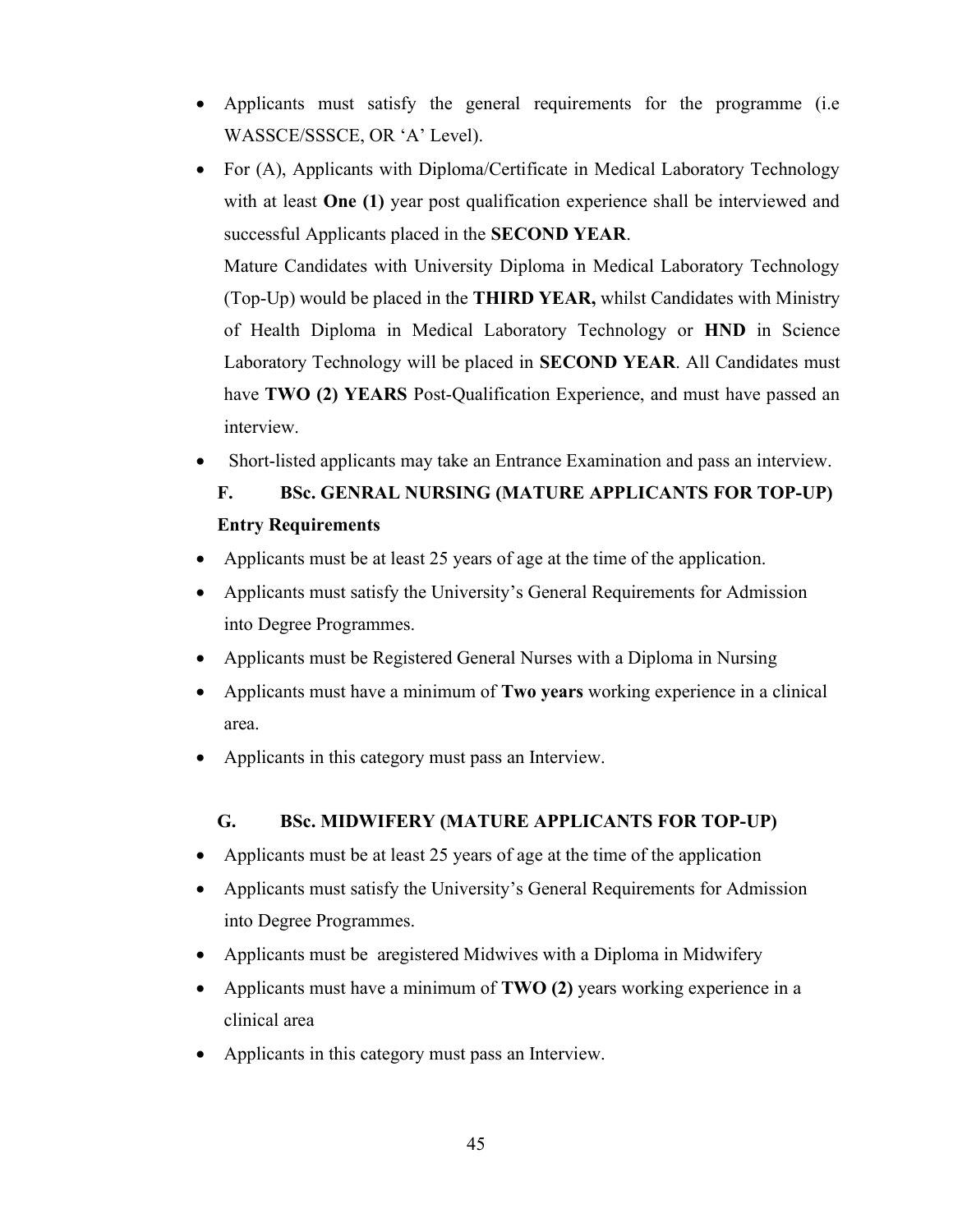- Applicants must satisfy the general requirements for the programme (i.e WASSCE/SSSCE, OR 'A' Level).
- For (A), Applicants with Diploma/Certificate in Medical Laboratory Technology with at least **One (1)** year post qualification experience shall be interviewed and successful Applicants placed in the **SECOND YEAR**.

  Mature Candidates with University Diploma in Medical Laboratory Technology (Top-Up) would be placed in the **THIRD YEAR,** whilst Candidates with Ministry of Health Diploma in Medical Laboratory Technology or **HND** in Science Laboratory Technology will be placed in **SECOND YEAR**. All Candidates must have **TWO (2) YEARS** Post-Qualification Experience, and must have passed an interview.
- Short-listed applicants may take an Entrance Examination and pass an interview.

### F. BSc. GENRAL NURSING (MATURE APPLICANTS FOR TOP-UP)

**Entry Requirements**

- Applicants must be at least 25 years of age at the time of the application.
- Applicants must satisfy the University's General Requirements for Admission into Degree Programmes.
- Applicants must be Registered General Nurses with a Diploma in Nursing
- Applicants must have a minimum of **Two years** working experience in a clinical area.
- Applicants in this category must pass an Interview.

### G. BSc. MIDWIFERY (MATURE APPLICANTS FOR TOP-UP)

- Applicants must be at least 25 years of age at the time of the application
- Applicants must satisfy the University's General Requirements for Admission into Degree Programmes.
- Applicants must be aregistered Midwives with a Diploma in Midwifery
- Applicants must have a minimum of **TWO (2)** years working experience in a clinical area
- Applicants in this category must pass an Interview.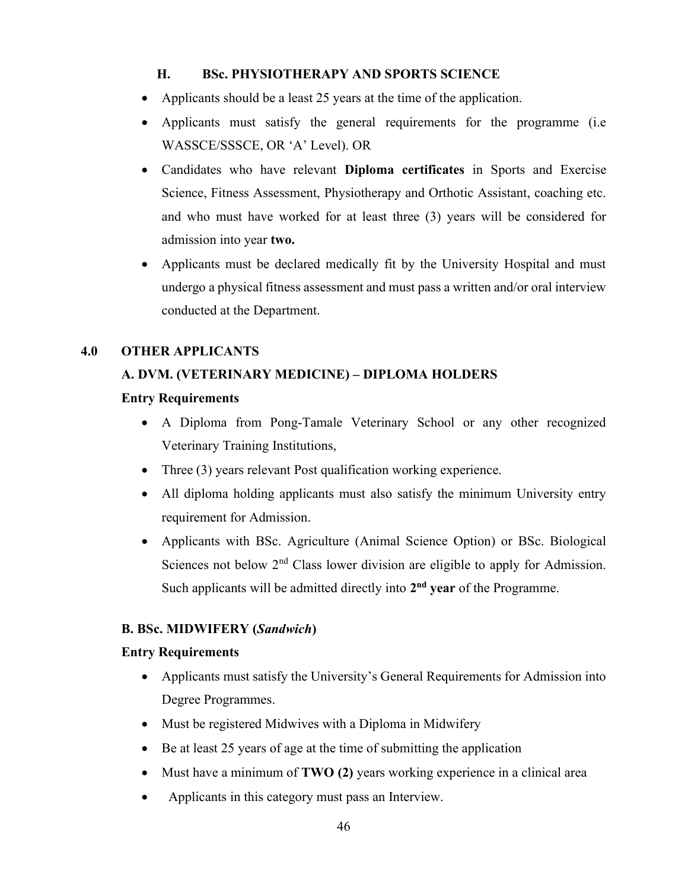### H. BSc. PHYSIOTHERAPY AND SPORTS SCIENCE

- Applicants should be a least 25 years at the time of the application.
- Applicants must satisfy the general requirements for the programme (i.e WASSCE/SSSCE, OR 'A' Level). OR
- Candidates who have relevant **Diploma certificates** in Sports and Exercise Science, Fitness Assessment, Physiotherapy and Orthotic Assistant, coaching etc. and who must have worked for at least three (3) years will be considered for admission into year **two.**
- Applicants must be declared medically fit by the University Hospital and must undergo a physical fitness assessment and must pass a written and/or oral interview conducted at the Department.

## 4.0 OTHER APPLICANTS

### A. DVM. (VETERINARY MEDICINE) – DIPLOMA HOLDERS

**Entry Requirements**

- A Diploma from Pong-Tamale Veterinary School or any other recognized Veterinary Training Institutions,
- Three (3) years relevant Post qualification working experience.
- All diploma holding applicants must also satisfy the minimum University entry requirement for Admission.
- Applicants with BSc. Agriculture (Animal Science Option) or BSc. Biological Sciences not below 2nd Class lower division are eligible to apply for Admission. Such applicants will be admitted directly into **2nd year** of the Programme.

### B. BSc. MIDWIFERY (*Sandwich*)

**Entry Requirements**

- Applicants must satisfy the University's General Requirements for Admission into Degree Programmes.
- Must be registered Midwives with a Diploma in Midwifery
- Be at least 25 years of age at the time of submitting the application
- Must have a minimum of **TWO (2)** years working experience in a clinical area
- Applicants in this category must pass an Interview.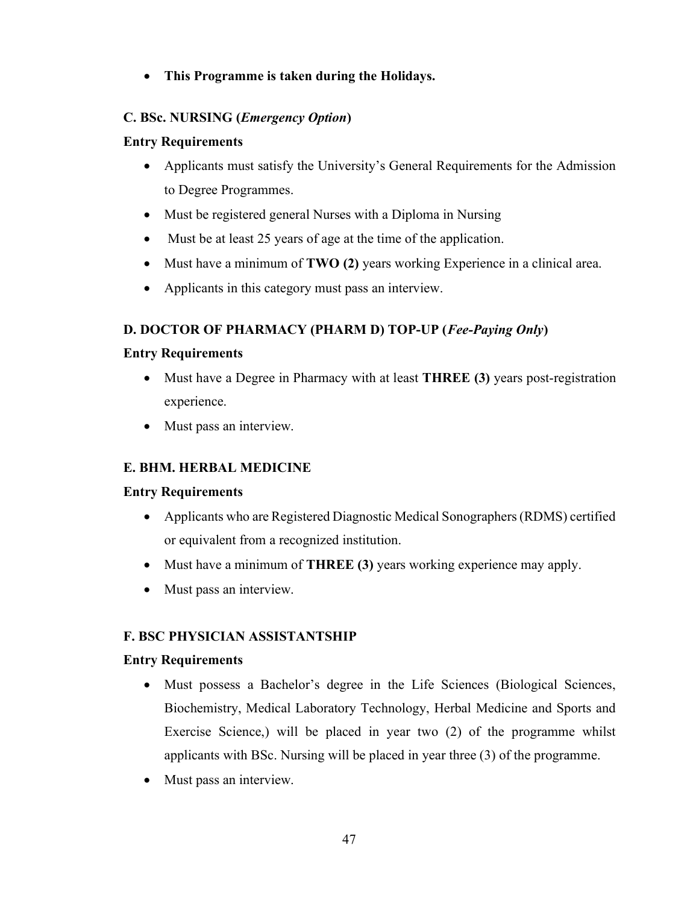- **This Programme is taken during the Holidays.**

### C. BSc. NURSING (*Emergency Option*)

**Entry Requirements**

- Applicants must satisfy the University's General Requirements for the Admission to Degree Programmes.
- Must be registered general Nurses with a Diploma in Nursing
- Must be at least 25 years of age at the time of the application.
- Must have a minimum of **TWO (2)** years working Experience in a clinical area.
- Applicants in this category must pass an interview.

### D. DOCTOR OF PHARMACY (PHARM D) TOP-UP (*Fee-Paying Only*)

**Entry Requirements**

- Must have a Degree in Pharmacy with at least **THREE (3)** years post-registration experience.
- Must pass an interview.

### E. BHM. HERBAL MEDICINE

**Entry Requirements**

- Applicants who are Registered Diagnostic Medical Sonographers (RDMS) certified or equivalent from a recognized institution.
- Must have a minimum of **THREE (3)** years working experience may apply.
- Must pass an interview.

### F. BSC PHYSICIAN ASSISTANTSHIP

**Entry Requirements**

- Must possess a Bachelor's degree in the Life Sciences (Biological Sciences, Biochemistry, Medical Laboratory Technology, Herbal Medicine and Sports and Exercise Science,) will be placed in year two (2) of the programme whilst applicants with BSc. Nursing will be placed in year three (3) of the programme.
- Must pass an interview.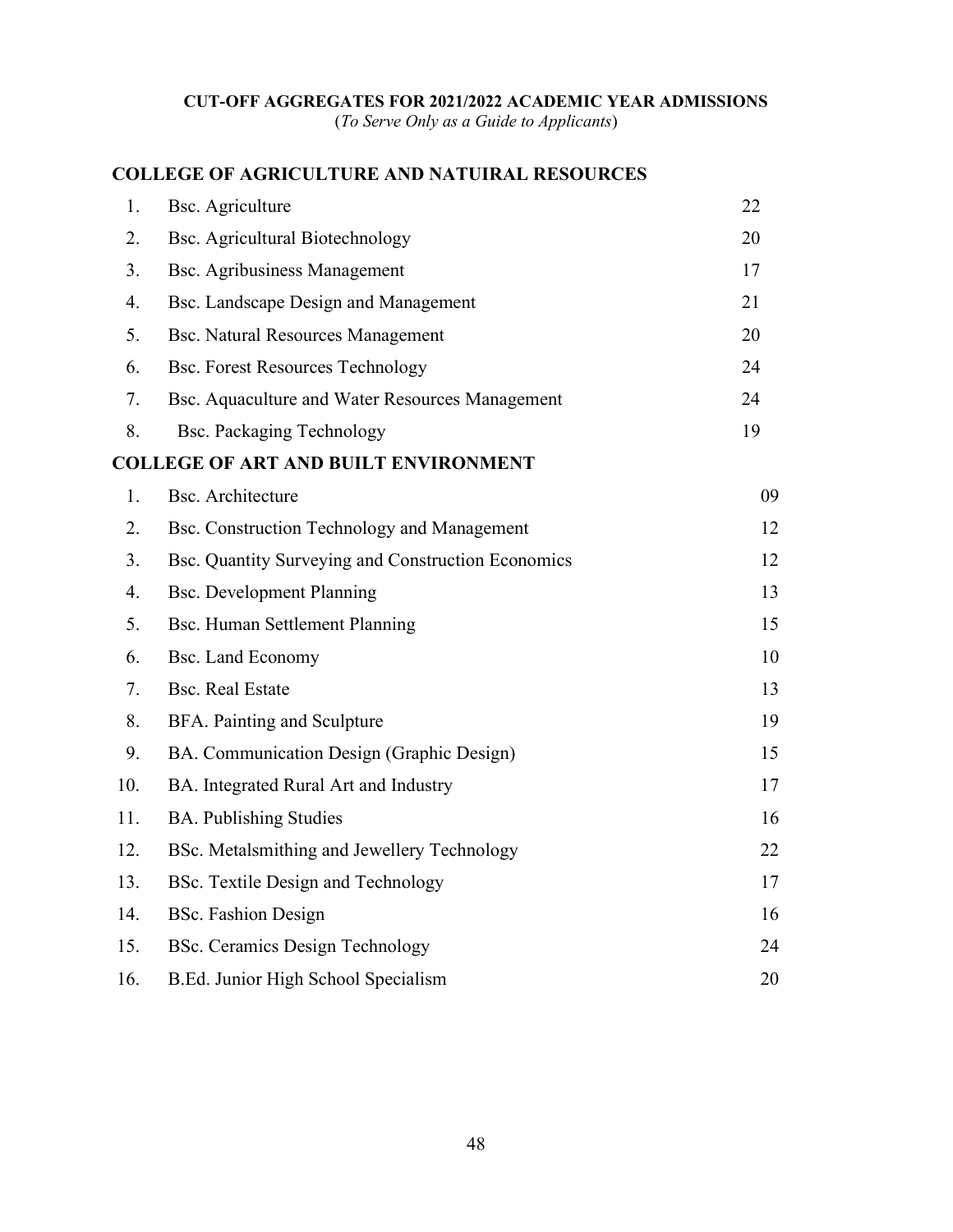**CUT-OFF AGGREGATES FOR 2021/2022 ACADEMIC YEAR ADMISSIONS**
(*To Serve Only as a Guide to Applicants*)

## COLLEGE OF AGRICULTURE AND NATUIRAL RESOURCES

| No. | Programme | Cut-off |
|---|---|---|
| 1. | Bsc. Agriculture | 22 |
| 2. | Bsc. Agricultural Biotechnology | 20 |
| 3. | Bsc. Agribusiness Management | 17 |
| 4. | Bsc. Landscape Design and Management | 21 |
| 5. | Bsc. Natural Resources Management | 20 |
| 6. | Bsc. Forest Resources Technology | 24 |
| 7. | Bsc. Aquaculture and Water Resources Management | 24 |
| 8. | Bsc. Packaging Technology | 19 |

## COLLEGE OF ART AND BUILT ENVIRONMENT

| No. | Programme | Cut-off |
|---|---|---|
| 1. | Bsc. Architecture | 09 |
| 2. | Bsc. Construction Technology and Management | 12 |
| 3. | Bsc. Quantity Surveying and Construction Economics | 12 |
| 4. | Bsc. Development Planning | 13 |
| 5. | Bsc. Human Settlement Planning | 15 |
| 6. | Bsc. Land Economy | 10 |
| 7. | Bsc. Real Estate | 13 |
| 8. | BFA. Painting and Sculpture | 19 |
| 9. | BA. Communication Design (Graphic Design) | 15 |
| 10. | BA. Integrated Rural Art and Industry | 17 |
| 11. | BA. Publishing Studies | 16 |
| 12. | BSc. Metalsmithing and Jewellery Technology | 22 |
| 13. | BSc. Textile Design and Technology | 17 |
| 14. | BSc. Fashion Design | 16 |
| 15. | BSc. Ceramics Design Technology | 24 |
| 16. | B.Ed. Junior High School Specialism | 20 |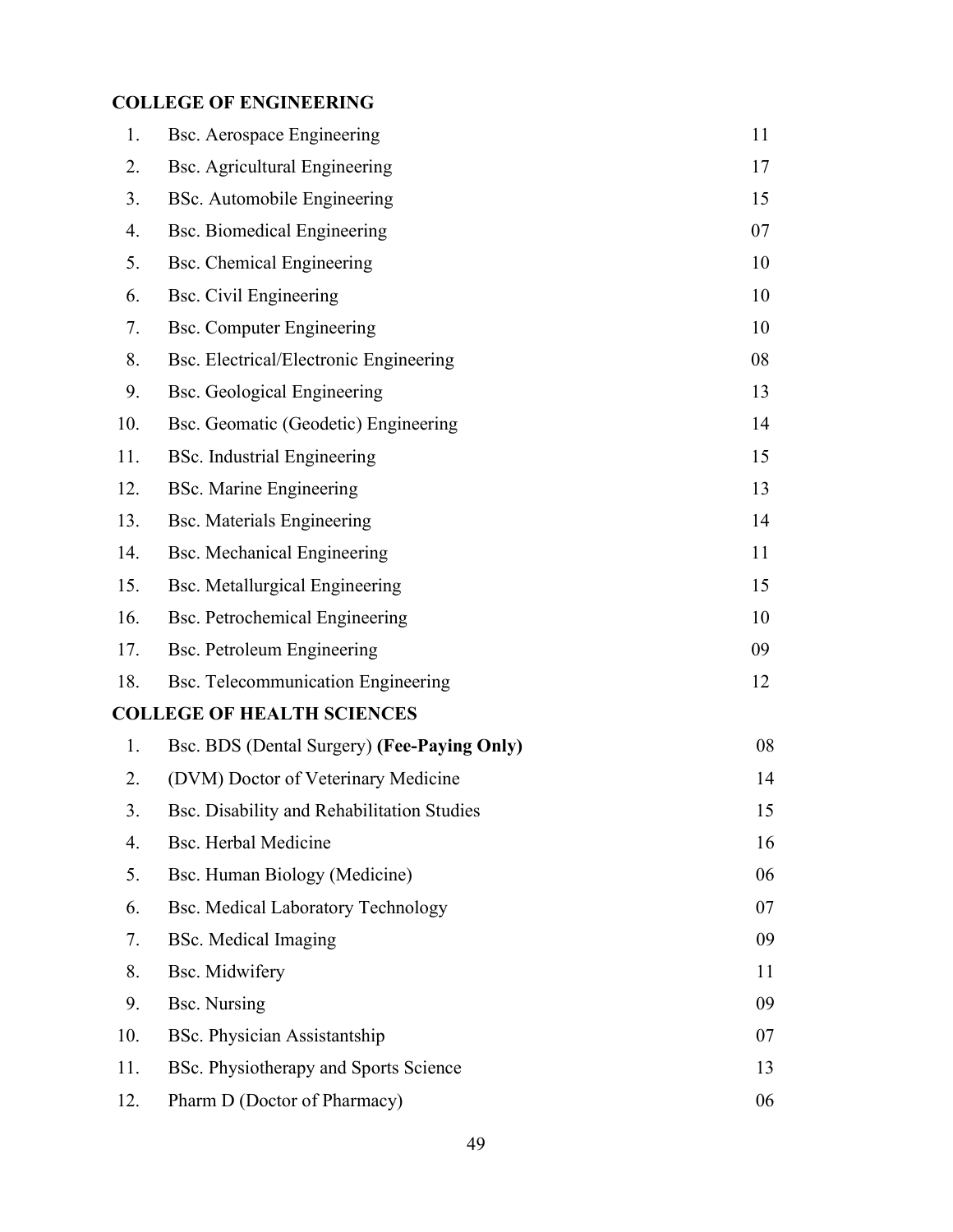**COLLEGE OF ENGINEERING**

| | | |
|---|---|---|
| 1. | Bsc. Aerospace Engineering | 11 |
| 2. | Bsc. Agricultural Engineering | 17 |
| 3. | BSc. Automobile Engineering | 15 |
| 4. | Bsc. Biomedical Engineering | 07 |
| 5. | Bsc. Chemical Engineering | 10 |
| 6. | Bsc. Civil Engineering | 10 |
| 7. | Bsc. Computer Engineering | 10 |
| 8. | Bsc. Electrical/Electronic Engineering | 08 |
| 9. | Bsc. Geological Engineering | 13 |
| 10. | Bsc. Geomatic (Geodetic) Engineering | 14 |
| 11. | BSc. Industrial Engineering | 15 |
| 12. | BSc. Marine Engineering | 13 |
| 13. | Bsc. Materials Engineering | 14 |
| 14. | Bsc. Mechanical Engineering | 11 |
| 15. | Bsc. Metallurgical Engineering | 15 |
| 16. | Bsc. Petrochemical Engineering | 10 |
| 17. | Bsc. Petroleum Engineering | 09 |
| 18. | Bsc. Telecommunication Engineering | 12 |

**COLLEGE OF HEALTH SCIENCES**

| | | |
|---|---|---|
| 1. | Bsc. BDS (Dental Surgery) **(Fee-Paying Only)** | 08 |
| 2. | (DVM) Doctor of Veterinary Medicine | 14 |
| 3. | Bsc. Disability and Rehabilitation Studies | 15 |
| 4. | Bsc. Herbal Medicine | 16 |
| 5. | Bsc. Human Biology (Medicine) | 06 |
| 6. | Bsc. Medical Laboratory Technology | 07 |
| 7. | BSc. Medical Imaging | 09 |
| 8. | Bsc. Midwifery | 11 |
| 9. | Bsc. Nursing | 09 |
| 10. | BSc. Physician Assistantship | 07 |
| 11. | BSc. Physiotherapy and Sports Science | 13 |
| 12. | Pharm D (Doctor of Pharmacy) | 06 |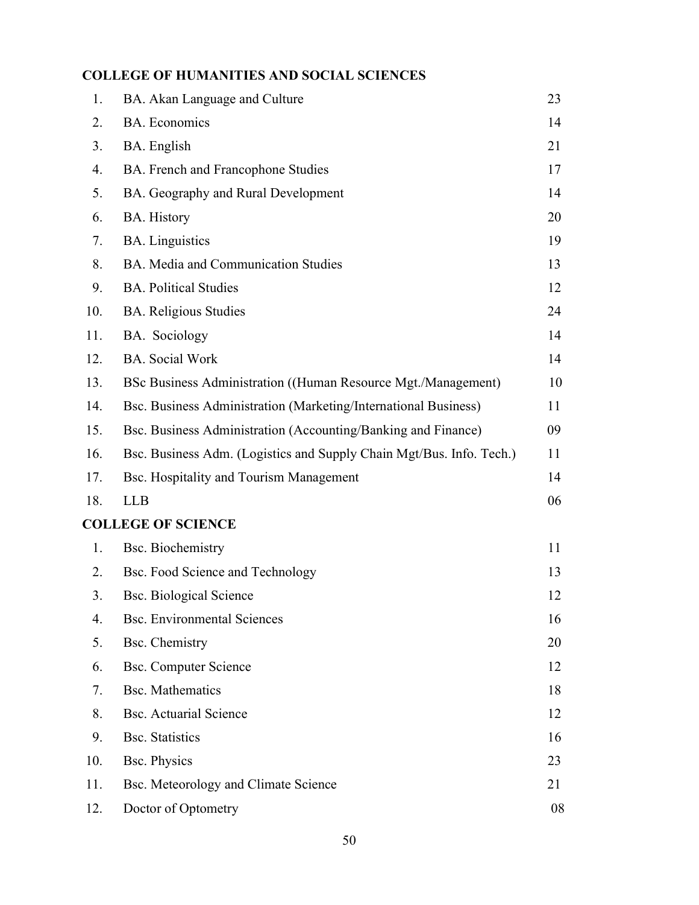**COLLEGE OF HUMANITIES AND SOCIAL SCIENCES**

| | | |
|---|---|---|
| 1. | BA. Akan Language and Culture | 23 |
| 2. | BA. Economics | 14 |
| 3. | BA. English | 21 |
| 4. | BA. French and Francophone Studies | 17 |
| 5. | BA. Geography and Rural Development | 14 |
| 6. | BA. History | 20 |
| 7. | BA. Linguistics | 19 |
| 8. | BA. Media and Communication Studies | 13 |
| 9. | BA. Political Studies | 12 |
| 10. | BA. Religious Studies | 24 |
| 11. | BA. Sociology | 14 |
| 12. | BA. Social Work | 14 |
| 13. | BSc Business Administration ((Human Resource Mgt./Management) | 10 |
| 14. | Bsc. Business Administration (Marketing/International Business) | 11 |
| 15. | Bsc. Business Administration (Accounting/Banking and Finance) | 09 |
| 16. | Bsc. Business Adm. (Logistics and Supply Chain Mgt/Bus. Info. Tech.) | 11 |
| 17. | Bsc. Hospitality and Tourism Management | 14 |
| 18. | LLB | 06 |

**COLLEGE OF SCIENCE**

| | | |
|---|---|---|
| 1. | Bsc. Biochemistry | 11 |
| 2. | Bsc. Food Science and Technology | 13 |
| 3. | Bsc. Biological Science | 12 |
| 4. | Bsc. Environmental Sciences | 16 |
| 5. | Bsc. Chemistry | 20 |
| 6. | Bsc. Computer Science | 12 |
| 7. | Bsc. Mathematics | 18 |
| 8. | Bsc. Actuarial Science | 12 |
| 9. | Bsc. Statistics | 16 |
| 10. | Bsc. Physics | 23 |
| 11. | Bsc. Meteorology and Climate Science | 21 |
| 12. | Doctor of Optometry | 08 |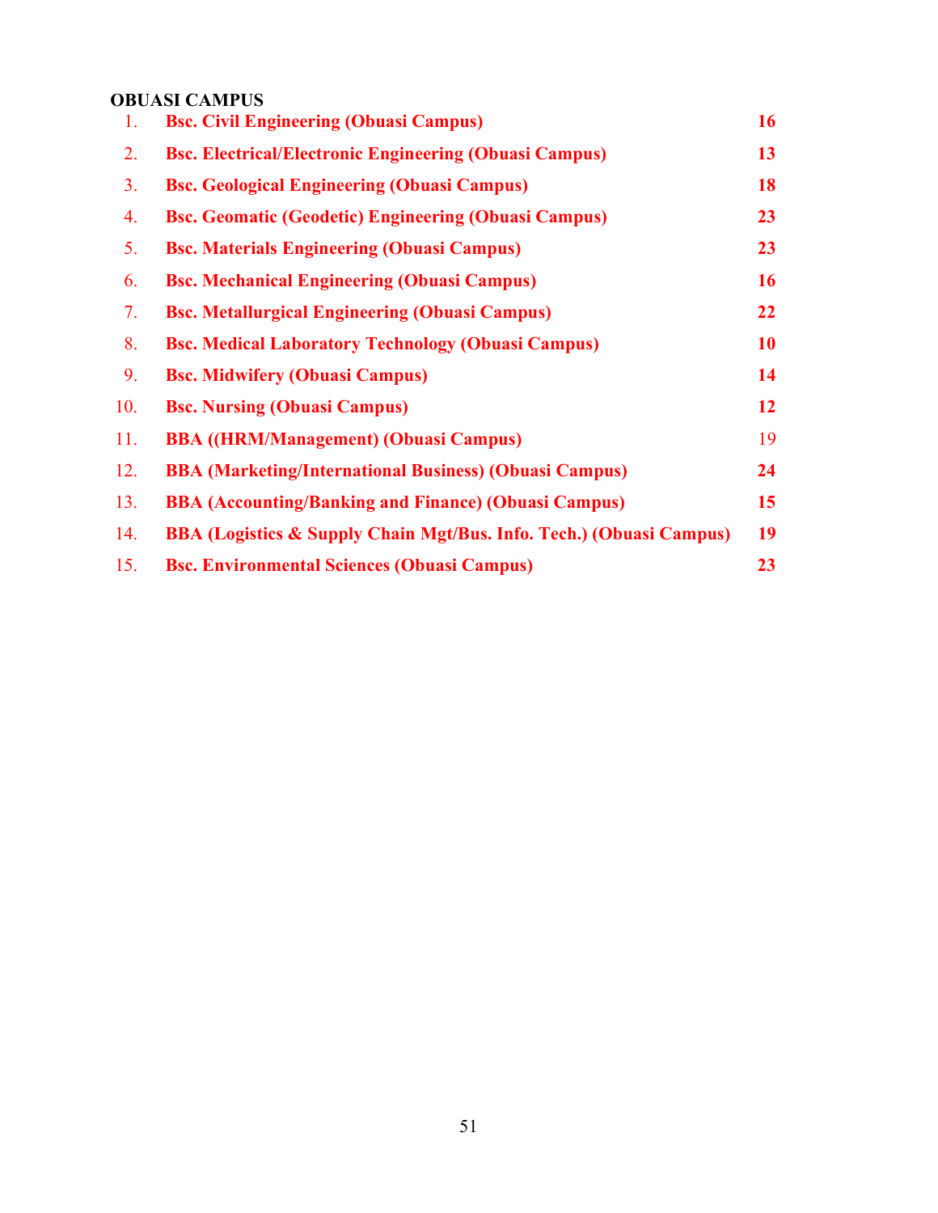**OBUASI CAMPUS**

| | | |
|---|---|---|
| 1. | **Bsc. Civil Engineering (Obuasi Campus)** | **16** |
| 2. | **Bsc. Electrical/Electronic Engineering (Obuasi Campus)** | **13** |
| 3. | **Bsc. Geological Engineering (Obuasi Campus)** | **18** |
| 4. | **Bsc. Geomatic (Geodetic) Engineering (Obuasi Campus)** | **23** |
| 5. | **Bsc. Materials Engineering (Obuasi Campus)** | **23** |
| 6. | **Bsc. Mechanical Engineering (Obuasi Campus)** | **16** |
| 7. | **Bsc. Metallurgical Engineering (Obuasi Campus)** | **22** |
| 8. | **Bsc. Medical Laboratory Technology (Obuasi Campus)** | **10** |
| 9. | **Bsc. Midwifery (Obuasi Campus)** | **14** |
| 10. | **Bsc. Nursing (Obuasi Campus)** | **12** |
| 11. | **BBA ((HRM/Management) (Obuasi Campus)** | 19 |
| 12. | **BBA (Marketing/International Business) (Obuasi Campus)** | **24** |
| 13. | **BBA (Accounting/Banking and Finance) (Obuasi Campus)** | **15** |
| 14. | **BBA (Logistics & Supply Chain Mgt/Bus. Info. Tech.) (Obuasi Campus)** | **19** |
| 15. | **Bsc. Environmental Sciences (Obuasi Campus)** | **23** |